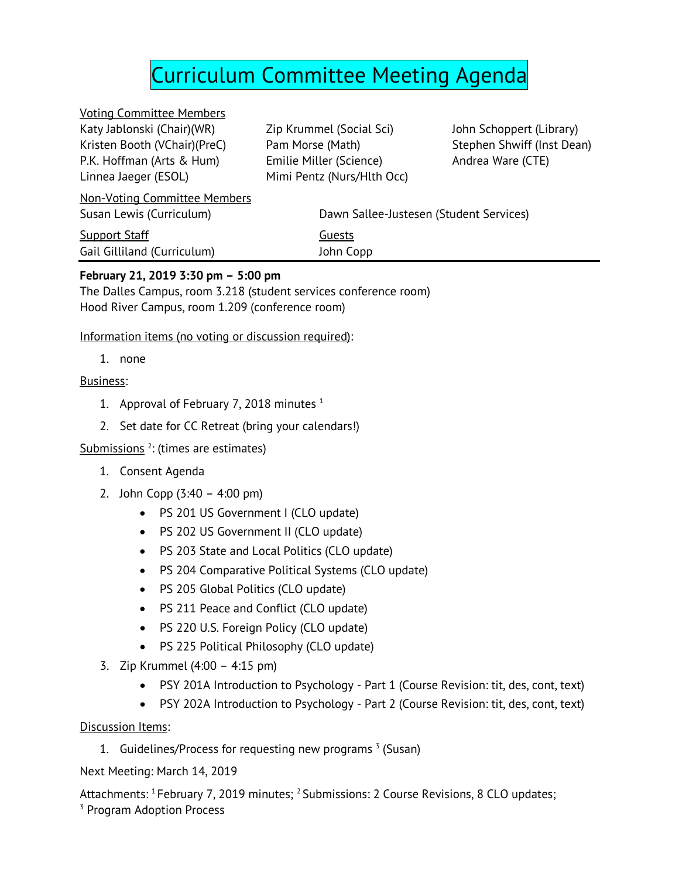# Curriculum Committee Meeting Agenda

Voting Committee Members

Katy Jablonski (Chair)(WR)
Kristen Booth (VChair)(PreC)
P.K. Hoffman (Arts & Hum)
Linnea Jaeger (ESOL)
Zip Krummel (Social Sci)
Pam Morse (Math)
Emilie Miller (Science)
Mimi Pentz (Nurs/Hlth Occ)
John Schoppert (Library)
Stephen Shwiff (Inst Dean)
Andrea Ware (CTE)

Non-Voting Committee Members

Susan Lewis (Curriculum)
Dawn Sallee-Justesen (Student Services)

Support Staff

Gail Gilliland (Curriculum)

Guests

John Copp

---

**February 21, 2019 3:30 pm – 5:00 pm**

The Dalles Campus, room 3.218 (student services conference room)
Hood River Campus, room 1.209 (conference room)

Information items (no voting or discussion required):

1. none

Business:

1. Approval of February 7, 2018 minutes [1]
2. Set date for CC Retreat (bring your calendars!)

Submissions [2]: (times are estimates)

1. Consent Agenda
2. John Copp (3:40 – 4:00 pm)
   - PS 201 US Government I (CLO update)
   - PS 202 US Government II (CLO update)
   - PS 203 State and Local Politics (CLO update)
   - PS 204 Comparative Political Systems (CLO update)
   - PS 205 Global Politics (CLO update)
   - PS 211 Peace and Conflict (CLO update)
   - PS 220 U.S. Foreign Policy (CLO update)
   - PS 225 Political Philosophy (CLO update)
3. Zip Krummel (4:00 – 4:15 pm)
   - PSY 201A Introduction to Psychology - Part 1 (Course Revision: tit, des, cont, text)
   - PSY 202A Introduction to Psychology - Part 2 (Course Revision: tit, des, cont, text)

Discussion Items:

1. Guidelines/Process for requesting new programs [3] (Susan)

Next Meeting: March 14, 2019

Attachments: [1] February 7, 2019 minutes; [2] Submissions: 2 Course Revisions, 8 CLO updates; [3] Program Adoption Process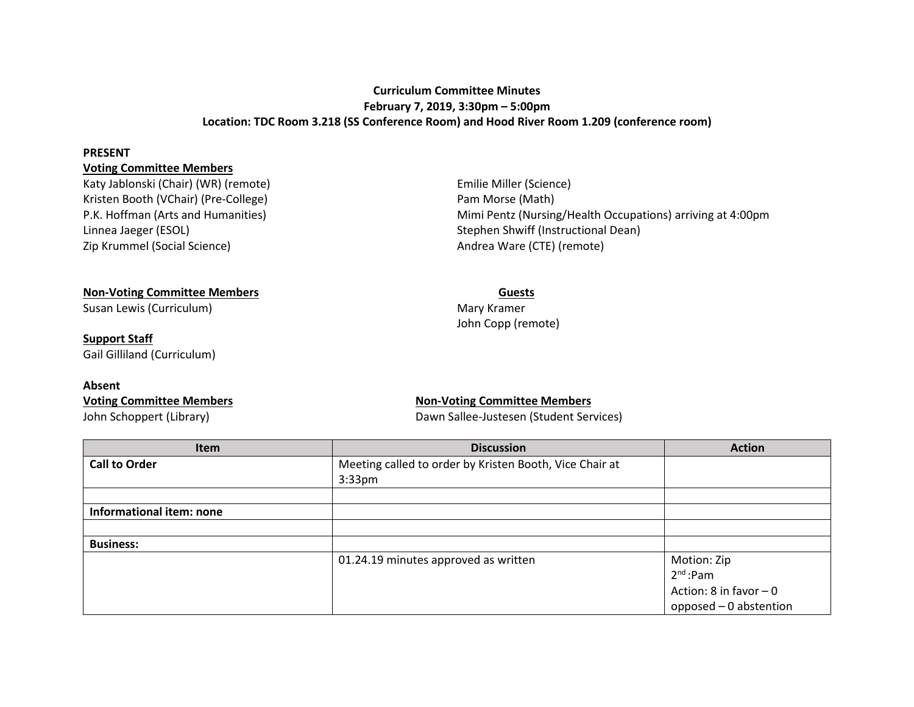**Curriculum Committee Minutes**
**February 7, 2019, 3:30pm – 5:00pm**
**Location: TDC Room 3.218 (SS Conference Room) and Hood River Room 1.209 (conference room)**

**PRESENT**

**Voting Committee Members**

Katy Jablonski (Chair) (WR) (remote)
Kristen Booth (VChair) (Pre-College)
P.K. Hoffman (Arts and Humanities)
Linnea Jaeger (ESOL)
Zip Krummel (Social Science)
Emilie Miller (Science)
Pam Morse (Math)
Mimi Pentz (Nursing/Health Occupations) arriving at 4:00pm
Stephen Shwiff (Instructional Dean)
Andrea Ware (CTE) (remote)

**Non-Voting Committee Members**

Susan Lewis (Curriculum)

**Guests**

Mary Kramer
John Copp (remote)

**Support Staff**

Gail Gilliland (Curriculum)

**Absent**

**Voting Committee Members**

John Schoppert (Library)

**Non-Voting Committee Members**

Dawn Sallee-Justesen (Student Services)

| Item | Discussion | Action |
|---|---|---|
| **Call to Order** | Meeting called to order by Kristen Booth, Vice Chair at 3:33pm | |
| | | |
| **Informational item: none** | | |
| | | |
| **Business:** | | |
| | 01.24.19 minutes approved as written | Motion: Zip<br>2nd :Pam<br>Action: 8 in favor – 0 opposed – 0 abstention |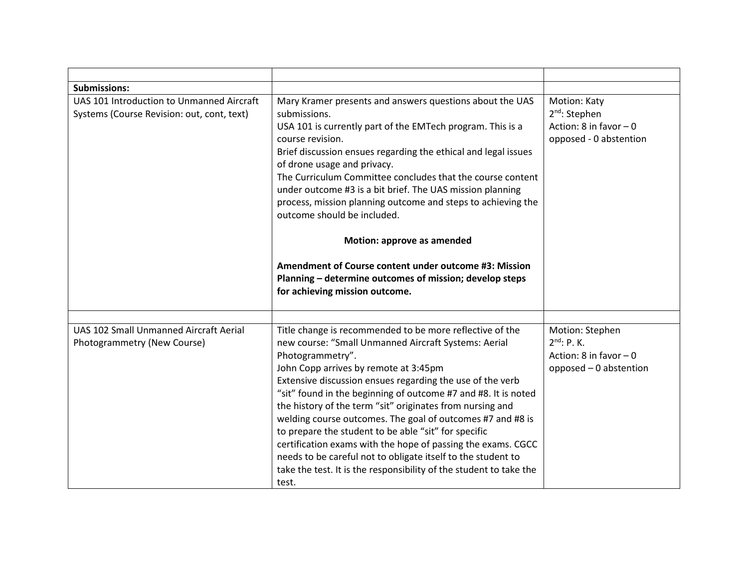| | | |
|---|---|---|
| **Submissions:** | | |
| UAS 101 Introduction to Unmanned Aircraft Systems (Course Revision: out, cont, text) | Mary Kramer presents and answers questions about the UAS submissions.<br>USA 101 is currently part of the EMTech program. This is a course revision.<br>Brief discussion ensues regarding the ethical and legal issues of drone usage and privacy.<br>The Curriculum Committee concludes that the course content under outcome #3 is a bit brief. The UAS mission planning process, mission planning outcome and steps to achieving the outcome should be included.<br><br>**Motion: approve as amended**<br><br>**Amendment of Course content under outcome #3: Mission Planning – determine outcomes of mission; develop steps for achieving mission outcome.** | Motion: Katy<br>2nd: Stephen<br>Action: 8 in favor – 0 opposed - 0 abstention |
| | | |
| UAS 102 Small Unmanned Aircraft Aerial Photogrammetry (New Course) | Title change is recommended to be more reflective of the new course: "Small Unmanned Aircraft Systems: Aerial Photogrammetry".<br>John Copp arrives by remote at 3:45pm<br>Extensive discussion ensues regarding the use of the verb "sit" found in the beginning of outcome #7 and #8. It is noted the history of the term "sit" originates from nursing and welding course outcomes. The goal of outcomes #7 and #8 is to prepare the student to be able "sit" for specific certification exams with the hope of passing the exams. CGCC needs to be careful not to obligate itself to the student to take the test. It is the responsibility of the student to take the test. | Motion: Stephen<br>2nd: P. K.<br>Action: 8 in favor – 0 opposed – 0 abstention |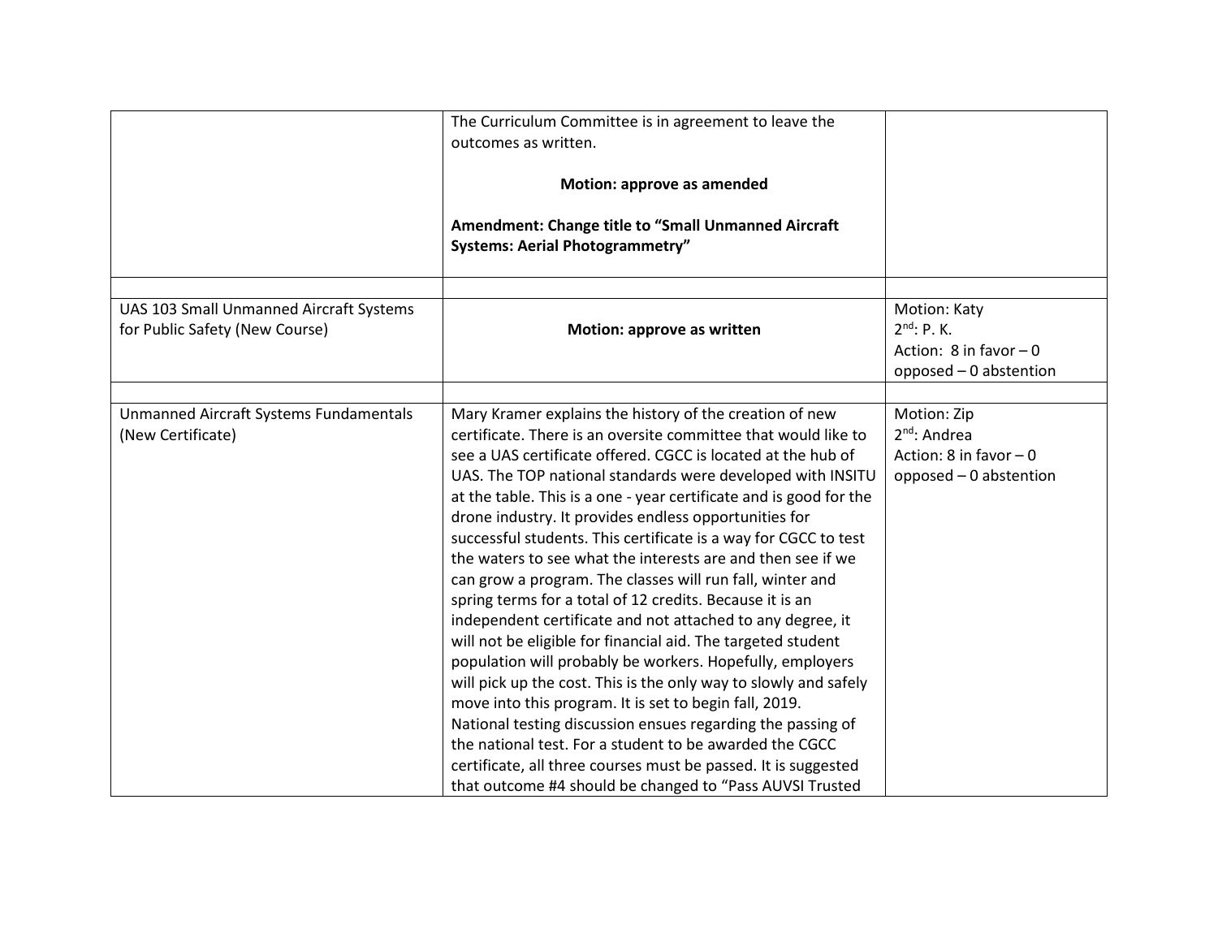| | | |
|---|---|---|
| | The Curriculum Committee is in agreement to leave the outcomes as written.<br><br>**Motion: approve as amended**<br><br>**Amendment: Change title to "Small Unmanned Aircraft Systems: Aerial Photogrammetry"** | |
| | | |
| UAS 103 Small Unmanned Aircraft Systems for Public Safety (New Course) | **Motion: approve as written** | Motion: Katy<br>2[nd]: P. K.<br>Action: 8 in favor – 0 opposed – 0 abstention |
| | | |
| Unmanned Aircraft Systems Fundamentals (New Certificate) | Mary Kramer explains the history of the creation of new certificate. There is an oversite committee that would like to see a UAS certificate offered. CGCC is located at the hub of UAS. The TOP national standards were developed with INSITU at the table. This is a one - year certificate and is good for the drone industry. It provides endless opportunities for successful students. This certificate is a way for CGCC to test the waters to see what the interests are and then see if we can grow a program. The classes will run fall, winter and spring terms for a total of 12 credits. Because it is an independent certificate and not attached to any degree, it will not be eligible for financial aid. The targeted student population will probably be workers. Hopefully, employers will pick up the cost. This is the only way to slowly and safely move into this program. It is set to begin fall, 2019.<br>National testing discussion ensues regarding the passing of the national test. For a student to be awarded the CGCC certificate, all three courses must be passed. It is suggested that outcome #4 should be changed to "Pass AUVSI Trusted | Motion: Zip<br>2[nd]: Andrea<br>Action: 8 in favor – 0 opposed – 0 abstention |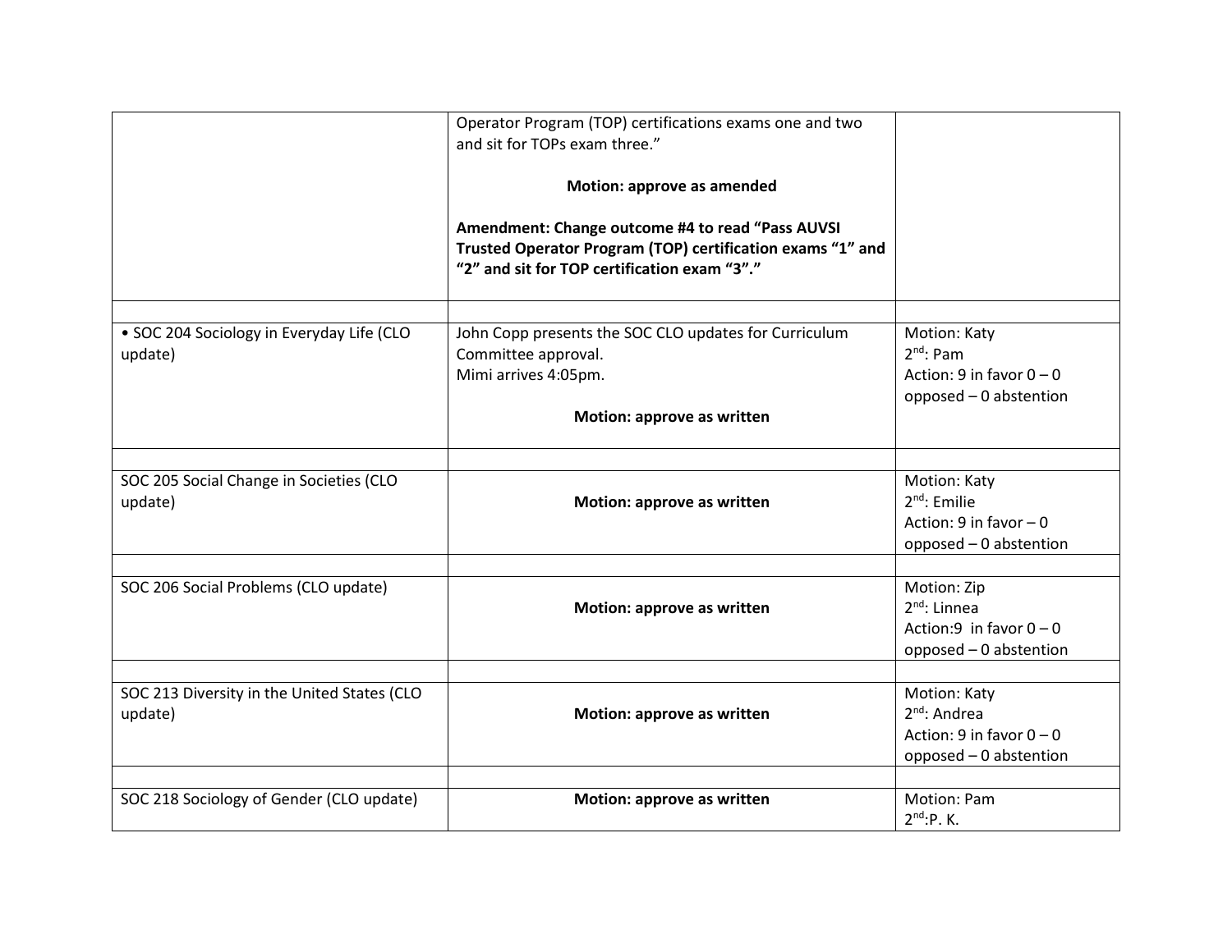| | | |
|---|---|---|
| | Operator Program (TOP) certifications exams one and two and sit for TOPs exam three."<br><br>**Motion: approve as amended**<br><br>**Amendment: Change outcome #4 to read "Pass AUVSI Trusted Operator Program (TOP) certification exams "1" and "2" and sit for TOP certification exam "3"."** | |
| | | |
| • SOC 204 Sociology in Everyday Life (CLO update) | John Copp presents the SOC CLO updates for Curriculum Committee approval.<br>Mimi arrives 4:05pm.<br><br>**Motion: approve as written** | Motion: Katy<br>2nd: Pam<br>Action: 9 in favor 0 – 0 opposed – 0 abstention |
| | | |
| SOC 205 Social Change in Societies (CLO update) | **Motion: approve as written** | Motion: Katy<br>2nd: Emilie<br>Action: 9 in favor – 0 opposed – 0 abstention |
| | | |
| SOC 206 Social Problems (CLO update) | **Motion: approve as written** | Motion: Zip<br>2nd: Linnea<br>Action:9 in favor 0 – 0 opposed – 0 abstention |
| | | |
| SOC 213 Diversity in the United States (CLO update) | **Motion: approve as written** | Motion: Katy<br>2nd: Andrea<br>Action: 9 in favor 0 – 0 opposed – 0 abstention |
| | | |
| SOC 218 Sociology of Gender (CLO update) | **Motion: approve as written** | Motion: Pam<br>2nd:P. K. |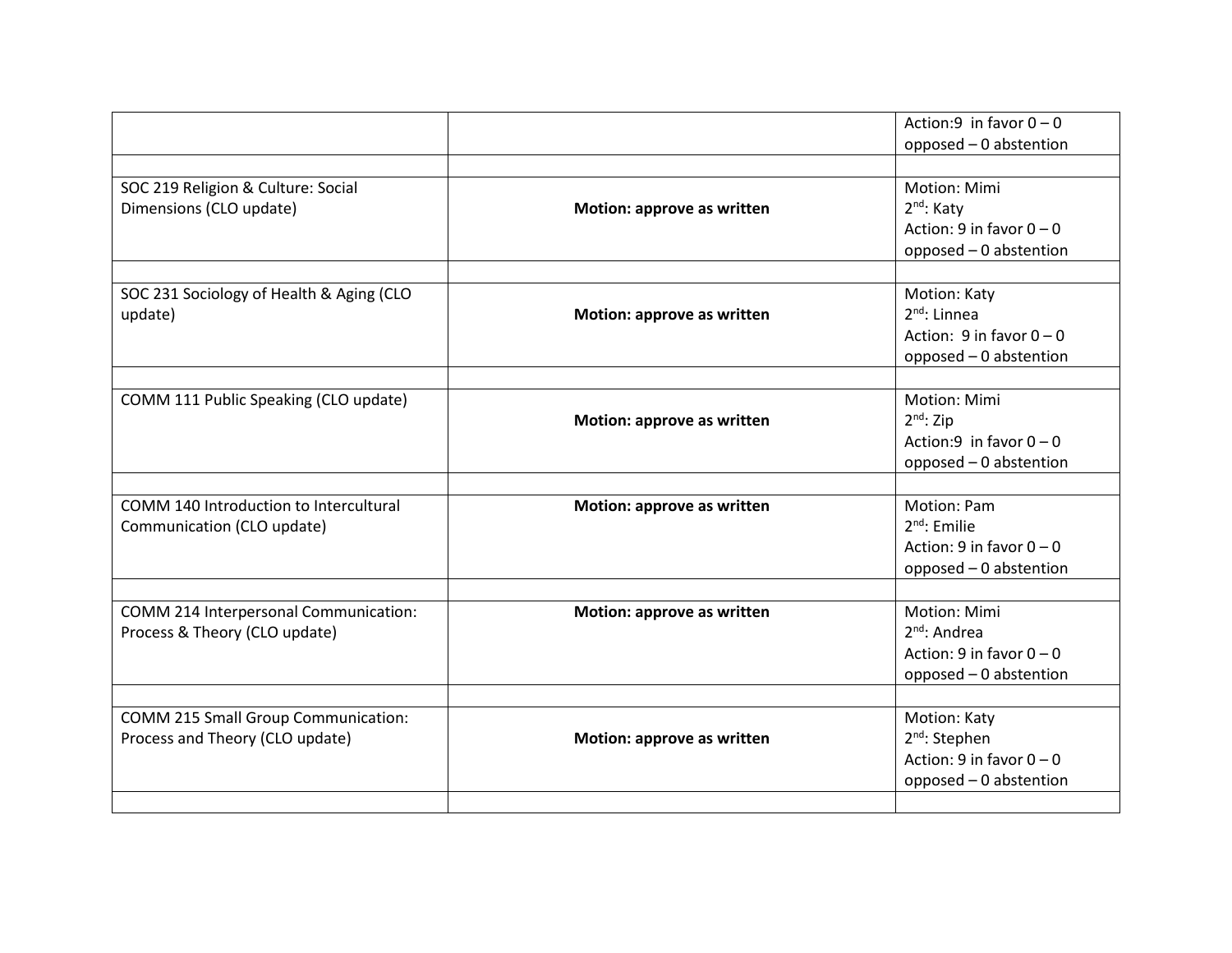| | | |
|---|---|---|
| | | Action:9 in favor 0 – 0 opposed – 0 abstention |
| | | |
| SOC 219 Religion & Culture: Social Dimensions (CLO update) | **Motion: approve as written** | Motion: Mimi<br>2nd: Katy<br>Action: 9 in favor 0 – 0 opposed – 0 abstention |
| | | |
| SOC 231 Sociology of Health & Aging (CLO update) | **Motion: approve as written** | Motion: Katy<br>2nd: Linnea<br>Action: 9 in favor 0 – 0 opposed – 0 abstention |
| | | |
| COMM 111 Public Speaking (CLO update) | **Motion: approve as written** | Motion: Mimi<br>2nd: Zip<br>Action:9 in favor 0 – 0 opposed – 0 abstention |
| | | |
| COMM 140 Introduction to Intercultural Communication (CLO update) | **Motion: approve as written** | Motion: Pam<br>2nd: Emilie<br>Action: 9 in favor 0 – 0 opposed – 0 abstention |
| | | |
| COMM 214 Interpersonal Communication: Process & Theory (CLO update) | **Motion: approve as written** | Motion: Mimi<br>2nd: Andrea<br>Action: 9 in favor 0 – 0 opposed – 0 abstention |
| | | |
| COMM 215 Small Group Communication: Process and Theory (CLO update) | **Motion: approve as written** | Motion: Katy<br>2nd: Stephen<br>Action: 9 in favor 0 – 0 opposed – 0 abstention |
| | | |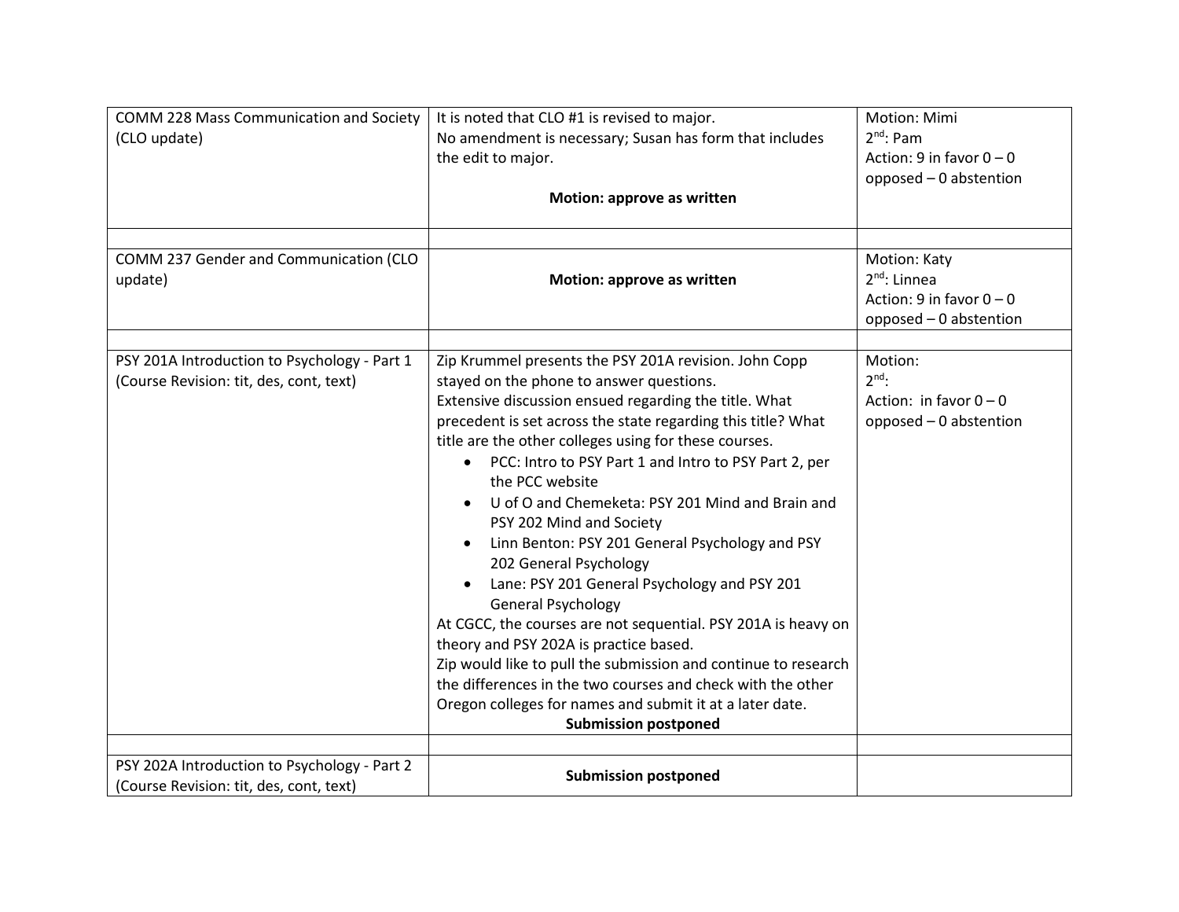| | | |
|---|---|---|
| COMM 228 Mass Communication and Society (CLO update) | It is noted that CLO #1 is revised to major.<br>No amendment is necessary; Susan has form that includes the edit to major.<br><br>**Motion: approve as written** | Motion: Mimi<br>2nd: Pam<br>Action: 9 in favor 0 – 0 opposed – 0 abstention |
| | | |
| COMM 237 Gender and Communication (CLO update) | **Motion: approve as written** | Motion: Katy<br>2nd: Linnea<br>Action: 9 in favor 0 – 0 opposed – 0 abstention |
| | | |
| PSY 201A Introduction to Psychology - Part 1 (Course Revision: tit, des, cont, text) | Zip Krummel presents the PSY 201A revision. John Copp stayed on the phone to answer questions.<br>Extensive discussion ensued regarding the title. What precedent is set across the state regarding this title? What title are the other colleges using for these courses.<br>• PCC: Intro to PSY Part 1 and Intro to PSY Part 2, per the PCC website<br>• U of O and Chemeketa: PSY 201 Mind and Brain and PSY 202 Mind and Society<br>• Linn Benton: PSY 201 General Psychology and PSY 202 General Psychology<br>• Lane: PSY 201 General Psychology and PSY 201 General Psychology<br>At CGCC, the courses are not sequential. PSY 201A is heavy on theory and PSY 202A is practice based.<br>Zip would like to pull the submission and continue to research the differences in the two courses and check with the other Oregon colleges for names and submit it at a later date.<br>**Submission postponed** | Motion:<br>2nd:<br>Action: in favor 0 – 0 opposed – 0 abstention |
| | | |
| PSY 202A Introduction to Psychology - Part 2 (Course Revision: tit, des, cont, text) | **Submission postponed** | |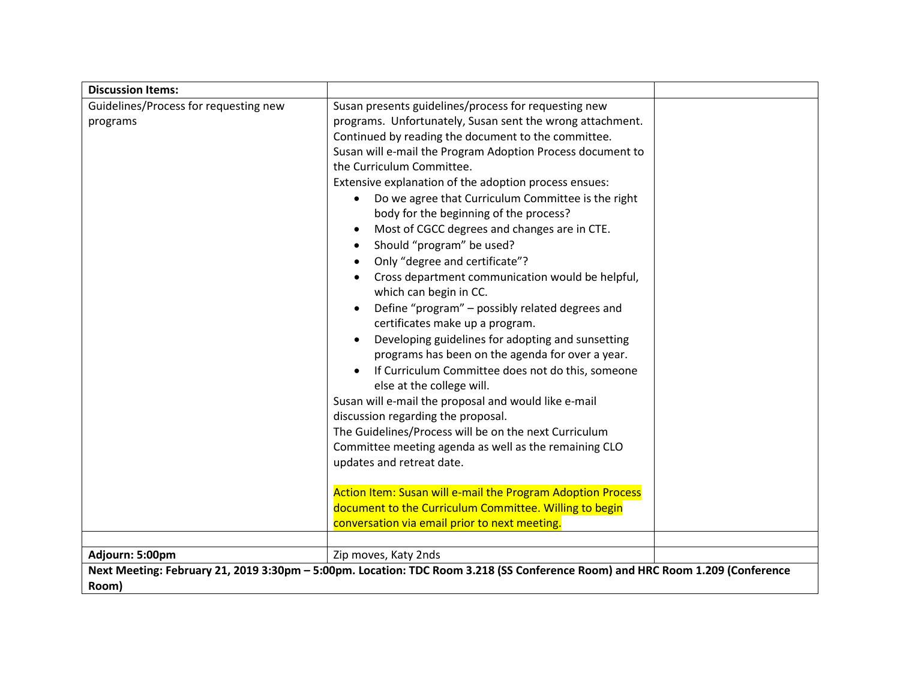| **Discussion Items:** | | |
|---|---|---|
| Guidelines/Process for requesting new programs | Susan presents guidelines/process for requesting new programs. Unfortunately, Susan sent the wrong attachment. Continued by reading the document to the committee.<br>Susan will e-mail the Program Adoption Process document to the Curriculum Committee.<br>Extensive explanation of the adoption process ensues:<br>• Do we agree that Curriculum Committee is the right body for the beginning of the process?<br>• Most of CGCC degrees and changes are in CTE.<br>• Should "program" be used?<br>• Only "degree and certificate"?<br>• Cross department communication would be helpful, which can begin in CC.<br>• Define "program" – possibly related degrees and certificates make up a program.<br>• Developing guidelines for adopting and sunsetting programs has been on the agenda for over a year.<br>• If Curriculum Committee does not do this, someone else at the college will.<br>Susan will e-mail the proposal and would like e-mail discussion regarding the proposal.<br>The Guidelines/Process will be on the next Curriculum Committee meeting agenda as well as the remaining CLO updates and retreat date.<br><br>Action Item: Susan will e-mail the Program Adoption Process document to the Curriculum Committee. Willing to begin conversation via email prior to next meeting. | |
| | | |
| **Adjourn: 5:00pm** | Zip moves, Katy 2nds | |
| **Next Meeting: February 21, 2019 3:30pm – 5:00pm. Location: TDC Room 3.218 (SS Conference Room) and HRC Room 1.209 (Conference Room)** | | |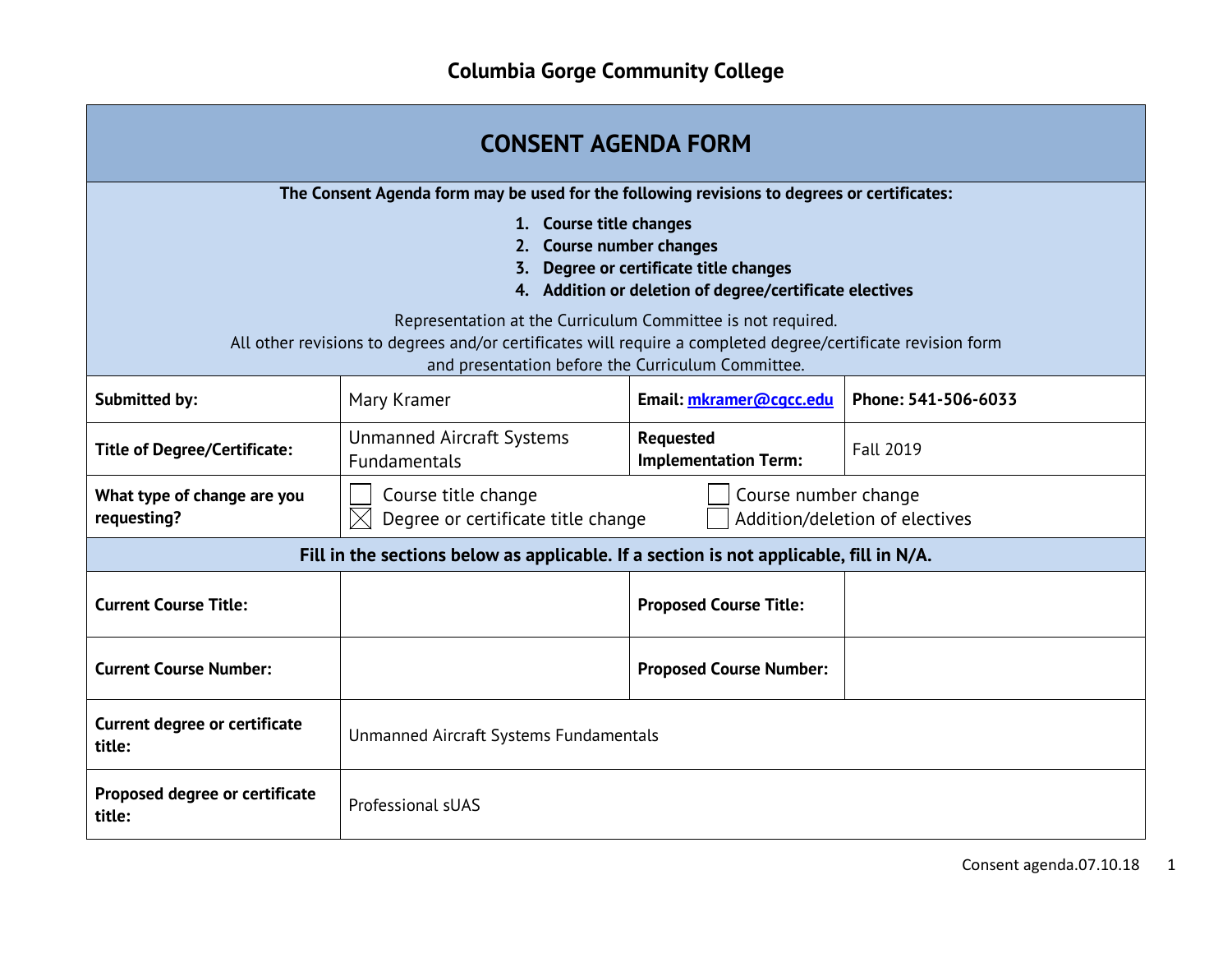# Columbia Gorge Community College

## CONSENT AGENDA FORM

**The Consent Agenda form may be used for the following revisions to degrees or certificates:**

1. **Course title changes**
2. **Course number changes**
3. **Degree or certificate title changes**
4. **Addition or deletion of degree/certificate electives**

Representation at the Curriculum Committee is not required.
All other revisions to degrees and/or certificates will require a completed degree/certificate revision form and presentation before the Curriculum Committee.

| | | | |
|---|---|---|---|
| **Submitted by:** | Mary Kramer | **Email:** mkramer@cgcc.edu | **Phone: 541-506-6033** |
| **Title of Degree/Certificate:** | Unmanned Aircraft Systems Fundamentals | **Requested Implementation Term:** | Fall 2019 |
| **What type of change are you requesting?** | ☐ Course title change<br>☒ Degree or certificate title change | | ☐ Course number change<br>☐ Addition/deletion of electives |

**Fill in the sections below as applicable. If a section is not applicable, fill in N/A.**

| | | | |
|---|---|---|---|
| **Current Course Title:** | | **Proposed Course Title:** | |
| **Current Course Number:** | | **Proposed Course Number:** | |
| **Current degree or certificate title:** | Unmanned Aircraft Systems Fundamentals | | |
| **Proposed degree or certificate title:** | Professional sUAS | | |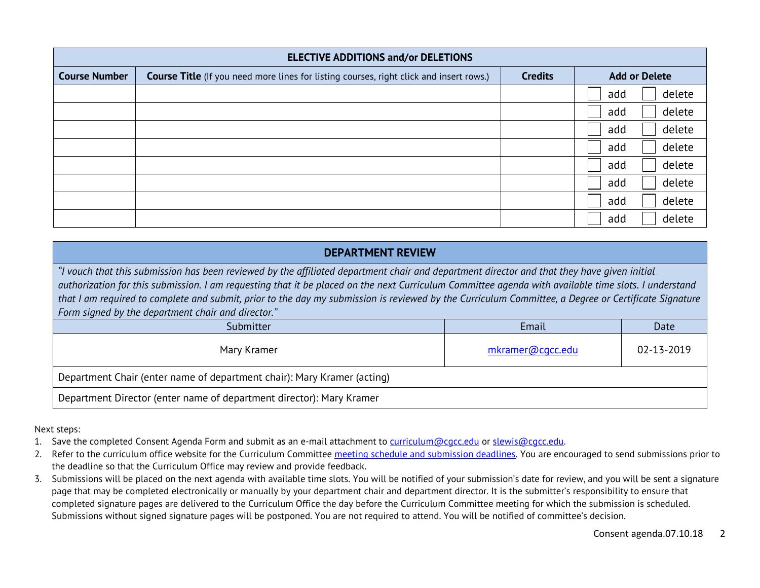| ELECTIVE ADDITIONS and/or DELETIONS | | | |
|---|---|---|---|
| **Course Number** | **Course Title** (If you need more lines for listing courses, right click and insert rows.) | **Credits** | **Add or Delete** |
| | | | ☐ add ☐ delete |
| | | | ☐ add ☐ delete |
| | | | ☐ add ☐ delete |
| | | | ☐ add ☐ delete |
| | | | ☐ add ☐ delete |
| | | | ☐ add ☐ delete |
| | | | ☐ add ☐ delete |
| | | | ☐ add ☐ delete |

| DEPARTMENT REVIEW | | |
|---|---|---|
| *"I vouch that this submission has been reviewed by the affiliated department chair and department director and that they have given initial authorization for this submission. I am requesting that it be placed on the next Curriculum Committee agenda with available time slots. I understand that I am required to complete and submit, prior to the day my submission is reviewed by the Curriculum Committee, a Degree or Certificate Signature Form signed by the department chair and director."* | | |
| Submitter | Email | Date |
| Mary Kramer | mkramer@cgcc.edu | 02-13-2019 |
| Department Chair (enter name of department chair): Mary Kramer (acting) | | |
| Department Director (enter name of department director): Mary Kramer | | |

Next steps:

1. Save the completed Consent Agenda Form and submit as an e-mail attachment to curriculum@cgcc.edu or slewis@cgcc.edu.
2. Refer to the curriculum office website for the Curriculum Committee meeting schedule and submission deadlines. You are encouraged to send submissions prior to the deadline so that the Curriculum Office may review and provide feedback.
3. Submissions will be placed on the next agenda with available time slots. You will be notified of your submission's date for review, and you will be sent a signature page that may be completed electronically or manually by your department chair and department director. It is the submitter's responsibility to ensure that completed signature pages are delivered to the Curriculum Office the day before the Curriculum Committee meeting for which the submission is scheduled. Submissions without signed signature pages will be postponed. You are not required to attend. You will be notified of committee's decision.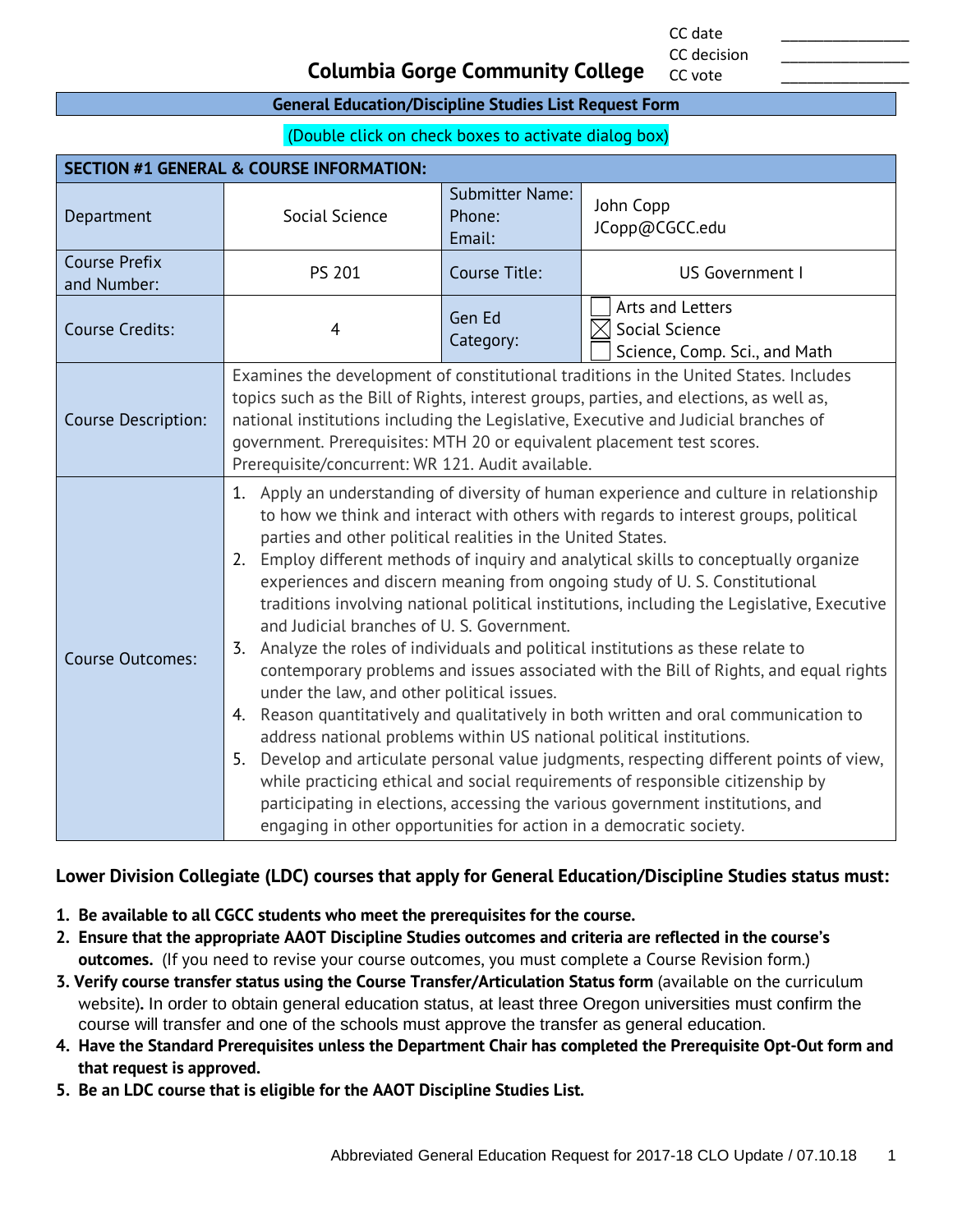CC date ______________
CC decision ______________
CC vote ______________

# Columbia Gorge Community College

## General Education/Discipline Studies List Request Form

(Double click on check boxes to activate dialog box)

| SECTION #1 GENERAL & COURSE INFORMATION: | | | |
|---|---|---|---|
| Department | Social Science | Submitter Name: Phone: Email: | John Copp JCopp@CGCC.edu |
| Course Prefix and Number: | PS 201 | Course Title: | US Government I |
| Course Credits: | 4 | Gen Ed Category: | ☐ Arts and Letters<br>☒ Social Science<br>☐ Science, Comp. Sci., and Math |
| Course Description: | Examines the development of constitutional traditions in the United States. Includes topics such as the Bill of Rights, interest groups, parties, and elections, as well as, national institutions including the Legislative, Executive and Judicial branches of government. Prerequisites: MTH 20 or equivalent placement test scores. Prerequisite/concurrent: WR 121. Audit available. | | |
| Course Outcomes: | 1. Apply an understanding of diversity of human experience and culture in relationship to how we think and interact with others with regards to interest groups, political parties and other political realities in the United States.<br>2. Employ different methods of inquiry and analytical skills to conceptually organize experiences and discern meaning from ongoing study of U. S. Constitutional traditions involving national political institutions, including the Legislative, Executive and Judicial branches of U. S. Government.<br>3. Analyze the roles of individuals and political institutions as these relate to contemporary problems and issues associated with the Bill of Rights, and equal rights under the law, and other political issues.<br>4. Reason quantitatively and qualitatively in both written and oral communication to address national problems within US national political institutions.<br>5. Develop and articulate personal value judgments, respecting different points of view, while practicing ethical and social requirements of responsible citizenship by participating in elections, accessing the various government institutions, and engaging in other opportunities for action in a democratic society. | | |

**Lower Division Collegiate (LDC) courses that apply for General Education/Discipline Studies status must:**

1. **Be available to all CGCC students who meet the prerequisites for the course.**
2. **Ensure that the appropriate AAOT Discipline Studies outcomes and criteria are reflected in the course's outcomes.** (If you need to revise your course outcomes, you must complete a Course Revision form.)
3. **Verify course transfer status using the Course Transfer/Articulation Status form** (available on the curriculum website)**.** In order to obtain general education status, at least three Oregon universities must confirm the course will transfer and one of the schools must approve the transfer as general education.
4. **Have the Standard Prerequisites unless the Department Chair has completed the Prerequisite Opt-Out form and that request is approved.**
5. **Be an LDC course that is eligible for the AAOT Discipline Studies List.**

Abbreviated General Education Request for 2017-18 CLO Update / 07.10.18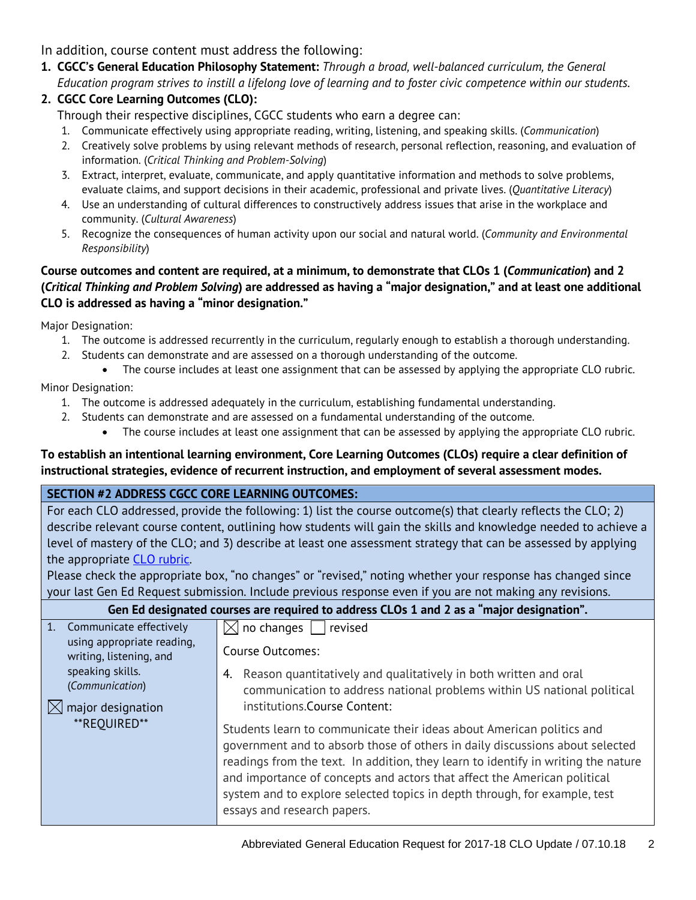In addition, course content must address the following:

1. **CGCC's General Education Philosophy Statement:** *Through a broad, well-balanced curriculum, the General Education program strives to instill a lifelong love of learning and to foster civic competence within our students.*
2. **CGCC Core Learning Outcomes (CLO):**
   Through their respective disciplines, CGCC students who earn a degree can:
   1. Communicate effectively using appropriate reading, writing, listening, and speaking skills. (*Communication*)
   2. Creatively solve problems by using relevant methods of research, personal reflection, reasoning, and evaluation of information. (*Critical Thinking and Problem-Solving*)
   3. Extract, interpret, evaluate, communicate, and apply quantitative information and methods to solve problems, evaluate claims, and support decisions in their academic, professional and private lives. (*Quantitative Literacy*)
   4. Use an understanding of cultural differences to constructively address issues that arise in the workplace and community. (*Cultural Awareness*)
   5. Recognize the consequences of human activity upon our social and natural world. (*Community and Environmental Responsibility*)

**Course outcomes and content are required, at a minimum, to demonstrate that CLOs 1 (*Communication*) and 2 (*Critical Thinking and Problem Solving*) are addressed as having a "major designation," and at least one additional CLO is addressed as having a "minor designation."**

Major Designation:

1. The outcome is addressed recurrently in the curriculum, regularly enough to establish a thorough understanding.
2. Students can demonstrate and are assessed on a thorough understanding of the outcome.
   - The course includes at least one assignment that can be assessed by applying the appropriate CLO rubric.

Minor Designation:

1. The outcome is addressed adequately in the curriculum, establishing fundamental understanding.
2. Students can demonstrate and are assessed on a fundamental understanding of the outcome.
   - The course includes at least one assignment that can be assessed by applying the appropriate CLO rubric.

**To establish an intentional learning environment, Core Learning Outcomes (CLOs) require a clear definition of instructional strategies, evidence of recurrent instruction, and employment of several assessment modes.**

| **SECTION #2 ADDRESS CGCC CORE LEARNING OUTCOMES:** | |
|---|---|
| For each CLO addressed, provide the following: 1) list the course outcome(s) that clearly reflects the CLO; 2) describe relevant course content, outlining how students will gain the skills and knowledge needed to achieve a level of mastery of the CLO; and 3) describe at least one assessment strategy that can be assessed by applying the appropriate CLO rubric. Please check the appropriate box, "no changes" or "revised," noting whether your response has changed since your last Gen Ed Request submission. Include previous response even if you are not making any revisions. | |
| **Gen Ed designated courses are required to address CLOs 1 and 2 as a "major designation".** | |
| 1. Communicate effectively using appropriate reading, writing, listening, and speaking skills. (*Communication*) ☒ major designation \*\*REQUIRED\*\* | ☒ no changes ☐ revised<br><br>Course Outcomes:<br><br>4. Reason quantitatively and qualitatively in both written and oral communication to address national problems within US national political institutions.Course Content:<br><br>Students learn to communicate their ideas about American politics and government and to absorb those of others in daily discussions about selected readings from the text. In addition, they learn to identify in writing the nature and importance of concepts and actors that affect the American political system and to explore selected topics in depth through, for example, test essays and research papers. |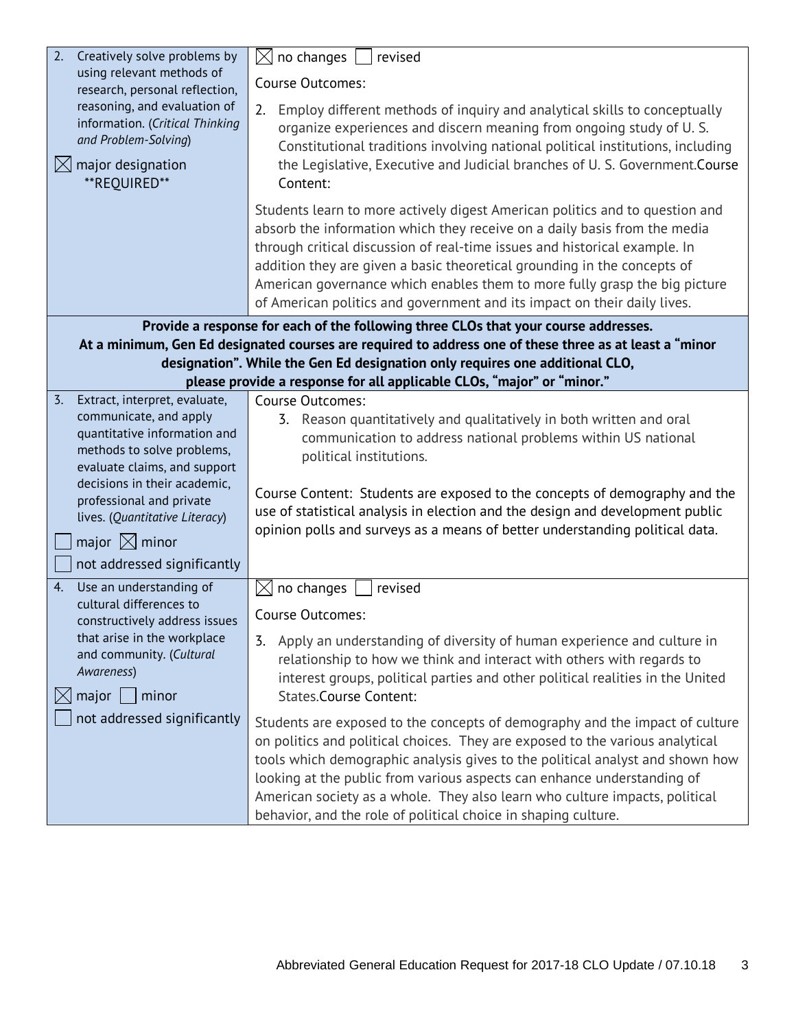| | |
|---|---|
| 2. Creatively solve problems by using relevant methods of research, personal reflection, reasoning, and evaluation of information. (*Critical Thinking and Problem-Solving*)<br><br>☒ major designation \*\*REQUIRED\*\* | ☒ no changes ☐ revised<br><br>Course Outcomes:<br><br>2. Employ different methods of inquiry and analytical skills to conceptually organize experiences and discern meaning from ongoing study of U. S. Constitutional traditions involving national political institutions, including the Legislative, Executive and Judicial branches of U. S. Government.Course Content:<br><br>Students learn to more actively digest American politics and to question and absorb the information which they receive on a daily basis from the media through critical discussion of real-time issues and historical example. In addition they are given a basic theoretical grounding in the concepts of American governance which enables them to more fully grasp the big picture of American politics and government and its impact on their daily lives. |
| **Provide a response for each of the following three CLOs that your course addresses. At a minimum, Gen Ed designated courses are required to address one of these three as at least a "minor designation". While the Gen Ed designation only requires one additional CLO, please provide a response for all applicable CLOs, "major" or "minor."** | |
| 3. Extract, interpret, evaluate, communicate, and apply quantitative information and methods to solve problems, evaluate claims, and support decisions in their academic, professional and private lives. (*Quantitative Literacy*)<br><br>☐ major ☒ minor<br><br>☐ not addressed significantly | Course Outcomes:<br><br>3. Reason quantitatively and qualitatively in both written and oral communication to address national problems within US national political institutions.<br><br>Course Content: Students are exposed to the concepts of demography and the use of statistical analysis in election and the design and development public opinion polls and surveys as a means of better understanding political data. |
| 4. Use an understanding of cultural differences to constructively address issues that arise in the workplace and community. (*Cultural Awareness*)<br><br>☒ major ☐ minor<br><br>☐ not addressed significantly | ☒ no changes ☐ revised<br><br>Course Outcomes:<br><br>3. Apply an understanding of diversity of human experience and culture in relationship to how we think and interact with others with regards to interest groups, political parties and other political realities in the United States.Course Content:<br><br>Students are exposed to the concepts of demography and the impact of culture on politics and political choices. They are exposed to the various analytical tools which demographic analysis gives to the political analyst and shown how looking at the public from various aspects can enhance understanding of American society as a whole. They also learn who culture impacts, political behavior, and the role of political choice in shaping culture. |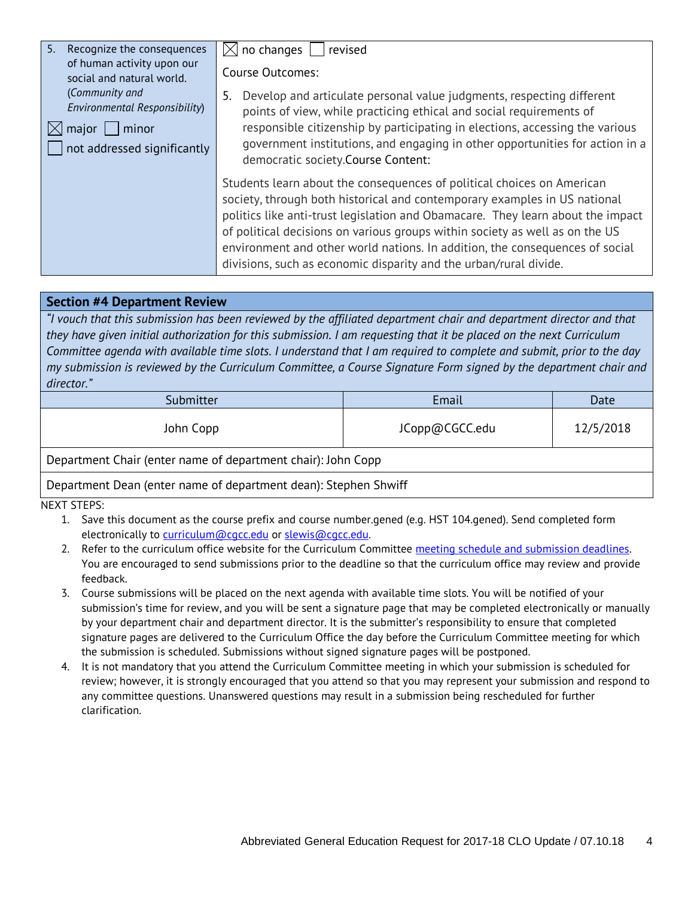| 5. Recognize the consequences of human activity upon our social and natural world. (*Community and Environmental Responsibility*)<br><br>☒ major ☐ minor<br>☐ not addressed significantly | ☒ no changes ☐ revised<br><br>Course Outcomes:<br><br>5. Develop and articulate personal value judgments, respecting different points of view, while practicing ethical and social requirements of responsible citizenship by participating in elections, accessing the various government institutions, and engaging in other opportunities for action in a democratic society.Course Content:<br><br>Students learn about the consequences of political choices on American society, through both historical and contemporary examples in US national politics like anti-trust legislation and Obamacare. They learn about the impact of political decisions on various groups within society as well as on the US environment and other world nations. In addition, the consequences of social divisions, such as economic disparity and the urban/rural divide. |
|---|---|

## Section #4 Department Review

*"I vouch that this submission has been reviewed by the affiliated department chair and department director and that they have given initial authorization for this submission. I am requesting that it be placed on the next Curriculum Committee agenda with available time slots. I understand that I am required to complete and submit, prior to the day my submission is reviewed by the Curriculum Committee, a Course Signature Form signed by the department chair and director."*

| Submitter | Email | Date |
|---|---|---|
| John Copp | JCopp@CGCC.edu | 12/5/2018 |

Department Chair (enter name of department chair): John Copp

Department Dean (enter name of department dean): Stephen Shwiff

NEXT STEPS:

1. Save this document as the course prefix and course number.gened (e.g. HST 104.gened). Send completed form electronically to curriculum@cgcc.edu or slewis@cgcc.edu.
2. Refer to the curriculum office website for the Curriculum Committee meeting schedule and submission deadlines. You are encouraged to send submissions prior to the deadline so that the curriculum office may review and provide feedback.
3. Course submissions will be placed on the next agenda with available time slots. You will be notified of your submission's time for review, and you will be sent a signature page that may be completed electronically or manually by your department chair and department director. It is the submitter's responsibility to ensure that completed signature pages are delivered to the Curriculum Office the day before the Curriculum Committee meeting for which the submission is scheduled. Submissions without signed signature pages will be postponed.
4. It is not mandatory that you attend the Curriculum Committee meeting in which your submission is scheduled for review; however, it is strongly encouraged that you attend so that you may represent your submission and respond to any committee questions. Unanswered questions may result in a submission being rescheduled for further clarification.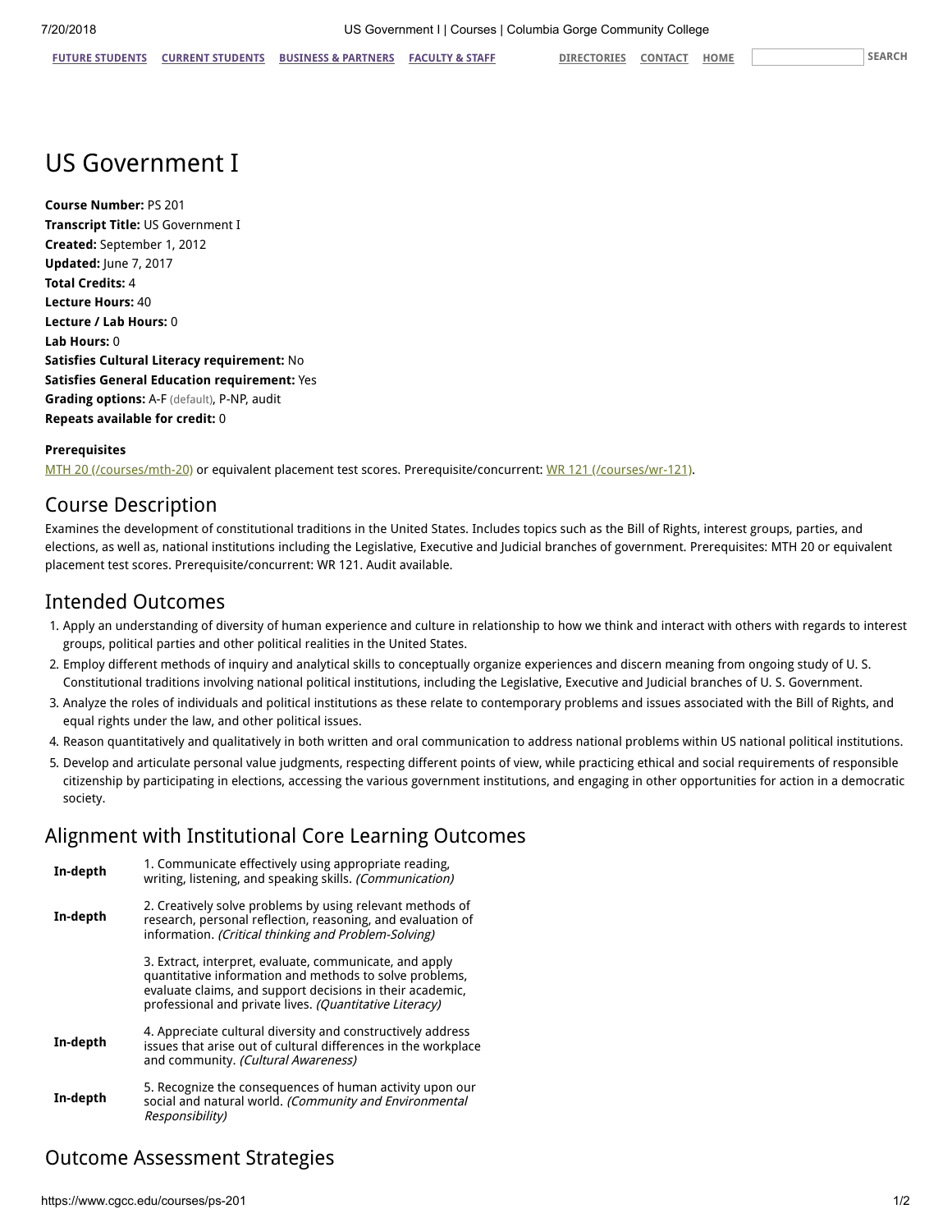# US Government I

**Course Number:** PS 201
**Transcript Title:** US Government I
**Created:** September 1, 2012
**Updated:** June 7, 2017
**Total Credits:** 4
**Lecture Hours:** 40
**Lecture / Lab Hours:** 0
**Lab Hours:** 0
**Satisfies Cultural Literacy requirement:** No
**Satisfies General Education requirement:** Yes
**Grading options:** A-F (default), P-NP, audit
**Repeats available for credit:** 0

**Prerequisites**

MTH 20 (/courses/mth-20) or equivalent placement test scores. Prerequisite/concurrent: WR 121 (/courses/wr-121).

## Course Description

Examines the development of constitutional traditions in the United States. Includes topics such as the Bill of Rights, interest groups, parties, and elections, as well as, national institutions including the Legislative, Executive and Judicial branches of government. Prerequisites: MTH 20 or equivalent placement test scores. Prerequisite/concurrent: WR 121. Audit available.

## Intended Outcomes

1. Apply an understanding of diversity of human experience and culture in relationship to how we think and interact with others with regards to interest groups, political parties and other political realities in the United States.
2. Employ different methods of inquiry and analytical skills to conceptually organize experiences and discern meaning from ongoing study of U. S. Constitutional traditions involving national political institutions, including the Legislative, Executive and Judicial branches of U. S. Government.
3. Analyze the roles of individuals and political institutions as these relate to contemporary problems and issues associated with the Bill of Rights, and equal rights under the law, and other political issues.
4. Reason quantitatively and qualitatively in both written and oral communication to address national problems within US national political institutions.
5. Develop and articulate personal value judgments, respecting different points of view, while practicing ethical and social requirements of responsible citizenship by participating in elections, accessing the various government institutions, and engaging in other opportunities for action in a democratic society.

## Alignment with Institutional Core Learning Outcomes

| | |
|---|---|
| **In-depth** | 1. Communicate effectively using appropriate reading, writing, listening, and speaking skills. *(Communication)* |
| **In-depth** | 2. Creatively solve problems by using relevant methods of research, personal reflection, reasoning, and evaluation of information. *(Critical thinking and Problem-Solving)* |
| | 3. Extract, interpret, evaluate, communicate, and apply quantitative information and methods to solve problems, evaluate claims, and support decisions in their academic, professional and private lives. *(Quantitative Literacy)* |
| **In-depth** | 4. Appreciate cultural diversity and constructively address issues that arise out of cultural differences in the workplace and community. *(Cultural Awareness)* |
| **In-depth** | 5. Recognize the consequences of human activity upon our social and natural world. *(Community and Environmental Responsibility)* |

## Outcome Assessment Strategies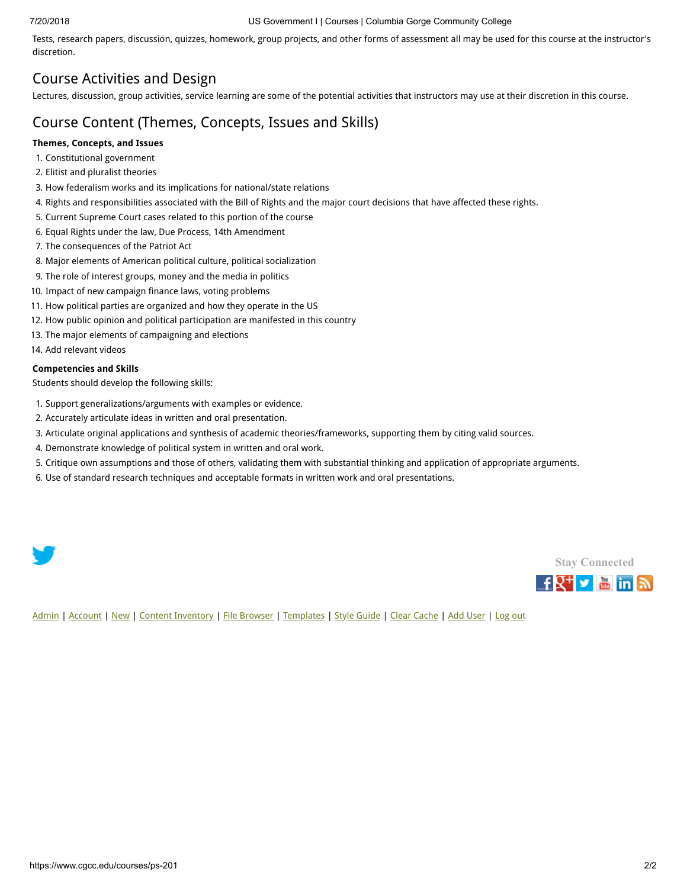Tests, research papers, discussion, quizzes, homework, group projects, and other forms of assessment all may be used for this course at the instructor's discretion.

## Course Activities and Design

Lectures, discussion, group activities, service learning are some of the potential activities that instructors may use at their discretion in this course.

## Course Content (Themes, Concepts, Issues and Skills)

**Themes, Concepts, and Issues**

1. Constitutional government
2. Elitist and pluralist theories
3. How federalism works and its implications for national/state relations
4. Rights and responsibilities associated with the Bill of Rights and the major court decisions that have affected these rights.
5. Current Supreme Court cases related to this portion of the course
6. Equal Rights under the law, Due Process, 14th Amendment
7. The consequences of the Patriot Act
8. Major elements of American political culture, political socialization
9. The role of interest groups, money and the media in politics
10. Impact of new campaign finance laws, voting problems
11. How political parties are organized and how they operate in the US
12. How public opinion and political participation are manifested in this country
13. The major elements of campaigning and elections
14. Add relevant videos

**Competencies and Skills**

Students should develop the following skills:

1. Support generalizations/arguments with examples or evidence.
2. Accurately articulate ideas in written and oral presentation.
3. Articulate original applications and synthesis of academic theories/frameworks, supporting them by citing valid sources.
4. Demonstrate knowledge of political system in written and oral work.
5. Critique own assumptions and those of others, validating them with substantial thinking and application of appropriate arguments.
6. Use of standard research techniques and acceptable formats in written work and oral presentations.

Stay Connected

Admin | Account | New | Content Inventory | File Browser | Templates | Style Guide | Clear Cache | Add User | Log out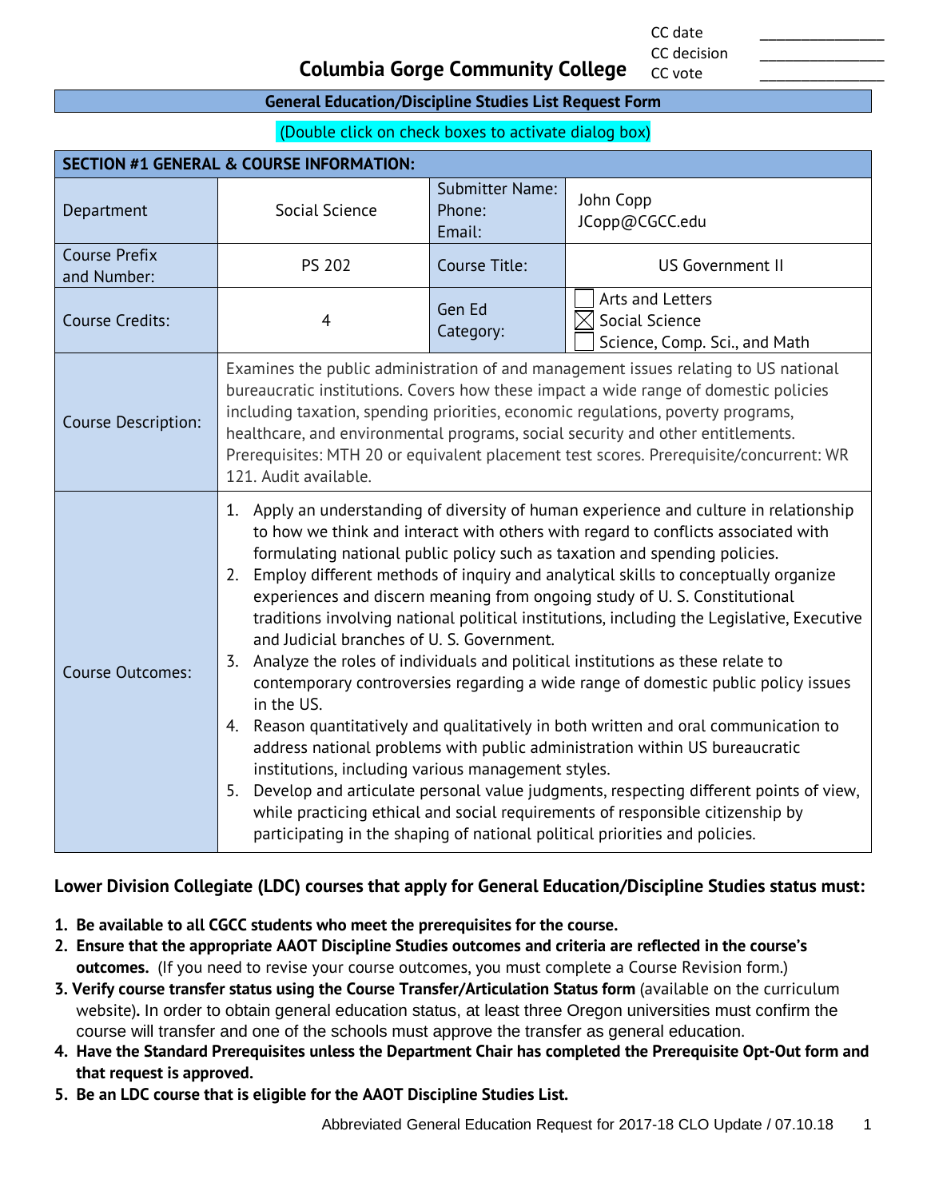| CC date | ________________ |
| --- | --- |
| CC decision | ________________ |
| CC vote | ________________ |

# Columbia Gorge Community College

## General Education/Discipline Studies List Request Form

(Double click on check boxes to activate dialog box)

| SECTION #1 GENERAL & COURSE INFORMATION: | | | |
| --- | --- | --- | --- |
| Department | Social Science | Submitter Name:<br>Phone:<br>Email: | John Copp<br>JCopp@CGCC.edu |
| Course Prefix and Number: | PS 202 | Course Title: | US Government II |
| Course Credits: | 4 | Gen Ed Category: | ☐ Arts and Letters<br>☒ Social Science<br>☐ Science, Comp. Sci., and Math |
| Course Description: | Examines the public administration of and management issues relating to US national bureaucratic institutions. Covers how these impact a wide range of domestic policies including taxation, spending priorities, economic regulations, poverty programs, healthcare, and environmental programs, social security and other entitlements. Prerequisites: MTH 20 or equivalent placement test scores. Prerequisite/concurrent: WR 121. Audit available. | | |
| Course Outcomes: | 1. Apply an understanding of diversity of human experience and culture in relationship to how we think and interact with others with regard to conflicts associated with formulating national public policy such as taxation and spending policies.<br>2. Employ different methods of inquiry and analytical skills to conceptually organize experiences and discern meaning from ongoing study of U. S. Constitutional traditions involving national political institutions, including the Legislative, Executive and Judicial branches of U. S. Government.<br>3. Analyze the roles of individuals and political institutions as these relate to contemporary controversies regarding a wide range of domestic public policy issues in the US.<br>4. Reason quantitatively and qualitatively in both written and oral communication to address national problems with public administration within US bureaucratic institutions, including various management styles.<br>5. Develop and articulate personal value judgments, respecting different points of view, while practicing ethical and social requirements of responsible citizenship by participating in the shaping of national political priorities and policies. | | |

**Lower Division Collegiate (LDC) courses that apply for General Education/Discipline Studies status must:**

1. **Be available to all CGCC students who meet the prerequisites for the course.**
2. **Ensure that the appropriate AAOT Discipline Studies outcomes and criteria are reflected in the course's outcomes.** (If you need to revise your course outcomes, you must complete a Course Revision form.)
3. **Verify course transfer status using the Course Transfer/Articulation Status form** (available on the curriculum website)**.** In order to obtain general education status, at least three Oregon universities must confirm the course will transfer and one of the schools must approve the transfer as general education.
4. **Have the Standard Prerequisites unless the Department Chair has completed the Prerequisite Opt-Out form and that request is approved.**
5. **Be an LDC course that is eligible for the AAOT Discipline Studies List.**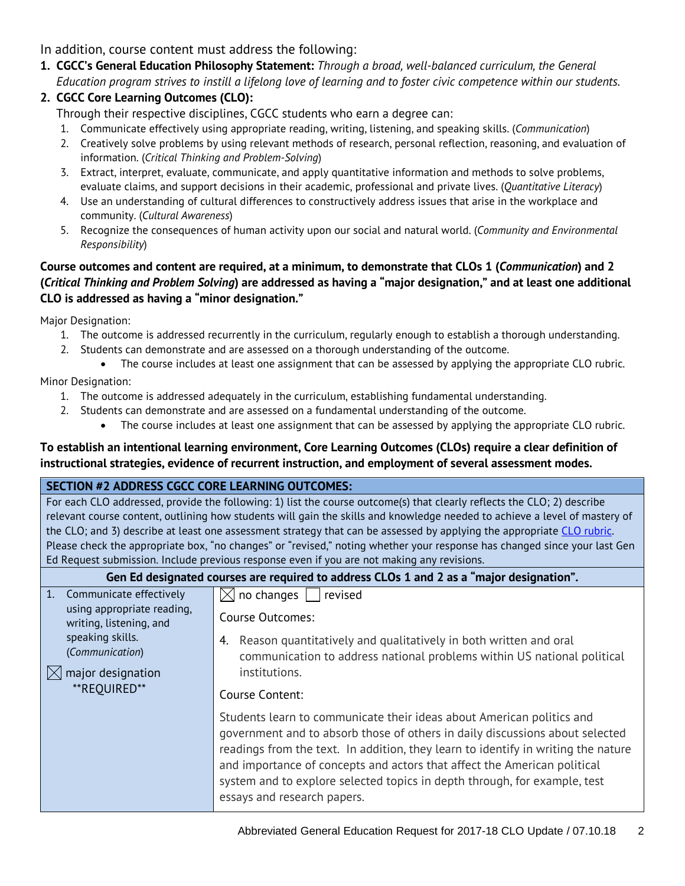In addition, course content must address the following:

1. **CGCC's General Education Philosophy Statement:** *Through a broad, well-balanced curriculum, the General Education program strives to instill a lifelong love of learning and to foster civic competence within our students.*
2. **CGCC Core Learning Outcomes (CLO):**
   Through their respective disciplines, CGCC students who earn a degree can:
   1. Communicate effectively using appropriate reading, writing, listening, and speaking skills. (*Communication*)
   2. Creatively solve problems by using relevant methods of research, personal reflection, reasoning, and evaluation of information. (*Critical Thinking and Problem-Solving*)
   3. Extract, interpret, evaluate, communicate, and apply quantitative information and methods to solve problems, evaluate claims, and support decisions in their academic, professional and private lives. (*Quantitative Literacy*)
   4. Use an understanding of cultural differences to constructively address issues that arise in the workplace and community. (*Cultural Awareness*)
   5. Recognize the consequences of human activity upon our social and natural world. (*Community and Environmental Responsibility*)

**Course outcomes and content are required, at a minimum, to demonstrate that CLOs 1 (*Communication*) and 2 (*Critical Thinking and Problem Solving*) are addressed as having a "major designation," and at least one additional CLO is addressed as having a "minor designation."**

Major Designation:

1. The outcome is addressed recurrently in the curriculum, regularly enough to establish a thorough understanding.
2. Students can demonstrate and are assessed on a thorough understanding of the outcome.
   - The course includes at least one assignment that can be assessed by applying the appropriate CLO rubric.

Minor Designation:

1. The outcome is addressed adequately in the curriculum, establishing fundamental understanding.
2. Students can demonstrate and are assessed on a fundamental understanding of the outcome.
   - The course includes at least one assignment that can be assessed by applying the appropriate CLO rubric.

**To establish an intentional learning environment, Core Learning Outcomes (CLOs) require a clear definition of instructional strategies, evidence of recurrent instruction, and employment of several assessment modes.**

| **SECTION #2 ADDRESS CGCC CORE LEARNING OUTCOMES:** | |
|---|---|
| For each CLO addressed, provide the following: 1) list the course outcome(s) that clearly reflects the CLO; 2) describe relevant course content, outlining how students will gain the skills and knowledge needed to achieve a level of mastery of the CLO; and 3) describe at least one assessment strategy that can be assessed by applying the appropriate CLO rubric. Please check the appropriate box, "no changes" or "revised," noting whether your response has changed since your last Gen Ed Request submission. Include previous response even if you are not making any revisions. | |
| **Gen Ed designated courses are required to address CLOs 1 and 2 as a "major designation".** | |
| 1. Communicate effectively using appropriate reading, writing, listening, and speaking skills. (*Communication*)<br><br>☒ major designation \*\*REQUIRED\*\* | ☒ no changes ☐ revised<br><br>Course Outcomes:<br><br>4. Reason quantitatively and qualitatively in both written and oral communication to address national problems within US national political institutions.<br><br>Course Content:<br><br>Students learn to communicate their ideas about American politics and government and to absorb those of others in daily discussions about selected readings from the text. In addition, they learn to identify in writing the nature and importance of concepts and actors that affect the American political system and to explore selected topics in depth through, for example, test essays and research papers. |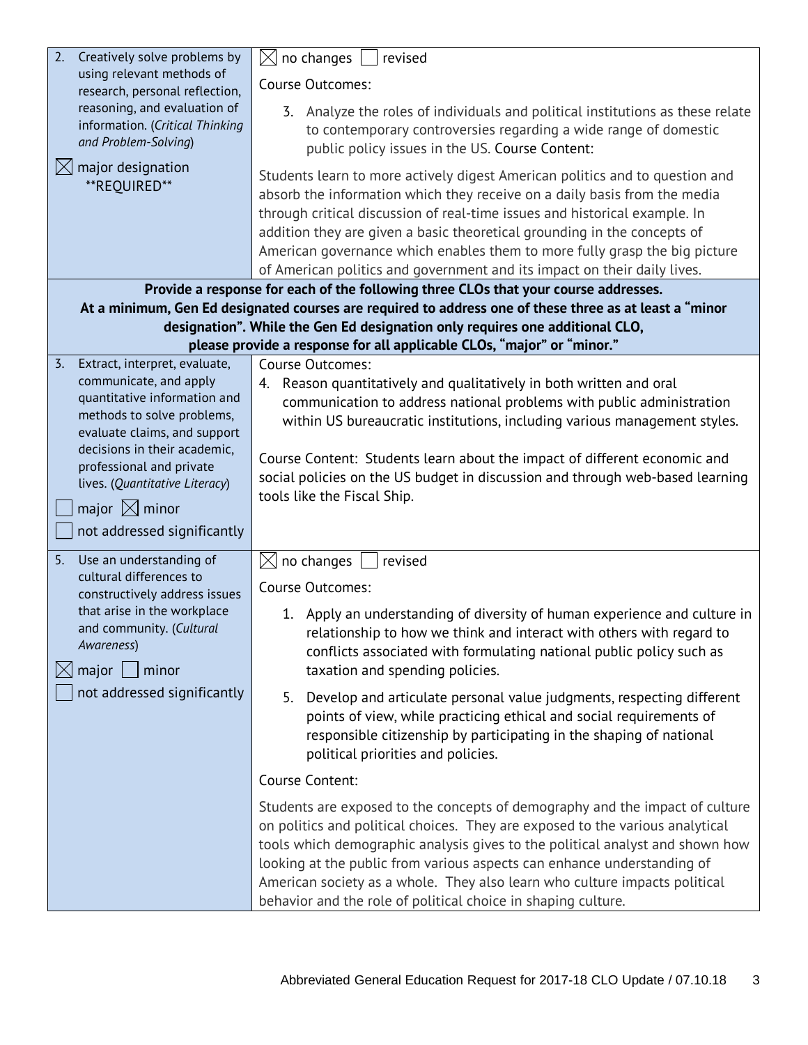| | |
|---|---|
| 2. Creatively solve problems by using relevant methods of research, personal reflection, reasoning, and evaluation of information. (*Critical Thinking and Problem-Solving*)<br><br>☒ major designation **REQUIRED** | ☒ no changes ☐ revised<br><br>Course Outcomes:<br><br>3. Analyze the roles of individuals and political institutions as these relate to contemporary controversies regarding a wide range of domestic public policy issues in the US. Course Content:<br><br>Students learn to more actively digest American politics and to question and absorb the information which they receive on a daily basis from the media through critical discussion of real-time issues and historical example. In addition they are given a basic theoretical grounding in the concepts of American governance which enables them to more fully grasp the big picture of American politics and government and its impact on their daily lives. |
| **Provide a response for each of the following three CLOs that your course addresses. At a minimum, Gen Ed designated courses are required to address one of these three as at least a "minor designation". While the Gen Ed designation only requires one additional CLO, please provide a response for all applicable CLOs, "major" or "minor."** | |
| 3. Extract, interpret, evaluate, communicate, and apply quantitative information and methods to solve problems, evaluate claims, and support decisions in their academic, professional and private lives. (*Quantitative Literacy*)<br><br>☐ major ☒ minor<br>☐ not addressed significantly | Course Outcomes:<br>4. Reason quantitatively and qualitatively in both written and oral communication to address national problems with public administration within US bureaucratic institutions, including various management styles.<br><br>Course Content: Students learn about the impact of different economic and social policies on the US budget in discussion and through web-based learning tools like the Fiscal Ship. |
| 5. Use an understanding of cultural differences to constructively address issues that arise in the workplace and community. (*Cultural Awareness*)<br><br>☒ major ☐ minor<br>☐ not addressed significantly | ☒ no changes ☐ revised<br><br>Course Outcomes:<br><br>1. Apply an understanding of diversity of human experience and culture in relationship to how we think and interact with others with regard to conflicts associated with formulating national public policy such as taxation and spending policies.<br><br>5. Develop and articulate personal value judgments, respecting different points of view, while practicing ethical and social requirements of responsible citizenship by participating in the shaping of national political priorities and policies.<br><br>Course Content:<br><br>Students are exposed to the concepts of demography and the impact of culture on politics and political choices. They are exposed to the various analytical tools which demographic analysis gives to the political analyst and shown how looking at the public from various aspects can enhance understanding of American society as a whole. They also learn who culture impacts political behavior and the role of political choice in shaping culture. |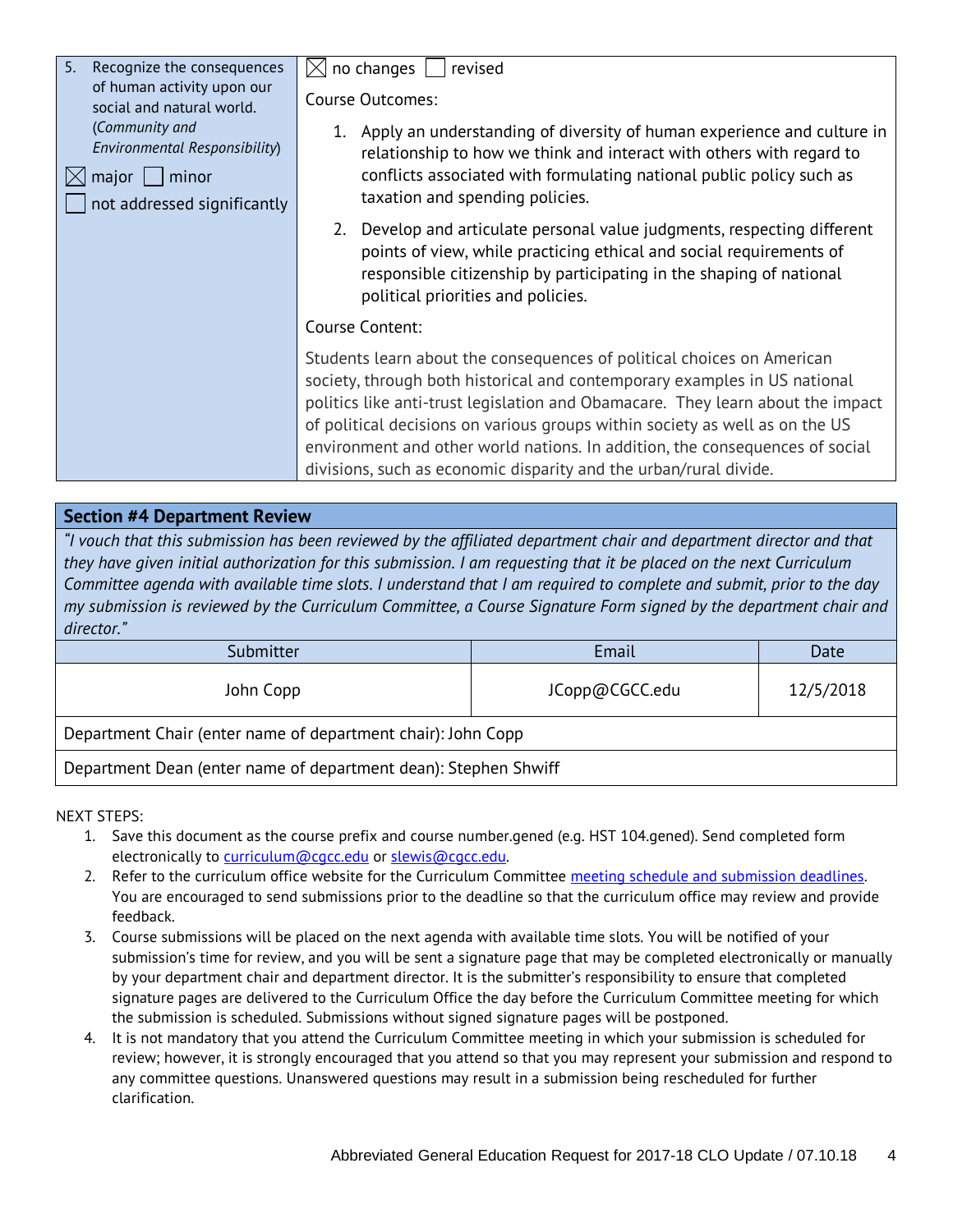| | |
|---|---|
| 5. Recognize the consequences of human activity upon our social and natural world. (*Community and Environmental Responsibility*)<br><br>☒ major ☐ minor<br>☐ not addressed significantly | ☒ no changes ☐ revised<br><br>Course Outcomes:<br><br>1. Apply an understanding of diversity of human experience and culture in relationship to how we think and interact with others with regard to conflicts associated with formulating national public policy such as taxation and spending policies.<br>2. Develop and articulate personal value judgments, respecting different points of view, while practicing ethical and social requirements of responsible citizenship by participating in the shaping of national political priorities and policies.<br><br>Course Content:<br><br>Students learn about the consequences of political choices on American society, through both historical and contemporary examples in US national politics like anti-trust legislation and Obamacare. They learn about the impact of political decisions on various groups within society as well as on the US environment and other world nations. In addition, the consequences of social divisions, such as economic disparity and the urban/rural divide. |

## Section #4 Department Review

*"I vouch that this submission has been reviewed by the affiliated department chair and department director and that they have given initial authorization for this submission. I am requesting that it be placed on the next Curriculum Committee agenda with available time slots. I understand that I am required to complete and submit, prior to the day my submission is reviewed by the Curriculum Committee, a Course Signature Form signed by the department chair and director."*

| Submitter | Email | Date |
|---|---|---|
| John Copp | JCopp@CGCC.edu | 12/5/2018 |
| Department Chair (enter name of department chair): John Copp | | |
| Department Dean (enter name of department dean): Stephen Shwiff | | |

NEXT STEPS:

1. Save this document as the course prefix and course number.gened (e.g. HST 104.gened). Send completed form electronically to curriculum@cgcc.edu or slewis@cgcc.edu.
2. Refer to the curriculum office website for the Curriculum Committee meeting schedule and submission deadlines. You are encouraged to send submissions prior to the deadline so that the curriculum office may review and provide feedback.
3. Course submissions will be placed on the next agenda with available time slots. You will be notified of your submission's time for review, and you will be sent a signature page that may be completed electronically or manually by your department chair and department director. It is the submitter's responsibility to ensure that completed signature pages are delivered to the Curriculum Office the day before the Curriculum Committee meeting for which the submission is scheduled. Submissions without signed signature pages will be postponed.
4. It is not mandatory that you attend the Curriculum Committee meeting in which your submission is scheduled for review; however, it is strongly encouraged that you attend so that you may represent your submission and respond to any committee questions. Unanswered questions may result in a submission being rescheduled for further clarification.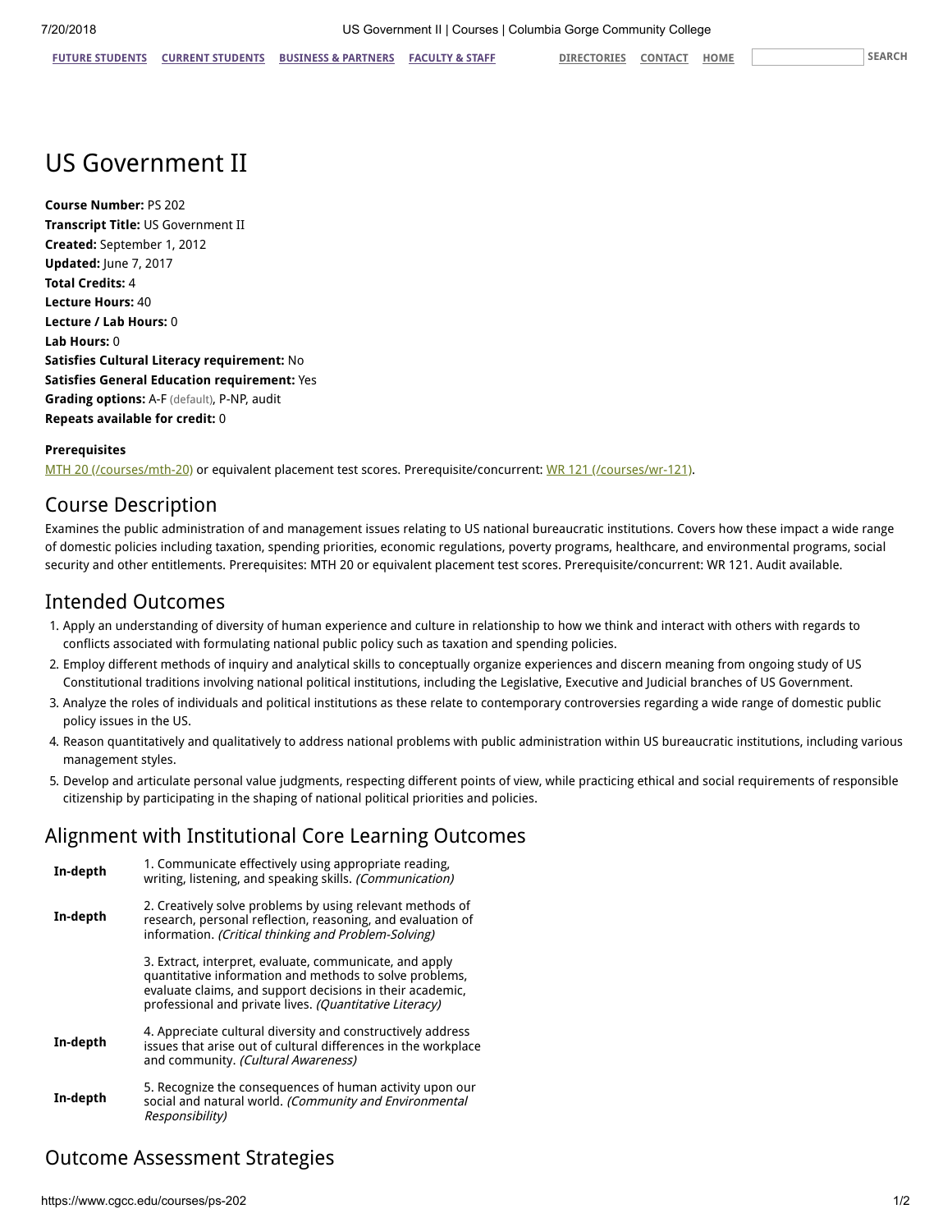# US Government II

**Course Number:** PS 202
**Transcript Title:** US Government II
**Created:** September 1, 2012
**Updated:** June 7, 2017
**Total Credits:** 4
**Lecture Hours:** 40
**Lecture / Lab Hours:** 0
**Lab Hours:** 0
**Satisfies Cultural Literacy requirement:** No
**Satisfies General Education requirement:** Yes
**Grading options:** A-F (default), P-NP, audit
**Repeats available for credit:** 0

**Prerequisites**

MTH 20 (/courses/mth-20) or equivalent placement test scores. Prerequisite/concurrent: WR 121 (/courses/wr-121).

## Course Description

Examines the public administration of and management issues relating to US national bureaucratic institutions. Covers how these impact a wide range of domestic policies including taxation, spending priorities, economic regulations, poverty programs, healthcare, and environmental programs, social security and other entitlements. Prerequisites: MTH 20 or equivalent placement test scores. Prerequisite/concurrent: WR 121. Audit available.

## Intended Outcomes

1. Apply an understanding of diversity of human experience and culture in relationship to how we think and interact with others with regards to conflicts associated with formulating national public policy such as taxation and spending policies.
2. Employ different methods of inquiry and analytical skills to conceptually organize experiences and discern meaning from ongoing study of US Constitutional traditions involving national political institutions, including the Legislative, Executive and Judicial branches of US Government.
3. Analyze the roles of individuals and political institutions as these relate to contemporary controversies regarding a wide range of domestic public policy issues in the US.
4. Reason quantitatively and qualitatively to address national problems with public administration within US bureaucratic institutions, including various management styles.
5. Develop and articulate personal value judgments, respecting different points of view, while practicing ethical and social requirements of responsible citizenship by participating in the shaping of national political priorities and policies.

## Alignment with Institutional Core Learning Outcomes

| | |
|---|---|
| **In-depth** | 1. Communicate effectively using appropriate reading, writing, listening, and speaking skills. *(Communication)* |
| **In-depth** | 2. Creatively solve problems by using relevant methods of research, personal reflection, reasoning, and evaluation of information. *(Critical thinking and Problem-Solving)* |
| | 3. Extract, interpret, evaluate, communicate, and apply quantitative information and methods to solve problems, evaluate claims, and support decisions in their academic, professional and private lives. *(Quantitative Literacy)* |
| **In-depth** | 4. Appreciate cultural diversity and constructively address issues that arise out of cultural differences in the workplace and community. *(Cultural Awareness)* |
| **In-depth** | 5. Recognize the consequences of human activity upon our social and natural world. *(Community and Environmental Responsibility)* |

## Outcome Assessment Strategies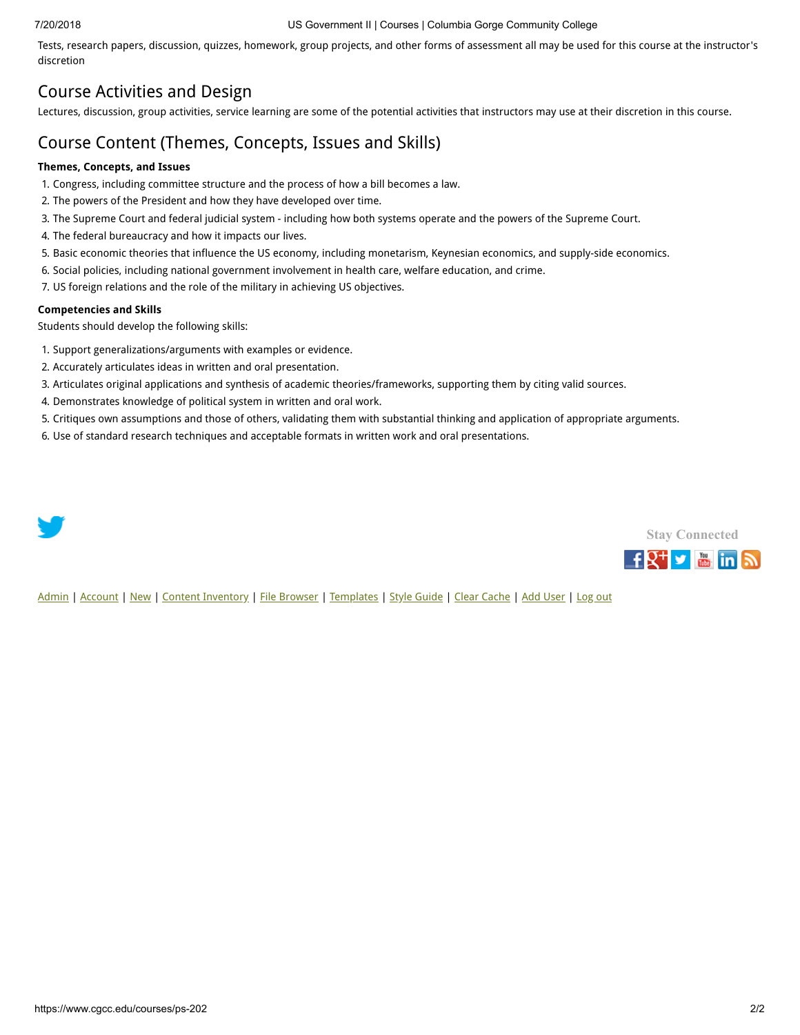Tests, research papers, discussion, quizzes, homework, group projects, and other forms of assessment all may be used for this course at the instructor's discretion

## Course Activities and Design

Lectures, discussion, group activities, service learning are some of the potential activities that instructors may use at their discretion in this course.

## Course Content (Themes, Concepts, Issues and Skills)

**Themes, Concepts, and Issues**

1. Congress, including committee structure and the process of how a bill becomes a law.
2. The powers of the President and how they have developed over time.
3. The Supreme Court and federal judicial system - including how both systems operate and the powers of the Supreme Court.
4. The federal bureaucracy and how it impacts our lives.
5. Basic economic theories that influence the US economy, including monetarism, Keynesian economics, and supply-side economics.
6. Social policies, including national government involvement in health care, welfare education, and crime.
7. US foreign relations and the role of the military in achieving US objectives.

**Competencies and Skills**

Students should develop the following skills:

1. Support generalizations/arguments with examples or evidence.
2. Accurately articulates ideas in written and oral presentation.
3. Articulates original applications and synthesis of academic theories/frameworks, supporting them by citing valid sources.
4. Demonstrates knowledge of political system in written and oral work.
5. Critiques own assumptions and those of others, validating them with substantial thinking and application of appropriate arguments.
6. Use of standard research techniques and acceptable formats in written work and oral presentations.

Stay Connected

Admin | Account | New | Content Inventory | File Browser | Templates | Style Guide | Clear Cache | Add User | Log out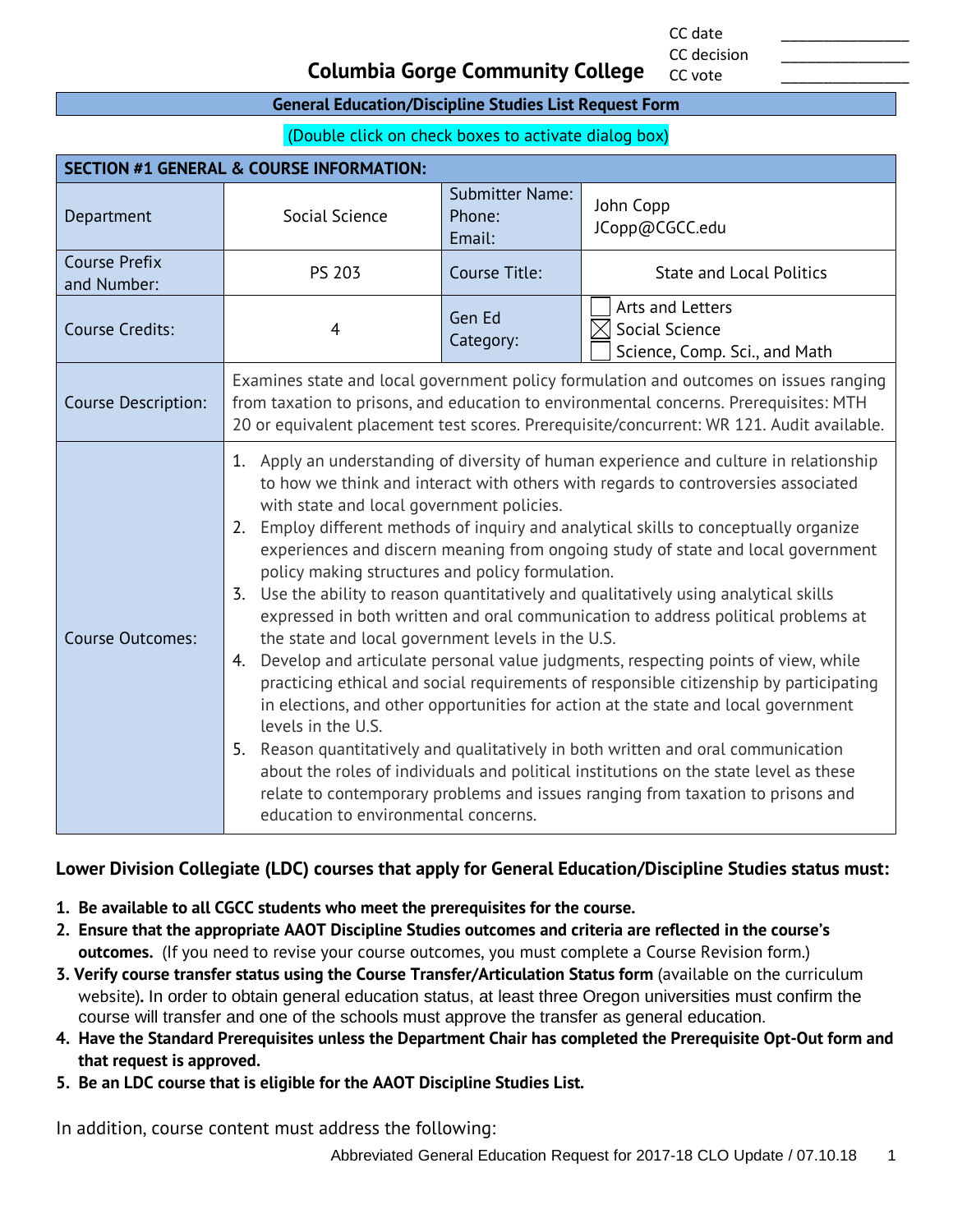| | | | |
|---|---|---|---|
| | | CC date | _______________ |
| | | CC decision | _______________ |
| | | CC vote | _______________ |

# Columbia Gorge Community College

**General Education/Discipline Studies List Request Form**

(Double click on check boxes to activate dialog box)

| **SECTION #1 GENERAL & COURSE INFORMATION:** | | | |
|---|---|---|---|
| Department | Social Science | Submitter Name: Phone: Email: | John Copp JCopp@CGCC.edu |
| Course Prefix and Number: | PS 203 | Course Title: | State and Local Politics |
| Course Credits: | 4 | Gen Ed Category: | ☐ Arts and Letters ☒ Social Science ☐ Science, Comp. Sci., and Math |
| Course Description: | Examines state and local government policy formulation and outcomes on issues ranging from taxation to prisons, and education to environmental concerns. Prerequisites: MTH 20 or equivalent placement test scores. Prerequisite/concurrent: WR 121. Audit available. | | |
| Course Outcomes: | 1. Apply an understanding of diversity of human experience and culture in relationship to how we think and interact with others with regards to controversies associated with state and local government policies. 2. Employ different methods of inquiry and analytical skills to conceptually organize experiences and discern meaning from ongoing study of state and local government policy making structures and policy formulation. 3. Use the ability to reason quantitatively and qualitatively using analytical skills expressed in both written and oral communication to address political problems at the state and local government levels in the U.S. 4. Develop and articulate personal value judgments, respecting points of view, while practicing ethical and social requirements of responsible citizenship by participating in elections, and other opportunities for action at the state and local government levels in the U.S. 5. Reason quantitatively and qualitatively in both written and oral communication about the roles of individuals and political institutions on the state level as these relate to contemporary problems and issues ranging from taxation to prisons and education to environmental concerns. | | |

**Lower Division Collegiate (LDC) courses that apply for General Education/Discipline Studies status must:**

1. **Be available to all CGCC students who meet the prerequisites for the course.**
2. **Ensure that the appropriate AAOT Discipline Studies outcomes and criteria are reflected in the course's outcomes.** (If you need to revise your course outcomes, you must complete a Course Revision form.)
3. **Verify course transfer status using the Course Transfer/Articulation Status form** (available on the curriculum website)**.** In order to obtain general education status, at least three Oregon universities must confirm the course will transfer and one of the schools must approve the transfer as general education.
4. **Have the Standard Prerequisites unless the Department Chair has completed the Prerequisite Opt-Out form and that request is approved.**
5. **Be an LDC course that is eligible for the AAOT Discipline Studies List.**

In addition, course content must address the following: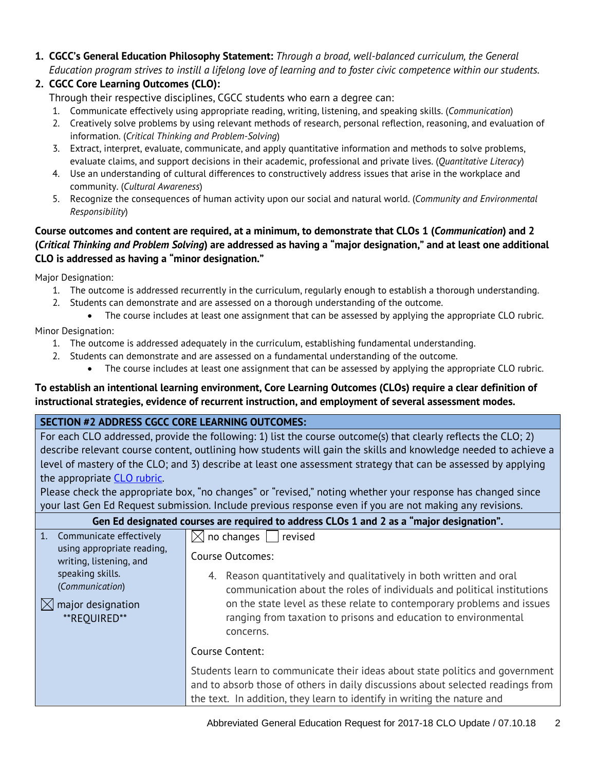1. **CGCC's General Education Philosophy Statement:** *Through a broad, well-balanced curriculum, the General Education program strives to instill a lifelong love of learning and to foster civic competence within our students.*
2. **CGCC Core Learning Outcomes (CLO):**
   Through their respective disciplines, CGCC students who earn a degree can:
   1. Communicate effectively using appropriate reading, writing, listening, and speaking skills. (*Communication*)
   2. Creatively solve problems by using relevant methods of research, personal reflection, reasoning, and evaluation of information. (*Critical Thinking and Problem-Solving*)
   3. Extract, interpret, evaluate, communicate, and apply quantitative information and methods to solve problems, evaluate claims, and support decisions in their academic, professional and private lives. (*Quantitative Literacy*)
   4. Use an understanding of cultural differences to constructively address issues that arise in the workplace and community. (*Cultural Awareness*)
   5. Recognize the consequences of human activity upon our social and natural world. (*Community and Environmental Responsibility*)

**Course outcomes and content are required, at a minimum, to demonstrate that CLOs 1 (*Communication*) and 2 (*Critical Thinking and Problem Solving*) are addressed as having a "major designation," and at least one additional CLO is addressed as having a "minor designation."**

Major Designation:

1. The outcome is addressed recurrently in the curriculum, regularly enough to establish a thorough understanding.
2. Students can demonstrate and are assessed on a thorough understanding of the outcome.
   - The course includes at least one assignment that can be assessed by applying the appropriate CLO rubric.

Minor Designation:

1. The outcome is addressed adequately in the curriculum, establishing fundamental understanding.
2. Students can demonstrate and are assessed on a fundamental understanding of the outcome.
   - The course includes at least one assignment that can be assessed by applying the appropriate CLO rubric.

**To establish an intentional learning environment, Core Learning Outcomes (CLOs) require a clear definition of instructional strategies, evidence of recurrent instruction, and employment of several assessment modes.**

| **SECTION #2 ADDRESS CGCC CORE LEARNING OUTCOMES:** | |
|---|---|
| For each CLO addressed, provide the following: 1) list the course outcome(s) that clearly reflects the CLO; 2) describe relevant course content, outlining how students will gain the skills and knowledge needed to achieve a level of mastery of the CLO; and 3) describe at least one assessment strategy that can be assessed by applying the appropriate [CLO rubric](). Please check the appropriate box, "no changes" or "revised," noting whether your response has changed since your last Gen Ed Request submission. Include previous response even if you are not making any revisions. | |
| **Gen Ed designated courses are required to address CLOs 1 and 2 as a "major designation".** | |
| 1. Communicate effectively using appropriate reading, writing, listening, and speaking skills. (*Communication*)<br><br>☒ major designation \*\*REQUIRED\*\* | ☒ no changes ☐ revised<br><br>Course Outcomes:<br><br>4. Reason quantitatively and qualitatively in both written and oral communication about the roles of individuals and political institutions on the state level as these relate to contemporary problems and issues ranging from taxation to prisons and education to environmental concerns.<br><br>Course Content:<br><br>Students learn to communicate their ideas about state politics and government and to absorb those of others in daily discussions about selected readings from the text. In addition, they learn to identify in writing the nature and |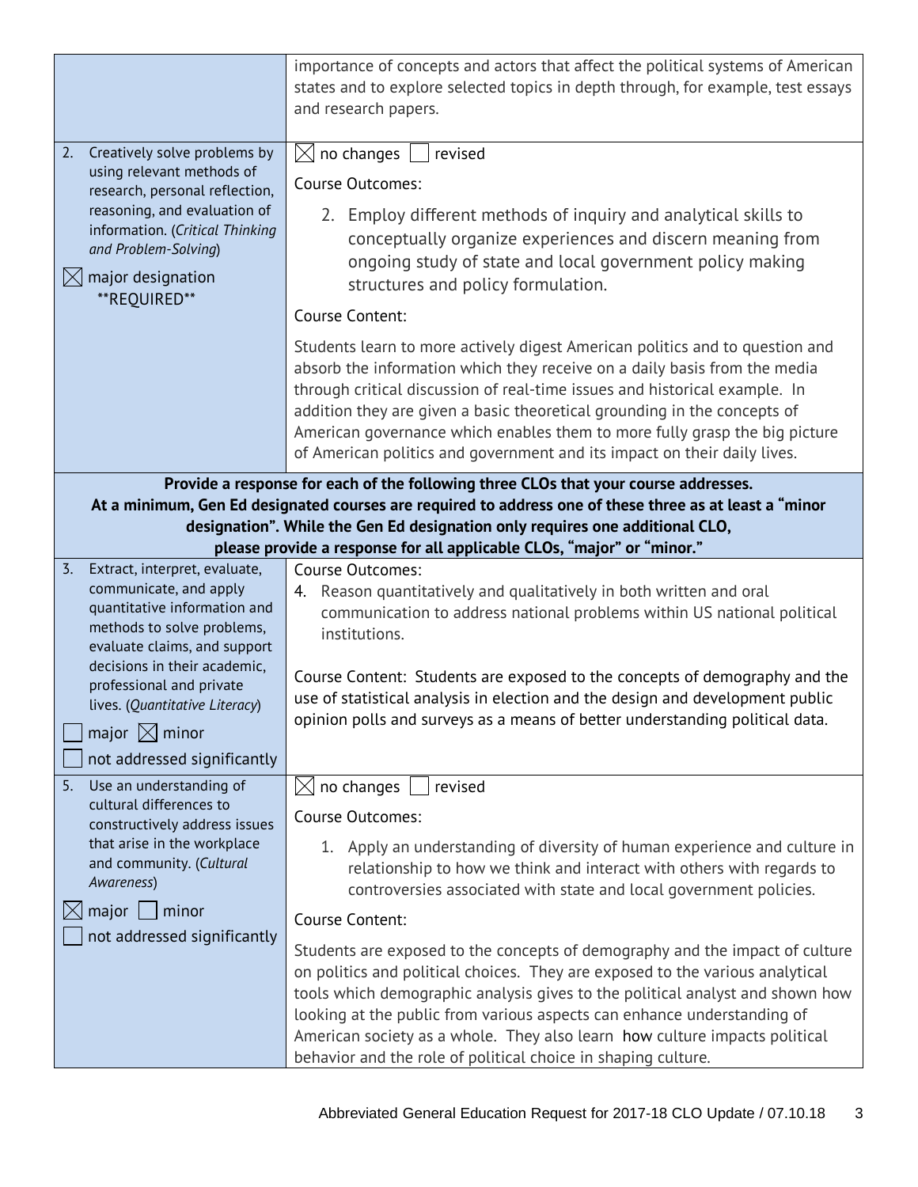| | |
|---|---|
| | importance of concepts and actors that affect the political systems of American states and to explore selected topics in depth through, for example, test essays and research papers. |
| 2. Creatively solve problems by using relevant methods of research, personal reflection, reasoning, and evaluation of information. (*Critical Thinking and Problem-Solving*)<br><br>☒ major designation **REQUIRED** | ☒ no changes ☐ revised<br><br>Course Outcomes:<br><br>2. Employ different methods of inquiry and analytical skills to conceptually organize experiences and discern meaning from ongoing study of state and local government policy making structures and policy formulation.<br><br>Course Content:<br><br>Students learn to more actively digest American politics and to question and absorb the information which they receive on a daily basis from the media through critical discussion of real-time issues and historical example. In addition they are given a basic theoretical grounding in the concepts of American governance which enables them to more fully grasp the big picture of American politics and government and its impact on their daily lives. |
| **Provide a response for each of the following three CLOs that your course addresses. At a minimum, Gen Ed designated courses are required to address one of these three as at least a "minor designation". While the Gen Ed designation only requires one additional CLO, please provide a response for all applicable CLOs, "major" or "minor."** | |
| 3. Extract, interpret, evaluate, communicate, and apply quantitative information and methods to solve problems, evaluate claims, and support decisions in their academic, professional and private lives. (*Quantitative Literacy*)<br><br>☐ major ☒ minor<br>☐ not addressed significantly | Course Outcomes:<br>4. Reason quantitatively and qualitatively in both written and oral communication to address national problems within US national political institutions.<br><br>Course Content: Students are exposed to the concepts of demography and the use of statistical analysis in election and the design and development public opinion polls and surveys as a means of better understanding political data. |
| 5. Use an understanding of cultural differences to constructively address issues that arise in the workplace and community. (*Cultural Awareness*)<br><br>☒ major ☐ minor<br>☐ not addressed significantly | ☒ no changes ☐ revised<br><br>Course Outcomes:<br><br>1. Apply an understanding of diversity of human experience and culture in relationship to how we think and interact with others with regards to controversies associated with state and local government policies.<br><br>Course Content:<br><br>Students are exposed to the concepts of demography and the impact of culture on politics and political choices. They are exposed to the various analytical tools which demographic analysis gives to the political analyst and shown how looking at the public from various aspects can enhance understanding of American society as a whole. They also learn how culture impacts political behavior and the role of political choice in shaping culture. |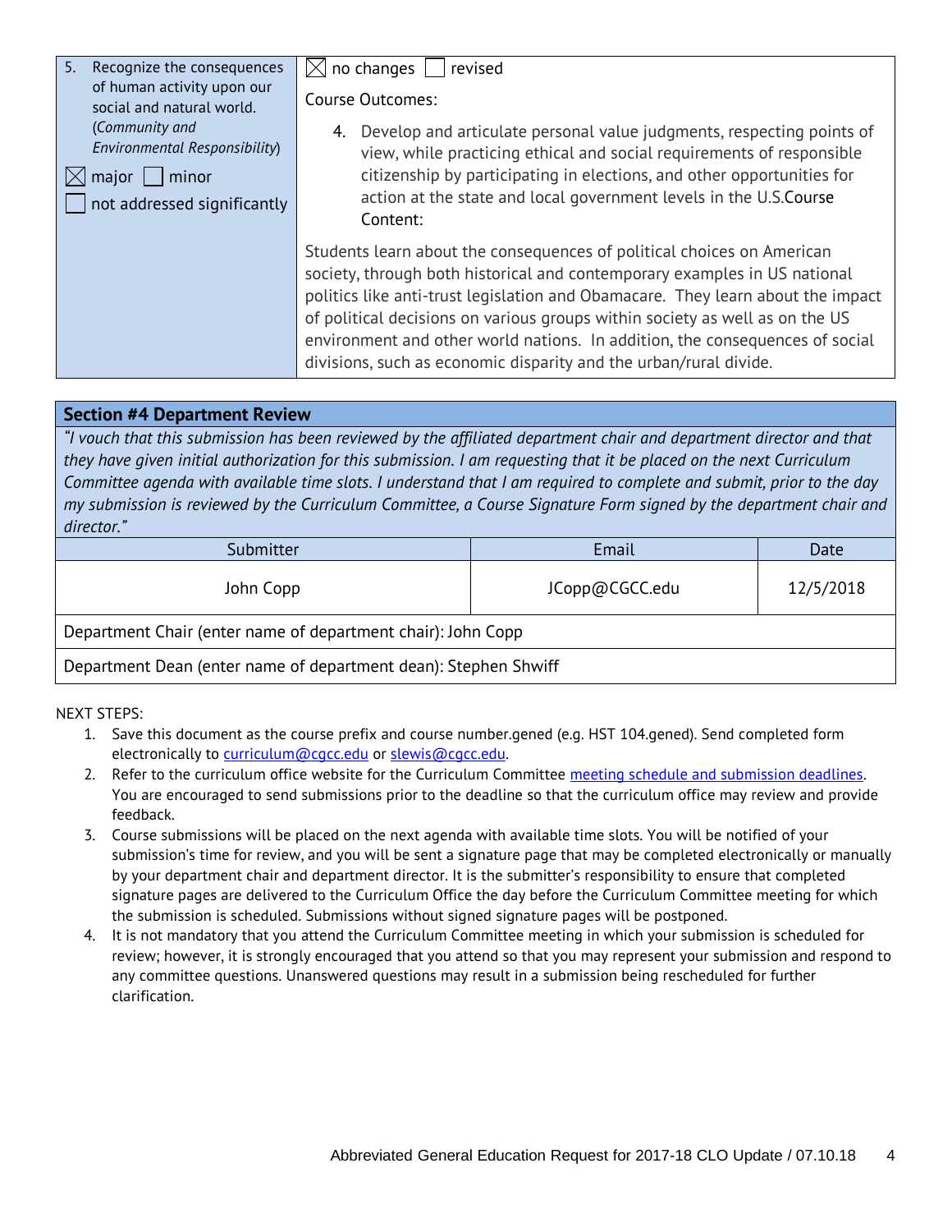| 5. Recognize the consequences of human activity upon our social and natural world. (*Community and Environmental Responsibility*)<br><br>☒ major ☐ minor<br>☐ not addressed significantly | ☒ no changes ☐ revised<br><br>Course Outcomes:<br><br>4. Develop and articulate personal value judgments, respecting points of view, while practicing ethical and social requirements of responsible citizenship by participating in elections, and other opportunities for action at the state and local government levels in the U.S.Course Content:<br><br>Students learn about the consequences of political choices on American society, through both historical and contemporary examples in US national politics like anti-trust legislation and Obamacare. They learn about the impact of political decisions on various groups within society as well as on the US environment and other world nations. In addition, the consequences of social divisions, such as economic disparity and the urban/rural divide. |
|---|---|

## Section #4 Department Review

*"I vouch that this submission has been reviewed by the affiliated department chair and department director and that they have given initial authorization for this submission. I am requesting that it be placed on the next Curriculum Committee agenda with available time slots. I understand that I am required to complete and submit, prior to the day my submission is reviewed by the Curriculum Committee, a Course Signature Form signed by the department chair and director."*

| Submitter | Email | Date |
|---|---|---|
| John Copp | JCopp@CGCC.edu | 12/5/2018 |
| Department Chair (enter name of department chair): John Copp | | |
| Department Dean (enter name of department dean): Stephen Shwiff | | |

NEXT STEPS:

1. Save this document as the course prefix and course number.gened (e.g. HST 104.gened). Send completed form electronically to curriculum@cgcc.edu or slewis@cgcc.edu.
2. Refer to the curriculum office website for the Curriculum Committee meeting schedule and submission deadlines. You are encouraged to send submissions prior to the deadline so that the curriculum office may review and provide feedback.
3. Course submissions will be placed on the next agenda with available time slots. You will be notified of your submission's time for review, and you will be sent a signature page that may be completed electronically or manually by your department chair and department director. It is the submitter's responsibility to ensure that completed signature pages are delivered to the Curriculum Office the day before the Curriculum Committee meeting for which the submission is scheduled. Submissions without signed signature pages will be postponed.
4. It is not mandatory that you attend the Curriculum Committee meeting in which your submission is scheduled for review; however, it is strongly encouraged that you attend so that you may represent your submission and respond to any committee questions. Unanswered questions may result in a submission being rescheduled for further clarification.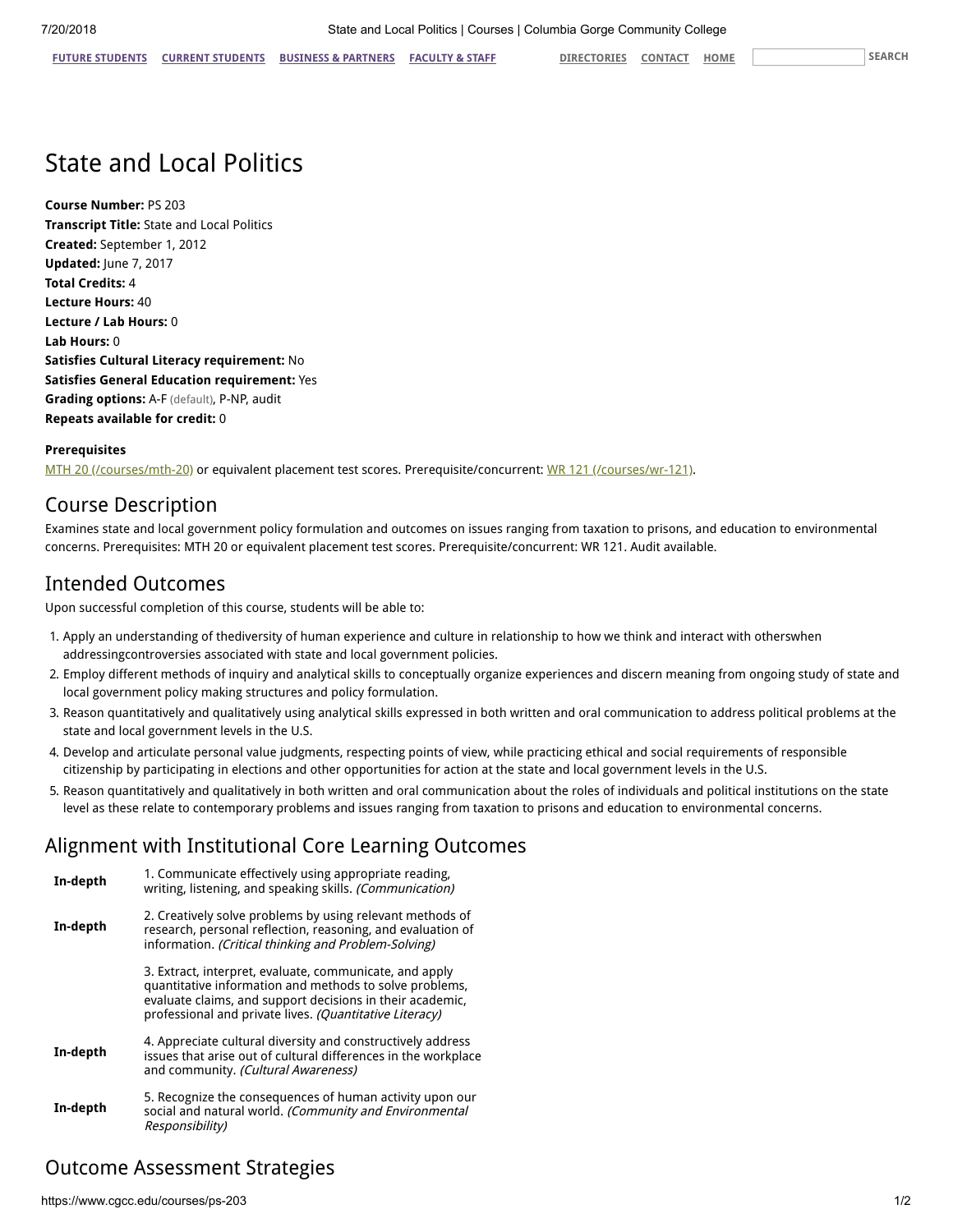# State and Local Politics

**Course Number:** PS 203
**Transcript Title:** State and Local Politics
**Created:** September 1, 2012
**Updated:** June 7, 2017
**Total Credits:** 4
**Lecture Hours:** 40
**Lecture / Lab Hours:** 0
**Lab Hours:** 0
**Satisfies Cultural Literacy requirement:** No
**Satisfies General Education requirement:** Yes
**Grading options:** A-F (default), P-NP, audit
**Repeats available for credit:** 0

**Prerequisites**

MTH 20 (/courses/mth-20) or equivalent placement test scores. Prerequisite/concurrent: WR 121 (/courses/wr-121).

## Course Description

Examines state and local government policy formulation and outcomes on issues ranging from taxation to prisons, and education to environmental concerns. Prerequisites: MTH 20 or equivalent placement test scores. Prerequisite/concurrent: WR 121. Audit available.

## Intended Outcomes

Upon successful completion of this course, students will be able to:

1. Apply an understanding of thediversity of human experience and culture in relationship to how we think and interact with otherswhen addressingcontroversies associated with state and local government policies.
2. Employ different methods of inquiry and analytical skills to conceptually organize experiences and discern meaning from ongoing study of state and local government policy making structures and policy formulation.
3. Reason quantitatively and qualitatively using analytical skills expressed in both written and oral communication to address political problems at the state and local government levels in the U.S.
4. Develop and articulate personal value judgments, respecting points of view, while practicing ethical and social requirements of responsible citizenship by participating in elections and other opportunities for action at the state and local government levels in the U.S.
5. Reason quantitatively and qualitatively in both written and oral communication about the roles of individuals and political institutions on the state level as these relate to contemporary problems and issues ranging from taxation to prisons and education to environmental concerns.

## Alignment with Institutional Core Learning Outcomes

| | |
|---|---|
| **In-depth** | 1. Communicate effectively using appropriate reading, writing, listening, and speaking skills. *(Communication)* |
| **In-depth** | 2. Creatively solve problems by using relevant methods of research, personal reflection, reasoning, and evaluation of information. *(Critical thinking and Problem-Solving)* |
| | 3. Extract, interpret, evaluate, communicate, and apply quantitative information and methods to solve problems, evaluate claims, and support decisions in their academic, professional and private lives. *(Quantitative Literacy)* |
| **In-depth** | 4. Appreciate cultural diversity and constructively address issues that arise out of cultural differences in the workplace and community. *(Cultural Awareness)* |
| **In-depth** | 5. Recognize the consequences of human activity upon our social and natural world. *(Community and Environmental Responsibility)* |

## Outcome Assessment Strategies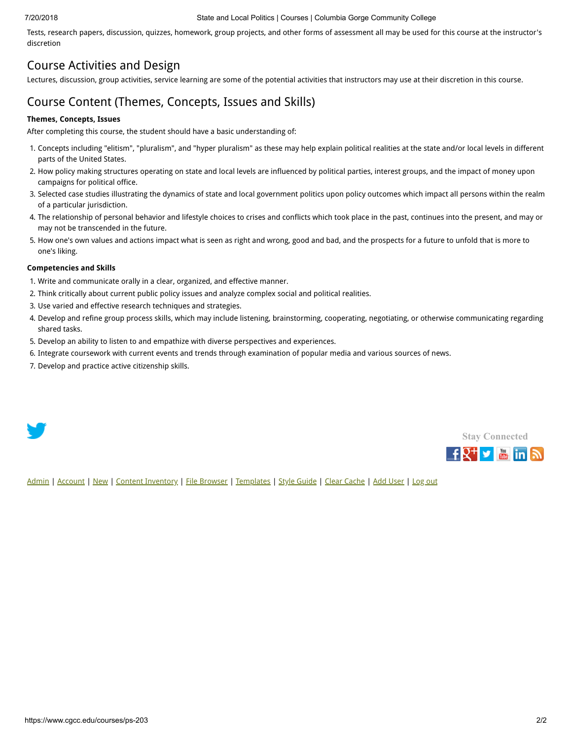Tests, research papers, discussion, quizzes, homework, group projects, and other forms of assessment all may be used for this course at the instructor's discretion

## Course Activities and Design

Lectures, discussion, group activities, service learning are some of the potential activities that instructors may use at their discretion in this course.

## Course Content (Themes, Concepts, Issues and Skills)

**Themes, Concepts, Issues**

After completing this course, the student should have a basic understanding of:

1. Concepts including "elitism", "pluralism", and "hyper pluralism" as these may help explain political realities at the state and/or local levels in different parts of the United States.
2. How policy making structures operating on state and local levels are influenced by political parties, interest groups, and the impact of money upon campaigns for political office.
3. Selected case studies illustrating the dynamics of state and local government politics upon policy outcomes which impact all persons within the realm of a particular jurisdiction.
4. The relationship of personal behavior and lifestyle choices to crises and conflicts which took place in the past, continues into the present, and may or may not be transcended in the future.
5. How one's own values and actions impact what is seen as right and wrong, good and bad, and the prospects for a future to unfold that is more to one's liking.

**Competencies and Skills**

1. Write and communicate orally in a clear, organized, and effective manner.
2. Think critically about current public policy issues and analyze complex social and political realities.
3. Use varied and effective research techniques and strategies.
4. Develop and refine group process skills, which may include listening, brainstorming, cooperating, negotiating, or otherwise communicating regarding shared tasks.
5. Develop an ability to listen to and empathize with diverse perspectives and experiences.
6. Integrate coursework with current events and trends through examination of popular media and various sources of news.
7. Develop and practice active citizenship skills.

Stay Connected

Admin | Account | New | Content Inventory | File Browser | Templates | Style Guide | Clear Cache | Add User | Log out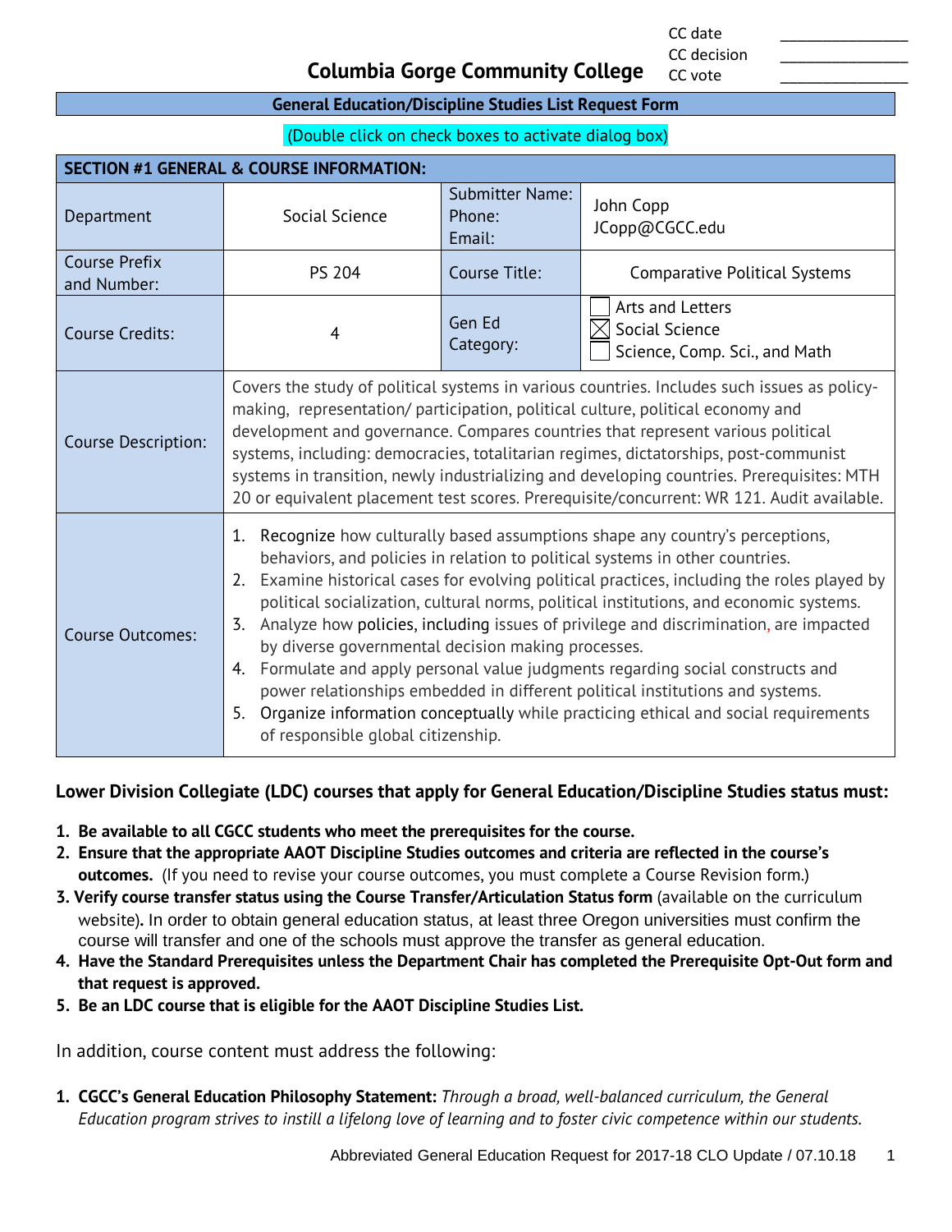CC date \_\_\_\_\_\_\_\_\_\_\_\_\_\_\_\_
CC decision \_\_\_\_\_\_\_\_\_\_\_\_\_\_\_\_
CC vote \_\_\_\_\_\_\_\_\_\_\_\_\_\_\_\_

# Columbia Gorge Community College

## General Education/Discipline Studies List Request Form

(Double click on check boxes to activate dialog box)

| SECTION #1 GENERAL & COURSE INFORMATION: | | | |
|---|---|---|---|
| Department | Social Science | Submitter Name: Phone: Email: | John Copp JCopp@CGCC.edu |
| Course Prefix and Number: | PS 204 | Course Title: | Comparative Political Systems |
| Course Credits: | 4 | Gen Ed Category: | ☐ Arts and Letters ☒ Social Science ☐ Science, Comp. Sci., and Math |
| Course Description: | Covers the study of political systems in various countries. Includes such issues as policy-making, representation/ participation, political culture, political economy and development and governance. Compares countries that represent various political systems, including: democracies, totalitarian regimes, dictatorships, post-communist systems in transition, newly industrializing and developing countries. Prerequisites: MTH 20 or equivalent placement test scores. Prerequisite/concurrent: WR 121. Audit available. | | |
| Course Outcomes: | 1. Recognize how culturally based assumptions shape any country's perceptions, behaviors, and policies in relation to political systems in other countries. 2. Examine historical cases for evolving political practices, including the roles played by political socialization, cultural norms, political institutions, and economic systems. 3. Analyze how policies, including issues of privilege and discrimination, are impacted by diverse governmental decision making processes. 4. Formulate and apply personal value judgments regarding social constructs and power relationships embedded in different political institutions and systems. 5. Organize information conceptually while practicing ethical and social requirements of responsible global citizenship. | | |

**Lower Division Collegiate (LDC) courses that apply for General Education/Discipline Studies status must:**

1. **Be available to all CGCC students who meet the prerequisites for the course.**
2. **Ensure that the appropriate AAOT Discipline Studies outcomes and criteria are reflected in the course's outcomes.** (If you need to revise your course outcomes, you must complete a Course Revision form.)
3. **Verify course transfer status using the Course Transfer/Articulation Status form** (available on the curriculum website)**.** In order to obtain general education status, at least three Oregon universities must confirm the course will transfer and one of the schools must approve the transfer as general education.
4. **Have the Standard Prerequisites unless the Department Chair has completed the Prerequisite Opt-Out form and that request is approved.**
5. **Be an LDC course that is eligible for the AAOT Discipline Studies List.**

In addition, course content must address the following:

1. **CGCC's General Education Philosophy Statement:** *Through a broad, well-balanced curriculum, the General Education program strives to instill a lifelong love of learning and to foster civic competence within our students.*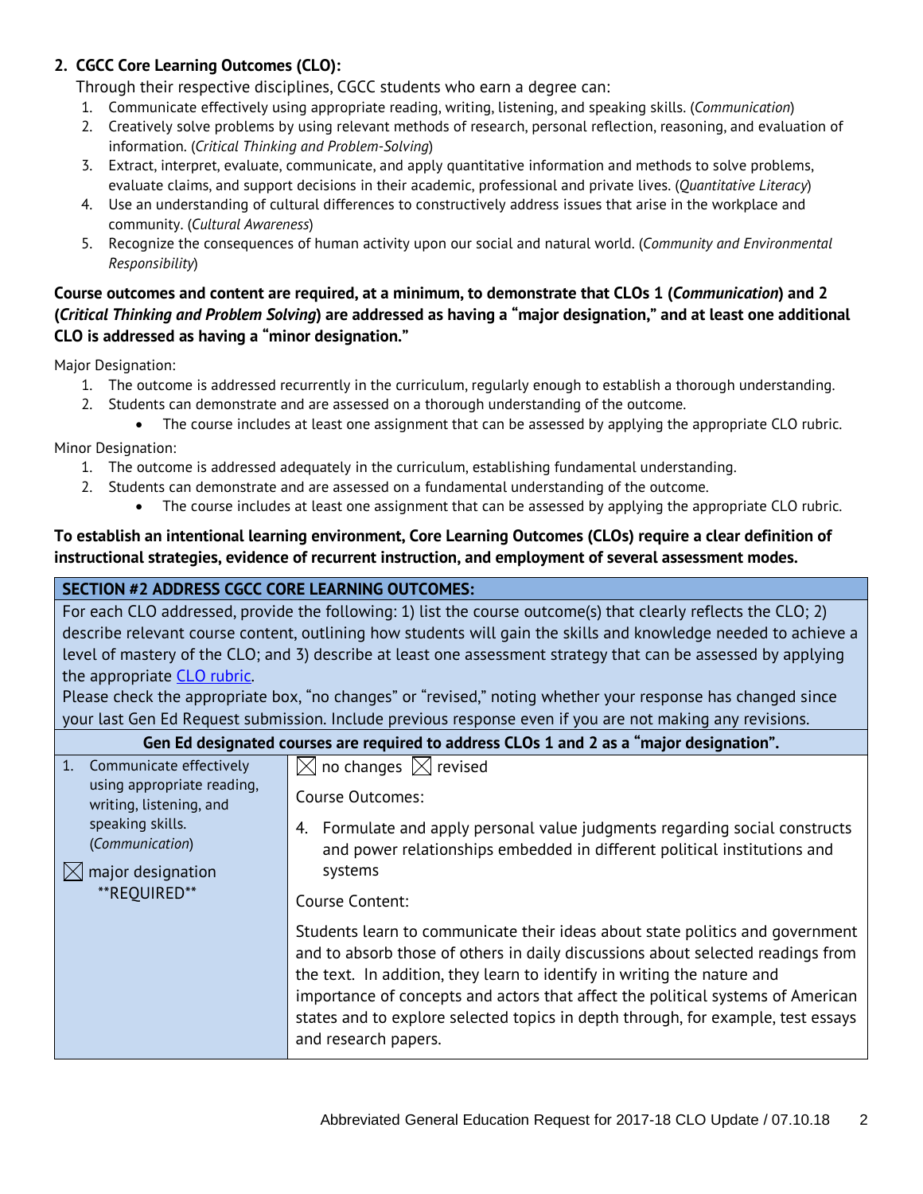## 2. CGCC Core Learning Outcomes (CLO):

Through their respective disciplines, CGCC students who earn a degree can:

1. Communicate effectively using appropriate reading, writing, listening, and speaking skills. (*Communication*)
2. Creatively solve problems by using relevant methods of research, personal reflection, reasoning, and evaluation of information. (*Critical Thinking and Problem-Solving*)
3. Extract, interpret, evaluate, communicate, and apply quantitative information and methods to solve problems, evaluate claims, and support decisions in their academic, professional and private lives. (*Quantitative Literacy*)
4. Use an understanding of cultural differences to constructively address issues that arise in the workplace and community. (*Cultural Awareness*)
5. Recognize the consequences of human activity upon our social and natural world. (*Community and Environmental Responsibility*)

**Course outcomes and content are required, at a minimum, to demonstrate that CLOs 1 (*Communication*) and 2 (*Critical Thinking and Problem Solving*) are addressed as having a "major designation," and at least one additional CLO is addressed as having a "minor designation."**

Major Designation:

1. The outcome is addressed recurrently in the curriculum, regularly enough to establish a thorough understanding.
2. Students can demonstrate and are assessed on a thorough understanding of the outcome.
   - The course includes at least one assignment that can be assessed by applying the appropriate CLO rubric.

Minor Designation:

1. The outcome is addressed adequately in the curriculum, establishing fundamental understanding.
2. Students can demonstrate and are assessed on a fundamental understanding of the outcome.
   - The course includes at least one assignment that can be assessed by applying the appropriate CLO rubric.

**To establish an intentional learning environment, Core Learning Outcomes (CLOs) require a clear definition of instructional strategies, evidence of recurrent instruction, and employment of several assessment modes.**

| **SECTION #2 ADDRESS CGCC CORE LEARNING OUTCOMES:** | |
|---|---|
| For each CLO addressed, provide the following: 1) list the course outcome(s) that clearly reflects the CLO; 2) describe relevant course content, outlining how students will gain the skills and knowledge needed to achieve a level of mastery of the CLO; and 3) describe at least one assessment strategy that can be assessed by applying the appropriate CLO rubric. Please check the appropriate box, "no changes" or "revised," noting whether your response has changed since your last Gen Ed Request submission. Include previous response even if you are not making any revisions. | |
| **Gen Ed designated courses are required to address CLOs 1 and 2 as a "major designation".** | |
| 1. Communicate effectively using appropriate reading, writing, listening, and speaking skills. (*Communication*)<br><br>☒ major designation **REQUIRED** | ☒ no changes ☒ revised<br><br>Course Outcomes:<br><br>4. Formulate and apply personal value judgments regarding social constructs and power relationships embedded in different political institutions and systems<br><br>Course Content:<br><br>Students learn to communicate their ideas about state politics and government and to absorb those of others in daily discussions about selected readings from the text. In addition, they learn to identify in writing the nature and importance of concepts and actors that affect the political systems of American states and to explore selected topics in depth through, for example, test essays and research papers. |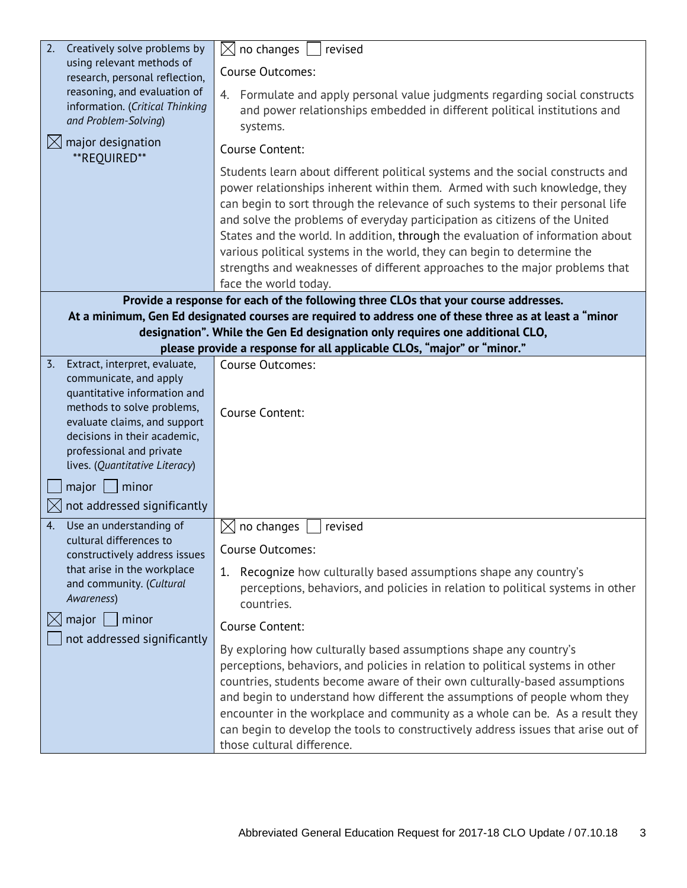| | |
|---|---|
| 2. Creatively solve problems by using relevant methods of research, personal reflection, reasoning, and evaluation of information. (*Critical Thinking and Problem-Solving*)<br><br>☒ major designation **REQUIRED** | ☒ no changes ☐ revised<br><br>Course Outcomes:<br><br>4. Formulate and apply personal value judgments regarding social constructs and power relationships embedded in different political institutions and systems.<br><br>Course Content:<br><br>Students learn about different political systems and the social constructs and power relationships inherent within them. Armed with such knowledge, they can begin to sort through the relevance of such systems to their personal life and solve the problems of everyday participation as citizens of the United States and the world. In addition, through the evaluation of information about various political systems in the world, they can begin to determine the strengths and weaknesses of different approaches to the major problems that face the world today. |
| **Provide a response for each of the following three CLOs that your course addresses. At a minimum, Gen Ed designated courses are required to address one of these three as at least a "minor designation". While the Gen Ed designation only requires one additional CLO, please provide a response for all applicable CLOs, "major" or "minor."** | |
| 3. Extract, interpret, evaluate, communicate, and apply quantitative information and methods to solve problems, evaluate claims, and support decisions in their academic, professional and private lives. (*Quantitative Literacy*)<br><br>☐ major ☐ minor<br><br>☒ not addressed significantly | Course Outcomes:<br><br>Course Content: |
| 4. Use an understanding of cultural differences to constructively address issues that arise in the workplace and community. (*Cultural Awareness*)<br><br>☒ major ☐ minor<br><br>☐ not addressed significantly | ☒ no changes ☐ revised<br><br>Course Outcomes:<br><br>1. Recognize how culturally based assumptions shape any country's perceptions, behaviors, and policies in relation to political systems in other countries.<br><br>Course Content:<br><br>By exploring how culturally based assumptions shape any country's perceptions, behaviors, and policies in relation to political systems in other countries, students become aware of their own culturally-based assumptions and begin to understand how different the assumptions of people whom they encounter in the workplace and community as a whole can be. As a result they can begin to develop the tools to constructively address issues that arise out of those cultural difference. |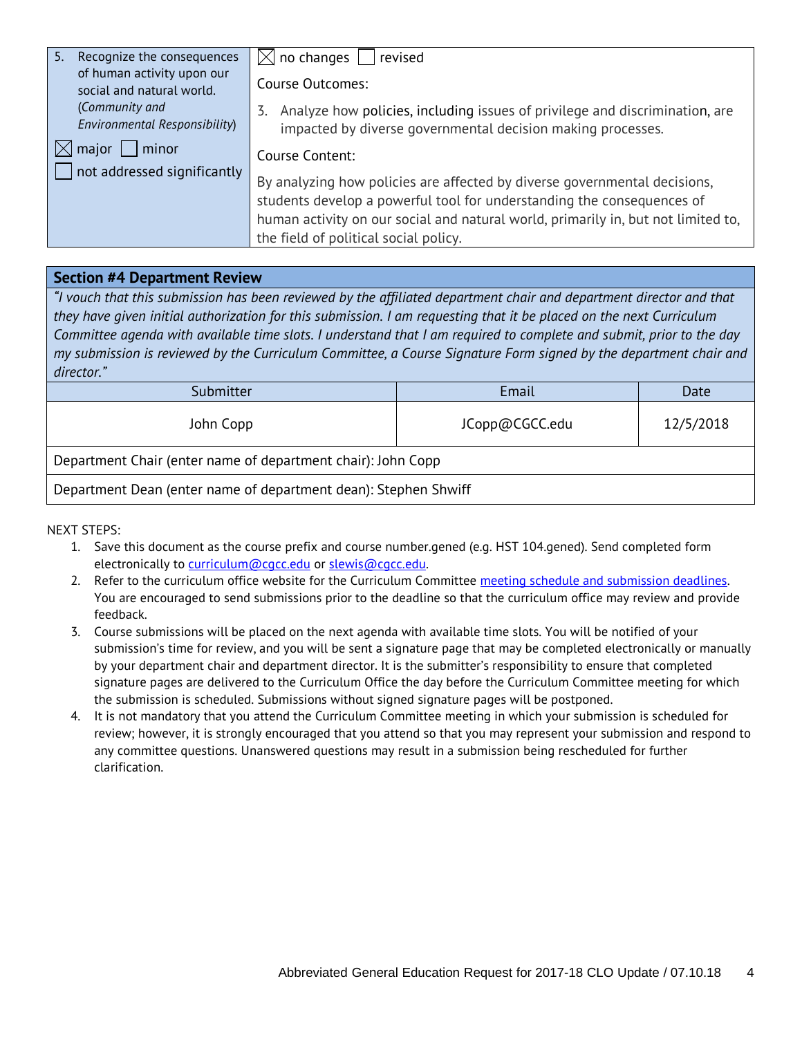| | |
|---|---|
| 5. Recognize the consequences of human activity upon our social and natural world. (*Community and Environmental Responsibility*)<br><br>☒ major ☐ minor<br>☐ not addressed significantly | ☒ no changes ☐ revised<br><br>Course Outcomes:<br><br>3. Analyze how policies, including issues of privilege and discrimination, are impacted by diverse governmental decision making processes.<br><br>Course Content:<br><br>By analyzing how policies are affected by diverse governmental decisions, students develop a powerful tool for understanding the consequences of human activity on our social and natural world, primarily in, but not limited to, the field of political social policy. |

## Section #4 Department Review

*"I vouch that this submission has been reviewed by the affiliated department chair and department director and that they have given initial authorization for this submission. I am requesting that it be placed on the next Curriculum Committee agenda with available time slots. I understand that I am required to complete and submit, prior to the day my submission is reviewed by the Curriculum Committee, a Course Signature Form signed by the department chair and director."*

| Submitter | Email | Date |
|---|---|---|
| John Copp | JCopp@CGCC.edu | 12/5/2018 |
| Department Chair (enter name of department chair): John Copp | | |
| Department Dean (enter name of department dean): Stephen Shwiff | | |

NEXT STEPS:

1. Save this document as the course prefix and course number.gened (e.g. HST 104.gened). Send completed form electronically to curriculum@cgcc.edu or slewis@cgcc.edu.
2. Refer to the curriculum office website for the Curriculum Committee meeting schedule and submission deadlines. You are encouraged to send submissions prior to the deadline so that the curriculum office may review and provide feedback.
3. Course submissions will be placed on the next agenda with available time slots. You will be notified of your submission's time for review, and you will be sent a signature page that may be completed electronically or manually by your department chair and department director. It is the submitter's responsibility to ensure that completed signature pages are delivered to the Curriculum Office the day before the Curriculum Committee meeting for which the submission is scheduled. Submissions without signed signature pages will be postponed.
4. It is not mandatory that you attend the Curriculum Committee meeting in which your submission is scheduled for review; however, it is strongly encouraged that you attend so that you may represent your submission and respond to any committee questions. Unanswered questions may result in a submission being rescheduled for further clarification.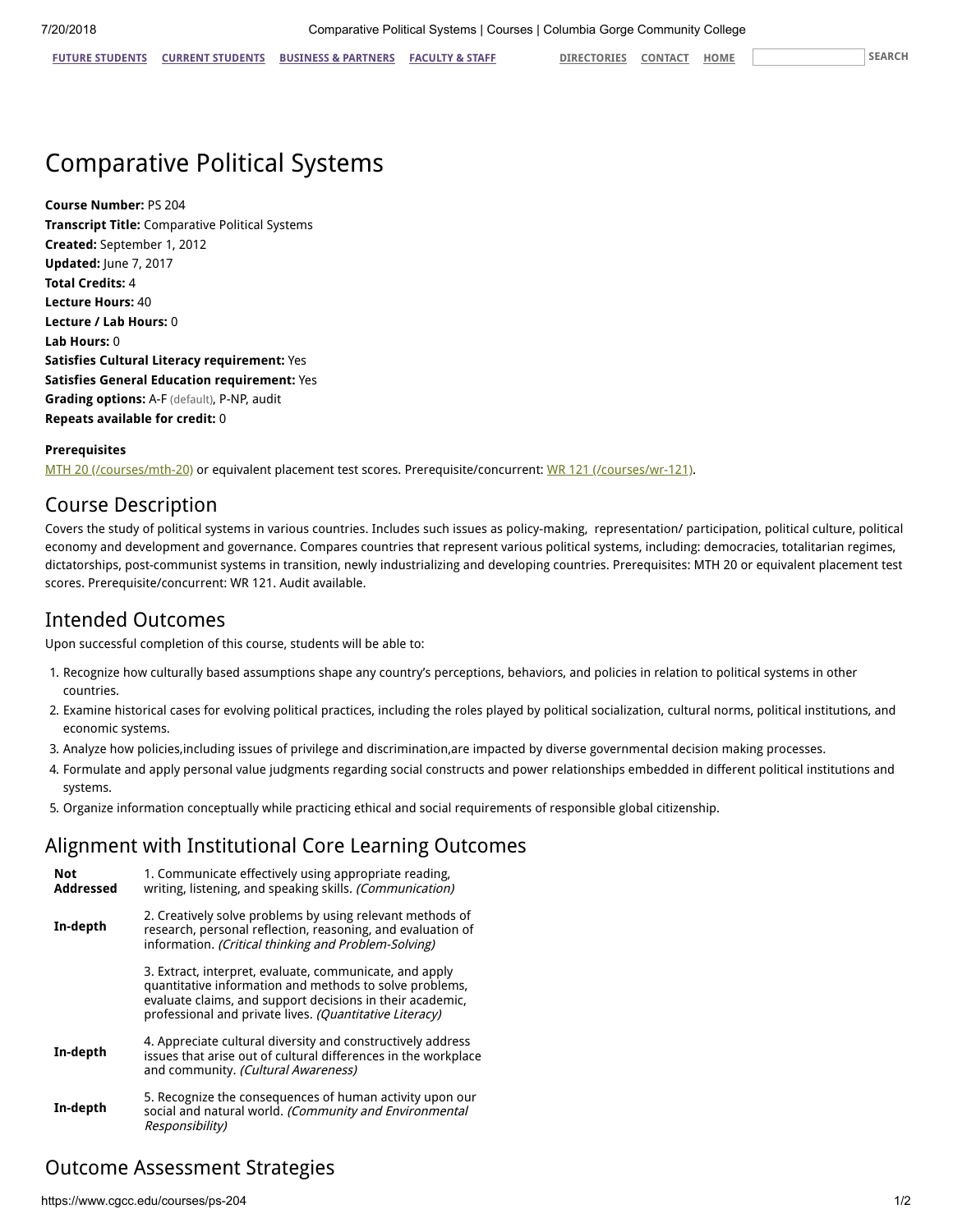# Comparative Political Systems

**Course Number:** PS 204
**Transcript Title:** Comparative Political Systems
**Created:** September 1, 2012
**Updated:** June 7, 2017
**Total Credits:** 4
**Lecture Hours:** 40
**Lecture / Lab Hours:** 0
**Lab Hours:** 0
**Satisfies Cultural Literacy requirement:** Yes
**Satisfies General Education requirement:** Yes
**Grading options:** A-F (default), P-NP, audit
**Repeats available for credit:** 0

**Prerequisites**

MTH 20 (/courses/mth-20) or equivalent placement test scores. Prerequisite/concurrent: WR 121 (/courses/wr-121).

## Course Description

Covers the study of political systems in various countries. Includes such issues as policy-making, representation/ participation, political culture, political economy and development and governance. Compares countries that represent various political systems, including: democracies, totalitarian regimes, dictatorships, post-communist systems in transition, newly industrializing and developing countries. Prerequisites: MTH 20 or equivalent placement test scores. Prerequisite/concurrent: WR 121. Audit available.

## Intended Outcomes

Upon successful completion of this course, students will be able to:

1. Recognize how culturally based assumptions shape any country's perceptions, behaviors, and policies in relation to political systems in other countries.
2. Examine historical cases for evolving political practices, including the roles played by political socialization, cultural norms, political institutions, and economic systems.
3. Analyze how policies,including issues of privilege and discrimination,are impacted by diverse governmental decision making processes.
4. Formulate and apply personal value judgments regarding social constructs and power relationships embedded in different political institutions and systems.
5. Organize information conceptually while practicing ethical and social requirements of responsible global citizenship.

## Alignment with Institutional Core Learning Outcomes

| | |
|---|---|
| **Not Addressed** | 1. Communicate effectively using appropriate reading, writing, listening, and speaking skills. *(Communication)* |
| **In-depth** | 2. Creatively solve problems by using relevant methods of research, personal reflection, reasoning, and evaluation of information. *(Critical thinking and Problem-Solving)* |
| | 3. Extract, interpret, evaluate, communicate, and apply quantitative information and methods to solve problems, evaluate claims, and support decisions in their academic, professional and private lives. *(Quantitative Literacy)* |
| **In-depth** | 4. Appreciate cultural diversity and constructively address issues that arise out of cultural differences in the workplace and community. *(Cultural Awareness)* |
| **In-depth** | 5. Recognize the consequences of human activity upon our social and natural world. *(Community and Environmental Responsibility)* |

## Outcome Assessment Strategies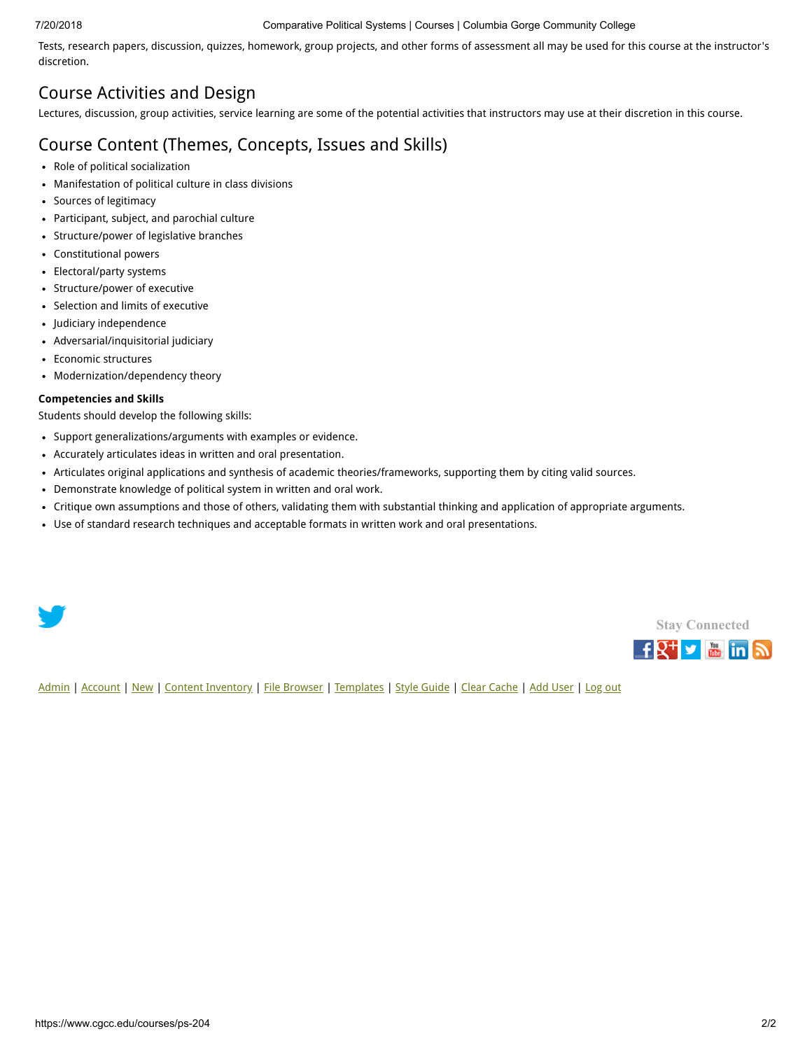Tests, research papers, discussion, quizzes, homework, group projects, and other forms of assessment all may be used for this course at the instructor's discretion.

## Course Activities and Design

Lectures, discussion, group activities, service learning are some of the potential activities that instructors may use at their discretion in this course.

## Course Content (Themes, Concepts, Issues and Skills)

- Role of political socialization
- Manifestation of political culture in class divisions
- Sources of legitimacy
- Participant, subject, and parochial culture
- Structure/power of legislative branches
- Constitutional powers
- Electoral/party systems
- Structure/power of executive
- Selection and limits of executive
- Judiciary independence
- Adversarial/inquisitorial judiciary
- Economic structures
- Modernization/dependency theory

**Competencies and Skills**

Students should develop the following skills:

- Support generalizations/arguments with examples or evidence.
- Accurately articulates ideas in written and oral presentation.
- Articulates original applications and synthesis of academic theories/frameworks, supporting them by citing valid sources.
- Demonstrate knowledge of political system in written and oral work.
- Critique own assumptions and those of others, validating them with substantial thinking and application of appropriate arguments.
- Use of standard research techniques and acceptable formats in written work and oral presentations.

Stay Connected

Admin | Account | New | Content Inventory | File Browser | Templates | Style Guide | Clear Cache | Add User | Log out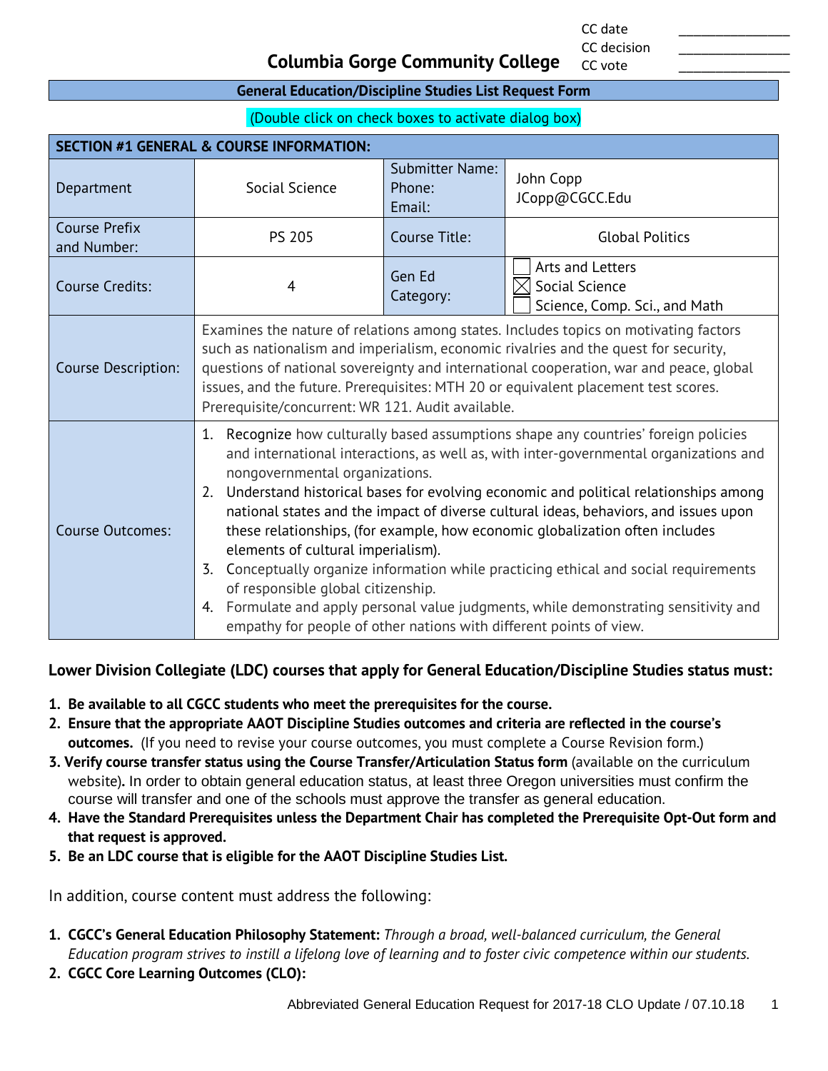CC date \_\_\_\_\_\_\_\_\_\_\_\_\_\_\_\_
CC decision \_\_\_\_\_\_\_\_\_\_\_\_\_\_\_\_
CC vote \_\_\_\_\_\_\_\_\_\_\_\_\_\_\_\_

# Columbia Gorge Community College

**General Education/Discipline Studies List Request Form**

(Double click on check boxes to activate dialog box)

| **SECTION #1 GENERAL & COURSE INFORMATION:** | | | |
|---|---|---|---|
| Department | Social Science | Submitter Name: Phone: Email: | John Copp JCopp@CGCC.Edu |
| Course Prefix and Number: | PS 205 | Course Title: | Global Politics |
| Course Credits: | 4 | Gen Ed Category: | ☐ Arts and Letters<br>☒ Social Science<br>☐ Science, Comp. Sci., and Math |
| Course Description: | Examines the nature of relations among states. Includes topics on motivating factors such as nationalism and imperialism, economic rivalries and the quest for security, questions of national sovereignty and international cooperation, war and peace, global issues, and the future. Prerequisites: MTH 20 or equivalent placement test scores. Prerequisite/concurrent: WR 121. Audit available. | | |
| Course Outcomes: | 1. Recognize how culturally based assumptions shape any countries' foreign policies and international interactions, as well as, with inter-governmental organizations and nongovernmental organizations.<br>2. Understand historical bases for evolving economic and political relationships among national states and the impact of diverse cultural ideas, behaviors, and issues upon these relationships, (for example, how economic globalization often includes elements of cultural imperialism).<br>3. Conceptually organize information while practicing ethical and social requirements of responsible global citizenship.<br>4. Formulate and apply personal value judgments, while demonstrating sensitivity and empathy for people of other nations with different points of view. | | |

**Lower Division Collegiate (LDC) courses that apply for General Education/Discipline Studies status must:**

1. **Be available to all CGCC students who meet the prerequisites for the course.**
2. **Ensure that the appropriate AAOT Discipline Studies outcomes and criteria are reflected in the course's outcomes.** (If you need to revise your course outcomes, you must complete a Course Revision form.)
3. **Verify course transfer status using the Course Transfer/Articulation Status form** (available on the curriculum website)**.** In order to obtain general education status, at least three Oregon universities must confirm the course will transfer and one of the schools must approve the transfer as general education.
4. **Have the Standard Prerequisites unless the Department Chair has completed the Prerequisite Opt-Out form and that request is approved.**
5. **Be an LDC course that is eligible for the AAOT Discipline Studies List.**

In addition, course content must address the following:

1. **CGCC's General Education Philosophy Statement:** *Through a broad, well-balanced curriculum, the General Education program strives to instill a lifelong love of learning and to foster civic competence within our students.*
2. **CGCC Core Learning Outcomes (CLO):**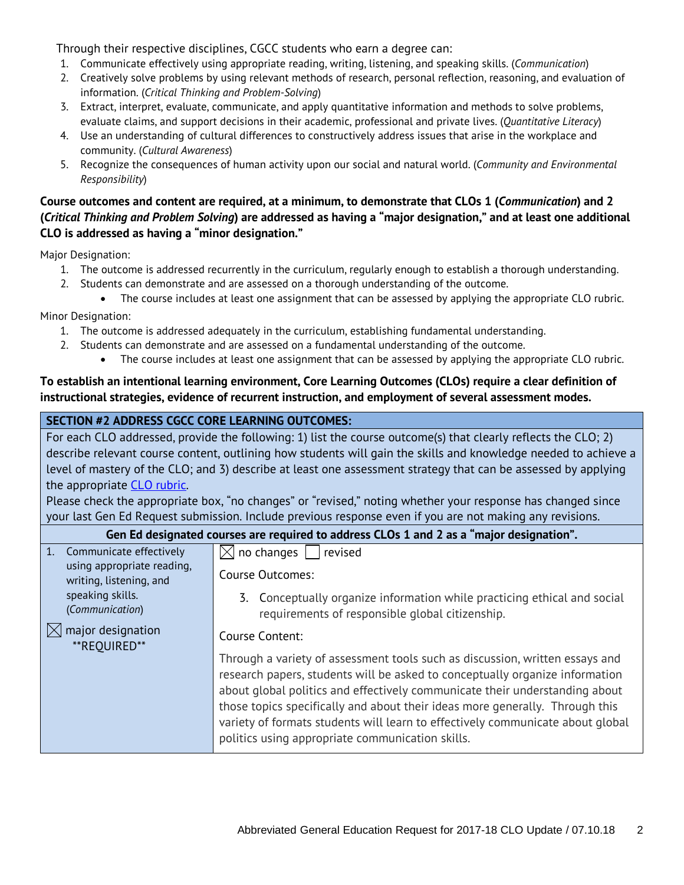Through their respective disciplines, CGCC students who earn a degree can:

1. Communicate effectively using appropriate reading, writing, listening, and speaking skills. (*Communication*)
2. Creatively solve problems by using relevant methods of research, personal reflection, reasoning, and evaluation of information. (*Critical Thinking and Problem-Solving*)
3. Extract, interpret, evaluate, communicate, and apply quantitative information and methods to solve problems, evaluate claims, and support decisions in their academic, professional and private lives. (*Quantitative Literacy*)
4. Use an understanding of cultural differences to constructively address issues that arise in the workplace and community. (*Cultural Awareness*)
5. Recognize the consequences of human activity upon our social and natural world. (*Community and Environmental Responsibility*)

**Course outcomes and content are required, at a minimum, to demonstrate that CLOs 1 (*Communication*) and 2 (*Critical Thinking and Problem Solving*) are addressed as having a "major designation," and at least one additional CLO is addressed as having a "minor designation."**

Major Designation:

1. The outcome is addressed recurrently in the curriculum, regularly enough to establish a thorough understanding.
2. Students can demonstrate and are assessed on a thorough understanding of the outcome.
   - The course includes at least one assignment that can be assessed by applying the appropriate CLO rubric.

Minor Designation:

1. The outcome is addressed adequately in the curriculum, establishing fundamental understanding.
2. Students can demonstrate and are assessed on a fundamental understanding of the outcome.
   - The course includes at least one assignment that can be assessed by applying the appropriate CLO rubric.

**To establish an intentional learning environment, Core Learning Outcomes (CLOs) require a clear definition of instructional strategies, evidence of recurrent instruction, and employment of several assessment modes.**

| **SECTION #2 ADDRESS CGCC CORE LEARNING OUTCOMES:** | |
|---|---|
| For each CLO addressed, provide the following: 1) list the course outcome(s) that clearly reflects the CLO; 2) describe relevant course content, outlining how students will gain the skills and knowledge needed to achieve a level of mastery of the CLO; and 3) describe at least one assessment strategy that can be assessed by applying the appropriate CLO rubric. Please check the appropriate box, "no changes" or "revised," noting whether your response has changed since your last Gen Ed Request submission. Include previous response even if you are not making any revisions. | |
| **Gen Ed designated courses are required to address CLOs 1 and 2 as a "major designation".** | |
| 1. Communicate effectively using appropriate reading, writing, listening, and speaking skills. (*Communication*)<br><br>☒ major designation **REQUIRED** | ☒ no changes ☐ revised<br><br>Course Outcomes:<br><br>3. Conceptually organize information while practicing ethical and social requirements of responsible global citizenship.<br><br>Course Content:<br><br>Through a variety of assessment tools such as discussion, written essays and research papers, students will be asked to conceptually organize information about global politics and effectively communicate their understanding about those topics specifically and about their ideas more generally. Through this variety of formats students will learn to effectively communicate about global politics using appropriate communication skills. |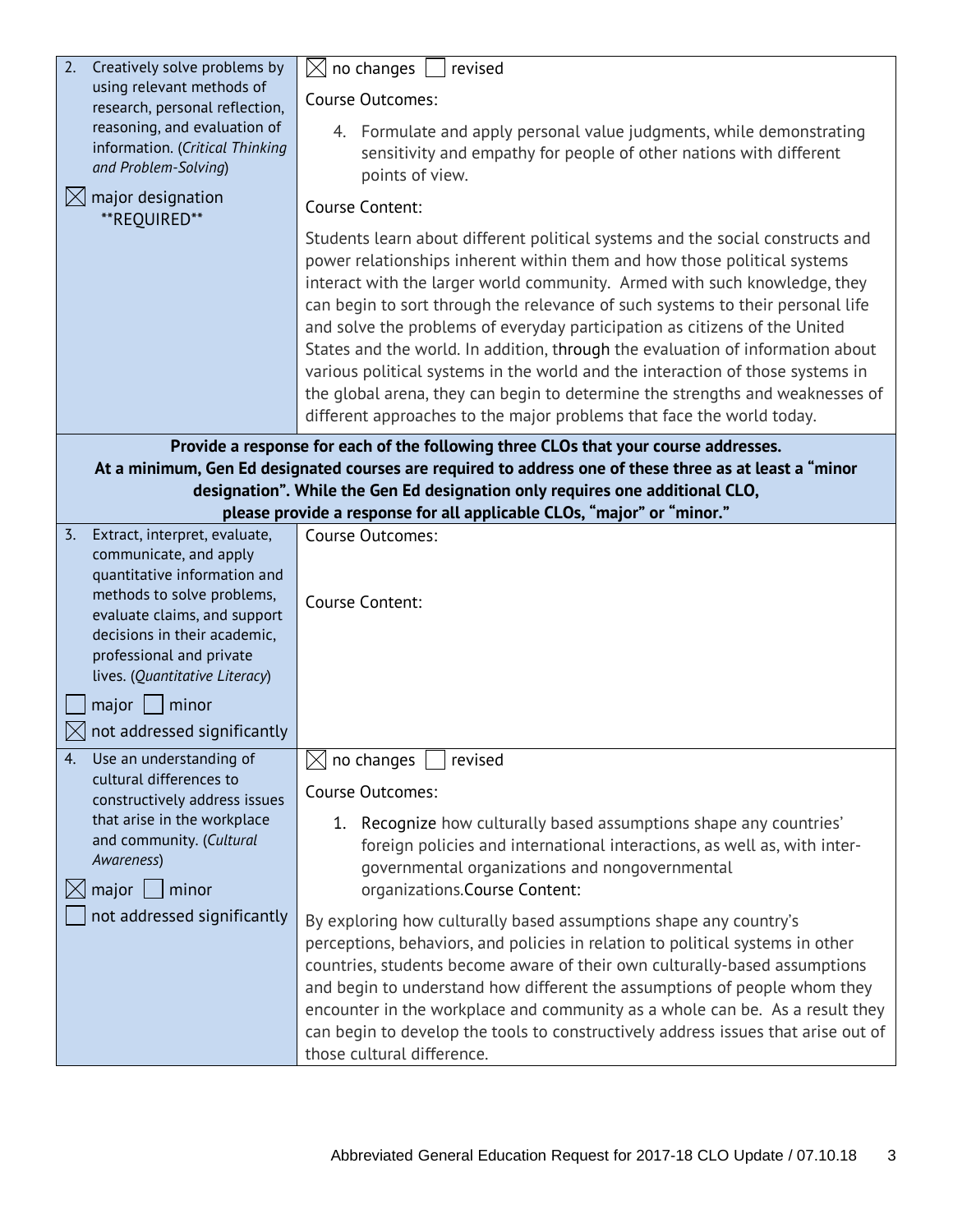| | |
|---|---|
| 2. Creatively solve problems by using relevant methods of research, personal reflection, reasoning, and evaluation of information. (*Critical Thinking and Problem-Solving*)<br><br>☒ major designation \*\*REQUIRED\*\* | ☒ no changes ☐ revised<br><br>Course Outcomes:<br><br>4. Formulate and apply personal value judgments, while demonstrating sensitivity and empathy for people of other nations with different points of view.<br><br>Course Content:<br><br>Students learn about different political systems and the social constructs and power relationships inherent within them and how those political systems interact with the larger world community. Armed with such knowledge, they can begin to sort through the relevance of such systems to their personal life and solve the problems of everyday participation as citizens of the United States and the world. In addition, through the evaluation of information about various political systems in the world and the interaction of those systems in the global arena, they can begin to determine the strengths and weaknesses of different approaches to the major problems that face the world today. |
| **Provide a response for each of the following three CLOs that your course addresses. At a minimum, Gen Ed designated courses are required to address one of these three as at least a "minor designation". While the Gen Ed designation only requires one additional CLO, please provide a response for all applicable CLOs, "major" or "minor."** | |
| 3. Extract, interpret, evaluate, communicate, and apply quantitative information and methods to solve problems, evaluate claims, and support decisions in their academic, professional and private lives. (*Quantitative Literacy*)<br><br>☐ major ☐ minor<br><br>☒ not addressed significantly | Course Outcomes:<br><br>Course Content: |
| 4. Use an understanding of cultural differences to constructively address issues that arise in the workplace and community. (*Cultural Awareness*)<br><br>☒ major ☐ minor<br><br>☐ not addressed significantly | ☒ no changes ☐ revised<br><br>Course Outcomes:<br><br>1. Recognize how culturally based assumptions shape any countries' foreign policies and international interactions, as well as, with inter-governmental organizations and nongovernmental organizations.Course Content:<br><br>By exploring how culturally based assumptions shape any country's perceptions, behaviors, and policies in relation to political systems in other countries, students become aware of their own culturally-based assumptions and begin to understand how different the assumptions of people whom they encounter in the workplace and community as a whole can be. As a result they can begin to develop the tools to constructively address issues that arise out of those cultural difference. |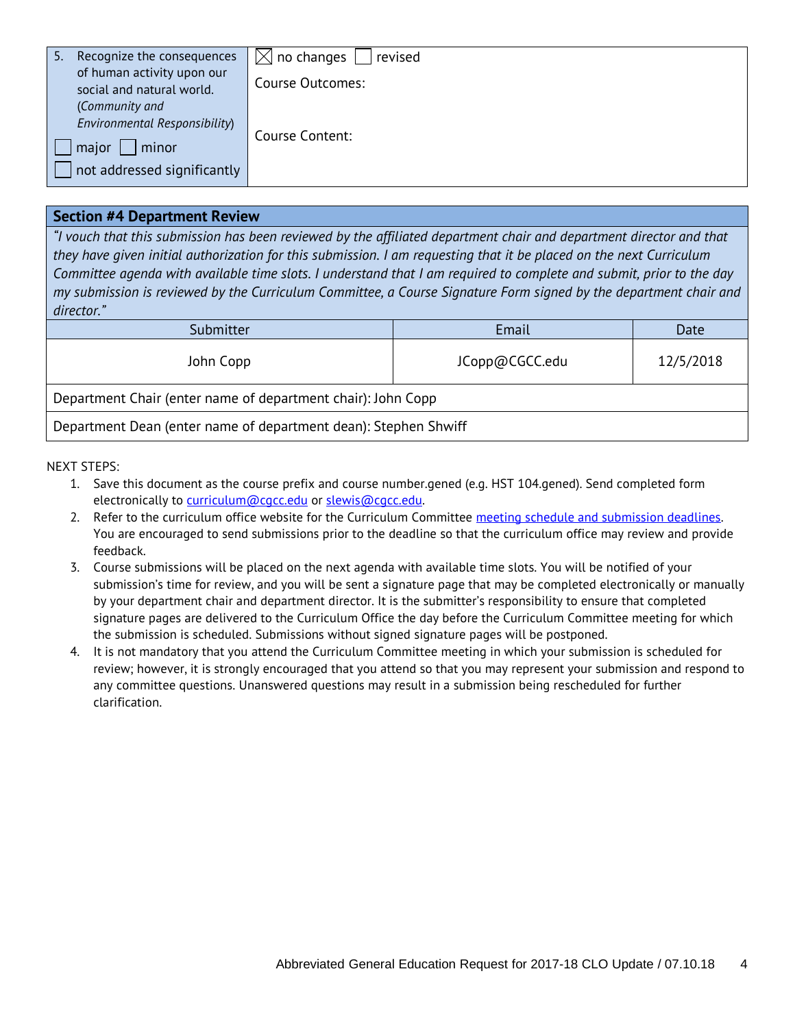| 5. Recognize the consequences of human activity upon our social and natural world. (*Community and Environmental Responsibility*)<br>☐ major ☐ minor<br>☐ not addressed significantly | ☒ no changes ☐ revised<br>Course Outcomes:<br><br>Course Content: |
|---|---|

| **Section #4 Department Review** | | |
|---|---|---|
| *"I vouch that this submission has been reviewed by the affiliated department chair and department director and that they have given initial authorization for this submission. I am requesting that it be placed on the next Curriculum Committee agenda with available time slots. I understand that I am required to complete and submit, prior to the day my submission is reviewed by the Curriculum Committee, a Course Signature Form signed by the department chair and director."* | | |
| Submitter | Email | Date |
| John Copp | JCopp@CGCC.edu | 12/5/2018 |
| Department Chair (enter name of department chair): John Copp | | |
| Department Dean (enter name of department dean): Stephen Shwiff | | |

NEXT STEPS:

1. Save this document as the course prefix and course number.gened (e.g. HST 104.gened). Send completed form electronically to curriculum@cgcc.edu or slewis@cgcc.edu.
2. Refer to the curriculum office website for the Curriculum Committee meeting schedule and submission deadlines. You are encouraged to send submissions prior to the deadline so that the curriculum office may review and provide feedback.
3. Course submissions will be placed on the next agenda with available time slots. You will be notified of your submission's time for review, and you will be sent a signature page that may be completed electronically or manually by your department chair and department director. It is the submitter's responsibility to ensure that completed signature pages are delivered to the Curriculum Office the day before the Curriculum Committee meeting for which the submission is scheduled. Submissions without signed signature pages will be postponed.
4. It is not mandatory that you attend the Curriculum Committee meeting in which your submission is scheduled for review; however, it is strongly encouraged that you attend so that you may represent your submission and respond to any committee questions. Unanswered questions may result in a submission being rescheduled for further clarification.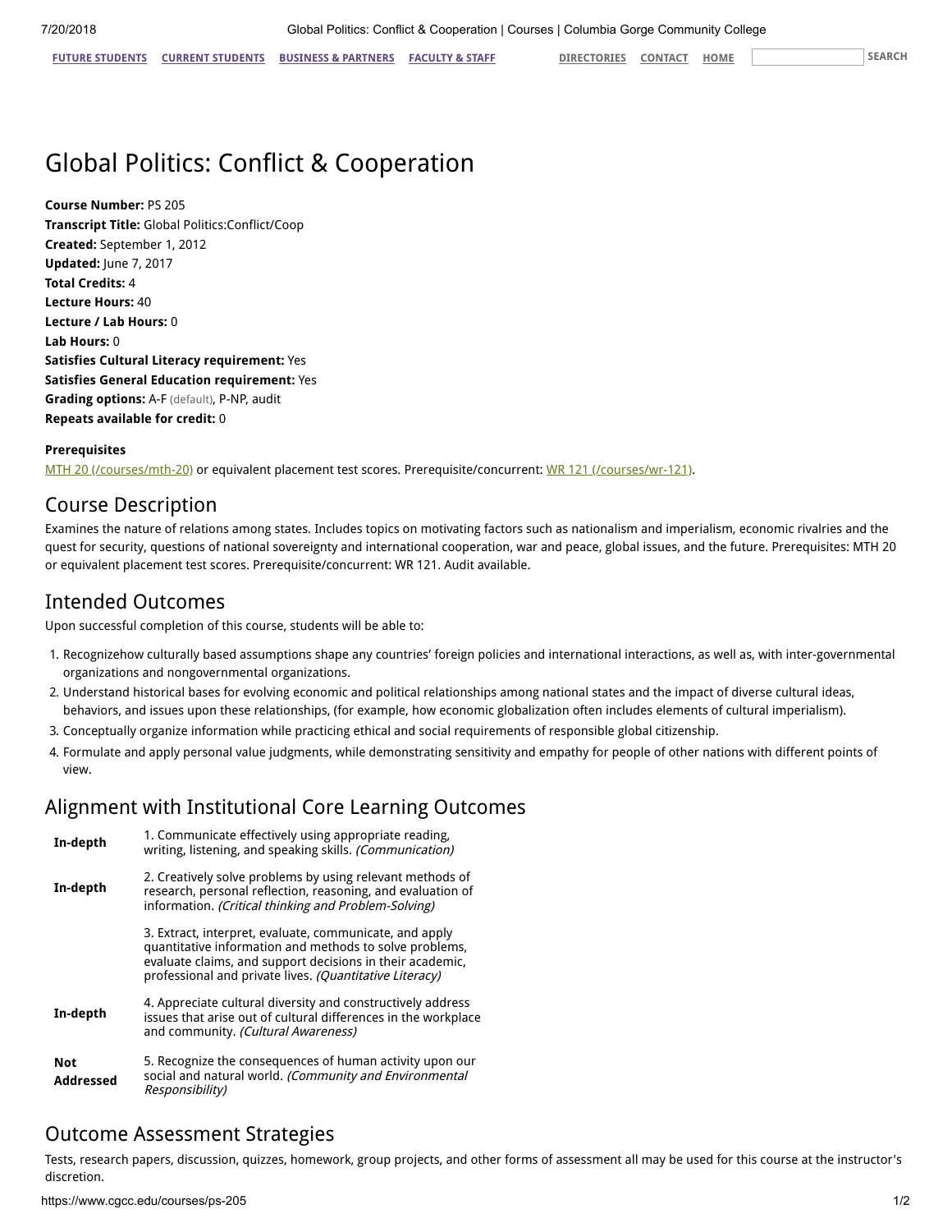# Global Politics: Conflict & Cooperation

**Course Number:** PS 205
**Transcript Title:** Global Politics:Conflict/Coop
**Created:** September 1, 2012
**Updated:** June 7, 2017
**Total Credits:** 4
**Lecture Hours:** 40
**Lecture / Lab Hours:** 0
**Lab Hours:** 0
**Satisfies Cultural Literacy requirement:** Yes
**Satisfies General Education requirement:** Yes
**Grading options:** A-F (default), P-NP, audit
**Repeats available for credit:** 0

**Prerequisites**

MTH 20 (/courses/mth-20) or equivalent placement test scores. Prerequisite/concurrent: WR 121 (/courses/wr-121).

## Course Description

Examines the nature of relations among states. Includes topics on motivating factors such as nationalism and imperialism, economic rivalries and the quest for security, questions of national sovereignty and international cooperation, war and peace, global issues, and the future. Prerequisites: MTH 20 or equivalent placement test scores. Prerequisite/concurrent: WR 121. Audit available.

## Intended Outcomes

Upon successful completion of this course, students will be able to:

1. Recognizehow culturally based assumptions shape any countries' foreign policies and international interactions, as well as, with inter-governmental organizations and nongovernmental organizations.
2. Understand historical bases for evolving economic and political relationships among national states and the impact of diverse cultural ideas, behaviors, and issues upon these relationships, (for example, how economic globalization often includes elements of cultural imperialism).
3. Conceptually organize information while practicing ethical and social requirements of responsible global citizenship.
4. Formulate and apply personal value judgments, while demonstrating sensitivity and empathy for people of other nations with different points of view.

## Alignment with Institutional Core Learning Outcomes

| | |
|---|---|
| **In-depth** | 1. Communicate effectively using appropriate reading, writing, listening, and speaking skills. *(Communication)* |
| **In-depth** | 2. Creatively solve problems by using relevant methods of research, personal reflection, reasoning, and evaluation of information. *(Critical thinking and Problem-Solving)* |
| | 3. Extract, interpret, evaluate, communicate, and apply quantitative information and methods to solve problems, evaluate claims, and support decisions in their academic, professional and private lives. *(Quantitative Literacy)* |
| **In-depth** | 4. Appreciate cultural diversity and constructively address issues that arise out of cultural differences in the workplace and community. *(Cultural Awareness)* |
| **Not Addressed** | 5. Recognize the consequences of human activity upon our social and natural world. *(Community and Environmental Responsibility)* |

## Outcome Assessment Strategies

Tests, research papers, discussion, quizzes, homework, group projects, and other forms of assessment all may be used for this course at the instructor's discretion.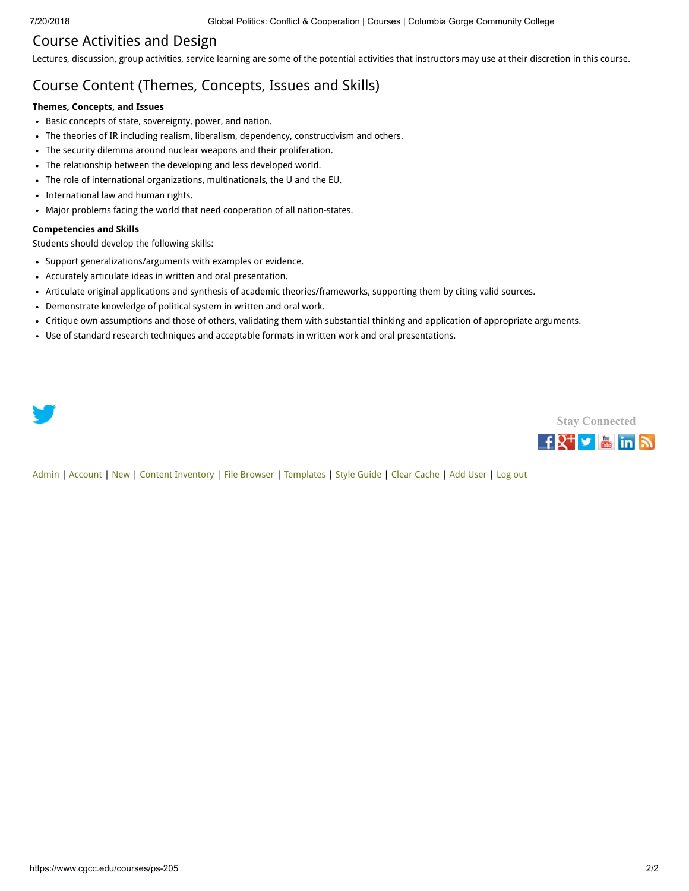## Course Activities and Design

Lectures, discussion, group activities, service learning are some of the potential activities that instructors may use at their discretion in this course.

## Course Content (Themes, Concepts, Issues and Skills)

**Themes, Concepts, and Issues**

- Basic concepts of state, sovereignty, power, and nation.
- The theories of IR including realism, liberalism, dependency, constructivism and others.
- The security dilemma around nuclear weapons and their proliferation.
- The relationship between the developing and less developed world.
- The role of international organizations, multinationals, the U and the EU.
- International law and human rights.
- Major problems facing the world that need cooperation of all nation-states.

**Competencies and Skills**

Students should develop the following skills:

- Support generalizations/arguments with examples or evidence.
- Accurately articulate ideas in written and oral presentation.
- Articulate original applications and synthesis of academic theories/frameworks, supporting them by citing valid sources.
- Demonstrate knowledge of political system in written and oral work.
- Critique own assumptions and those of others, validating them with substantial thinking and application of appropriate arguments.
- Use of standard research techniques and acceptable formats in written work and oral presentations.

Stay Connected

Admin | Account | New | Content Inventory | File Browser | Templates | Style Guide | Clear Cache | Add User | Log out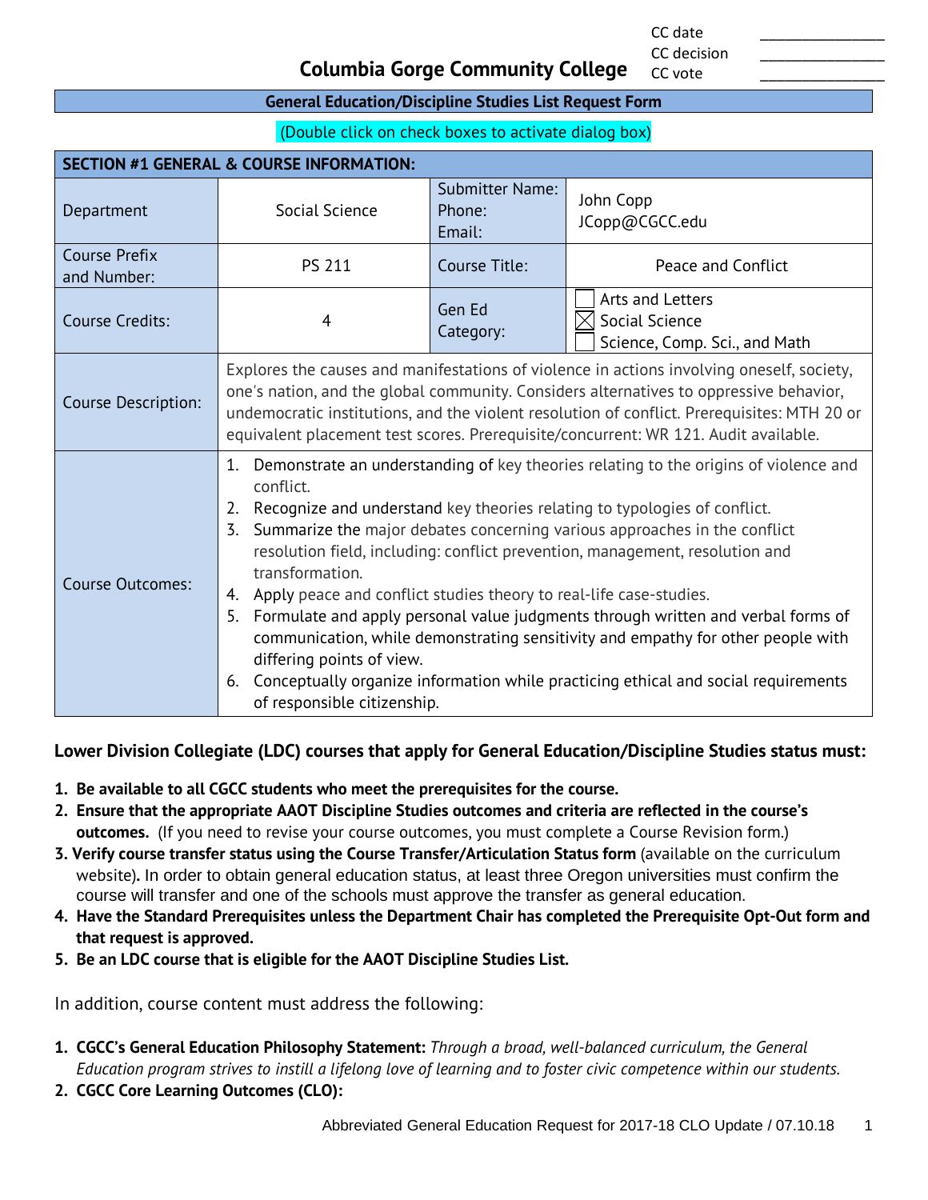| CC date | ________________ |
|---|---|
| CC decision | ________________ |
| CC vote | ________________ |

# Columbia Gorge Community College

## General Education/Discipline Studies List Request Form

(Double click on check boxes to activate dialog box)

| SECTION #1 GENERAL & COURSE INFORMATION: | | | |
|---|---|---|---|
| Department | Social Science | Submitter Name: Phone: Email: | John Copp JCopp@CGCC.edu |
| Course Prefix and Number: | PS 211 | Course Title: | Peace and Conflict |
| Course Credits: | 4 | Gen Ed Category: | ☐ Arts and Letters ☒ Social Science ☐ Science, Comp. Sci., and Math |
| Course Description: | Explores the causes and manifestations of violence in actions involving oneself, society, one's nation, and the global community. Considers alternatives to oppressive behavior, undemocratic institutions, and the violent resolution of conflict. Prerequisites: MTH 20 or equivalent placement test scores. Prerequisite/concurrent: WR 121. Audit available. | | |
| Course Outcomes: | 1. Demonstrate an understanding of key theories relating to the origins of violence and conflict. 2. Recognize and understand key theories relating to typologies of conflict. 3. Summarize the major debates concerning various approaches in the conflict resolution field, including: conflict prevention, management, resolution and transformation. 4. Apply peace and conflict studies theory to real-life case-studies. 5. Formulate and apply personal value judgments through written and verbal forms of communication, while demonstrating sensitivity and empathy for other people with differing points of view. 6. Conceptually organize information while practicing ethical and social requirements of responsible citizenship. | | |

**Lower Division Collegiate (LDC) courses that apply for General Education/Discipline Studies status must:**

1. **Be available to all CGCC students who meet the prerequisites for the course.**
2. **Ensure that the appropriate AAOT Discipline Studies outcomes and criteria are reflected in the course's outcomes.** (If you need to revise your course outcomes, you must complete a Course Revision form.)
3. **Verify course transfer status using the Course Transfer/Articulation Status form** (available on the curriculum website)**.** In order to obtain general education status, at least three Oregon universities must confirm the course will transfer and one of the schools must approve the transfer as general education.
4. **Have the Standard Prerequisites unless the Department Chair has completed the Prerequisite Opt-Out form and that request is approved.**
5. **Be an LDC course that is eligible for the AAOT Discipline Studies List.**

In addition, course content must address the following:

1. **CGCC's General Education Philosophy Statement:** *Through a broad, well-balanced curriculum, the General Education program strives to instill a lifelong love of learning and to foster civic competence within our students.*
2. **CGCC Core Learning Outcomes (CLO):**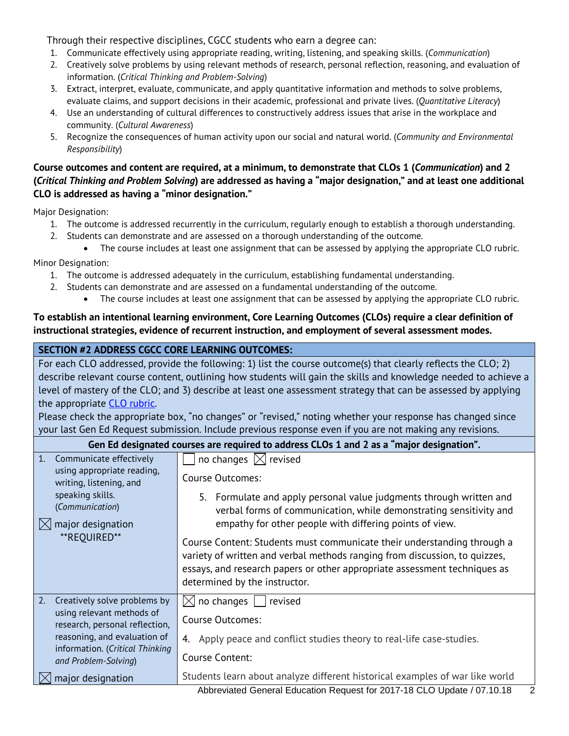Through their respective disciplines, CGCC students who earn a degree can:

1. Communicate effectively using appropriate reading, writing, listening, and speaking skills. (*Communication*)
2. Creatively solve problems by using relevant methods of research, personal reflection, reasoning, and evaluation of information. (*Critical Thinking and Problem-Solving*)
3. Extract, interpret, evaluate, communicate, and apply quantitative information and methods to solve problems, evaluate claims, and support decisions in their academic, professional and private lives. (*Quantitative Literacy*)
4. Use an understanding of cultural differences to constructively address issues that arise in the workplace and community. (*Cultural Awareness*)
5. Recognize the consequences of human activity upon our social and natural world. (*Community and Environmental Responsibility*)

**Course outcomes and content are required, at a minimum, to demonstrate that CLOs 1 (*Communication*) and 2 (*Critical Thinking and Problem Solving*) are addressed as having a "major designation," and at least one additional CLO is addressed as having a "minor designation."**

Major Designation:

1. The outcome is addressed recurrently in the curriculum, regularly enough to establish a thorough understanding.
2. Students can demonstrate and are assessed on a thorough understanding of the outcome.
   - The course includes at least one assignment that can be assessed by applying the appropriate CLO rubric.

Minor Designation:

1. The outcome is addressed adequately in the curriculum, establishing fundamental understanding.
2. Students can demonstrate and are assessed on a fundamental understanding of the outcome.
   - The course includes at least one assignment that can be assessed by applying the appropriate CLO rubric.

**To establish an intentional learning environment, Core Learning Outcomes (CLOs) require a clear definition of instructional strategies, evidence of recurrent instruction, and employment of several assessment modes.**

| **SECTION #2 ADDRESS CGCC CORE LEARNING OUTCOMES:** | |
|---|---|
| For each CLO addressed, provide the following: 1) list the course outcome(s) that clearly reflects the CLO; 2) describe relevant course content, outlining how students will gain the skills and knowledge needed to achieve a level of mastery of the CLO; and 3) describe at least one assessment strategy that can be assessed by applying the appropriate CLO rubric. Please check the appropriate box, "no changes" or "revised," noting whether your response has changed since your last Gen Ed Request submission. Include previous response even if you are not making any revisions. | |
| **Gen Ed designated courses are required to address CLOs 1 and 2 as a "major designation".** | |
| 1. Communicate effectively using appropriate reading, writing, listening, and speaking skills. (*Communication*)<br><br>☒ major designation **REQUIRED** | ☐ no changes ☒ revised<br><br>Course Outcomes:<br><br>5. Formulate and apply personal value judgments through written and verbal forms of communication, while demonstrating sensitivity and empathy for other people with differing points of view.<br><br>Course Content: Students must communicate their understanding through a variety of written and verbal methods ranging from discussion, to quizzes, essays, and research papers or other appropriate assessment techniques as determined by the instructor. |
| 2. Creatively solve problems by using relevant methods of research, personal reflection, reasoning, and evaluation of information. (*Critical Thinking and Problem-Solving*)<br><br>☒ major designation | ☒ no changes ☐ revised<br><br>Course Outcomes:<br><br>4. Apply peace and conflict studies theory to real-life case-studies.<br><br>Course Content:<br><br>Students learn about analyze different historical examples of war like world |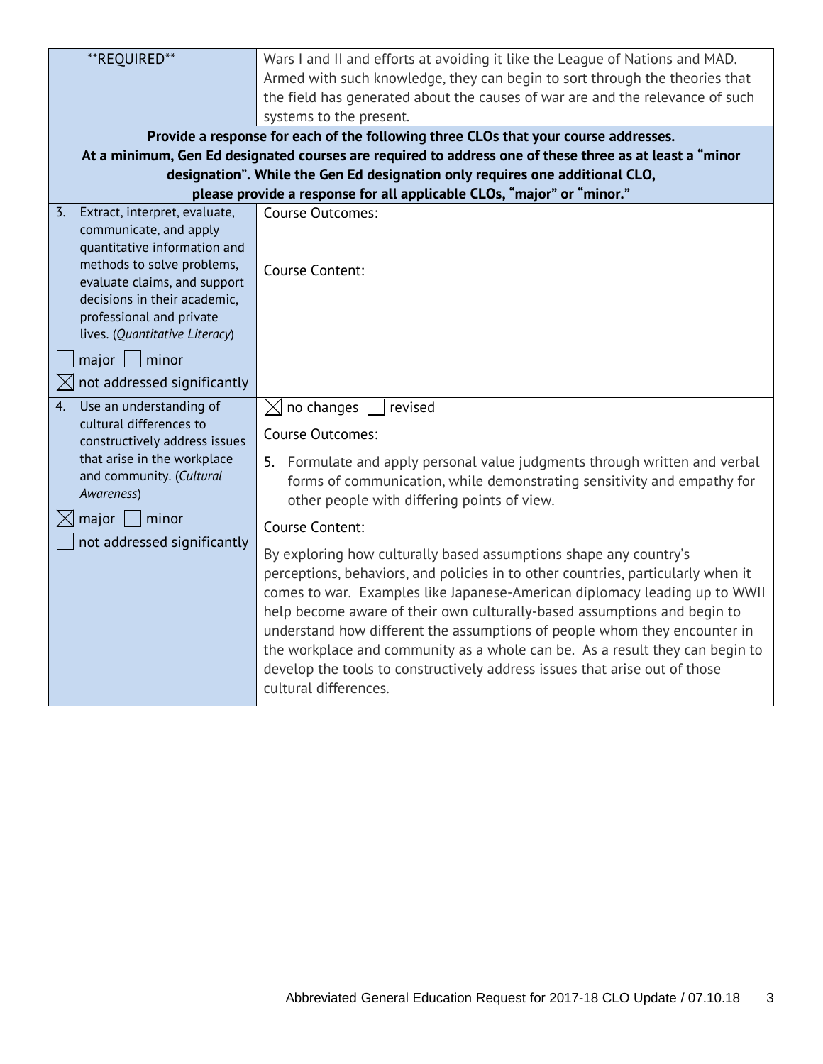| \*\*REQUIRED\*\* | Wars I and II and efforts at avoiding it like the League of Nations and MAD. Armed with such knowledge, they can begin to sort through the theories that the field has generated about the causes of war are and the relevance of such systems to the present. |
|---|---|
| **Provide a response for each of the following three CLOs that your course addresses. At a minimum, Gen Ed designated courses are required to address one of these three as at least a “minor designation”. While the Gen Ed designation only requires one additional CLO, please provide a response for all applicable CLOs, “major” or “minor.”** | |
| 3. Extract, interpret, evaluate, communicate, and apply quantitative information and methods to solve problems, evaluate claims, and support decisions in their academic, professional and private lives. (*Quantitative Literacy*)<br><br>☐ major ☐ minor<br>☒ not addressed significantly | Course Outcomes:<br><br>Course Content: |
| 4. Use an understanding of cultural differences to constructively address issues that arise in the workplace and community. (*Cultural Awareness*)<br><br>☒ major ☐ minor<br>☐ not addressed significantly | ☒ no changes ☐ revised<br><br>Course Outcomes:<br><br>5. Formulate and apply personal value judgments through written and verbal forms of communication, while demonstrating sensitivity and empathy for other people with differing points of view.<br><br>Course Content:<br><br>By exploring how culturally based assumptions shape any country’s perceptions, behaviors, and policies in to other countries, particularly when it comes to war. Examples like Japanese-American diplomacy leading up to WWII help become aware of their own culturally-based assumptions and begin to understand how different the assumptions of people whom they encounter in the workplace and community as a whole can be. As a result they can begin to develop the tools to constructively address issues that arise out of those cultural differences. |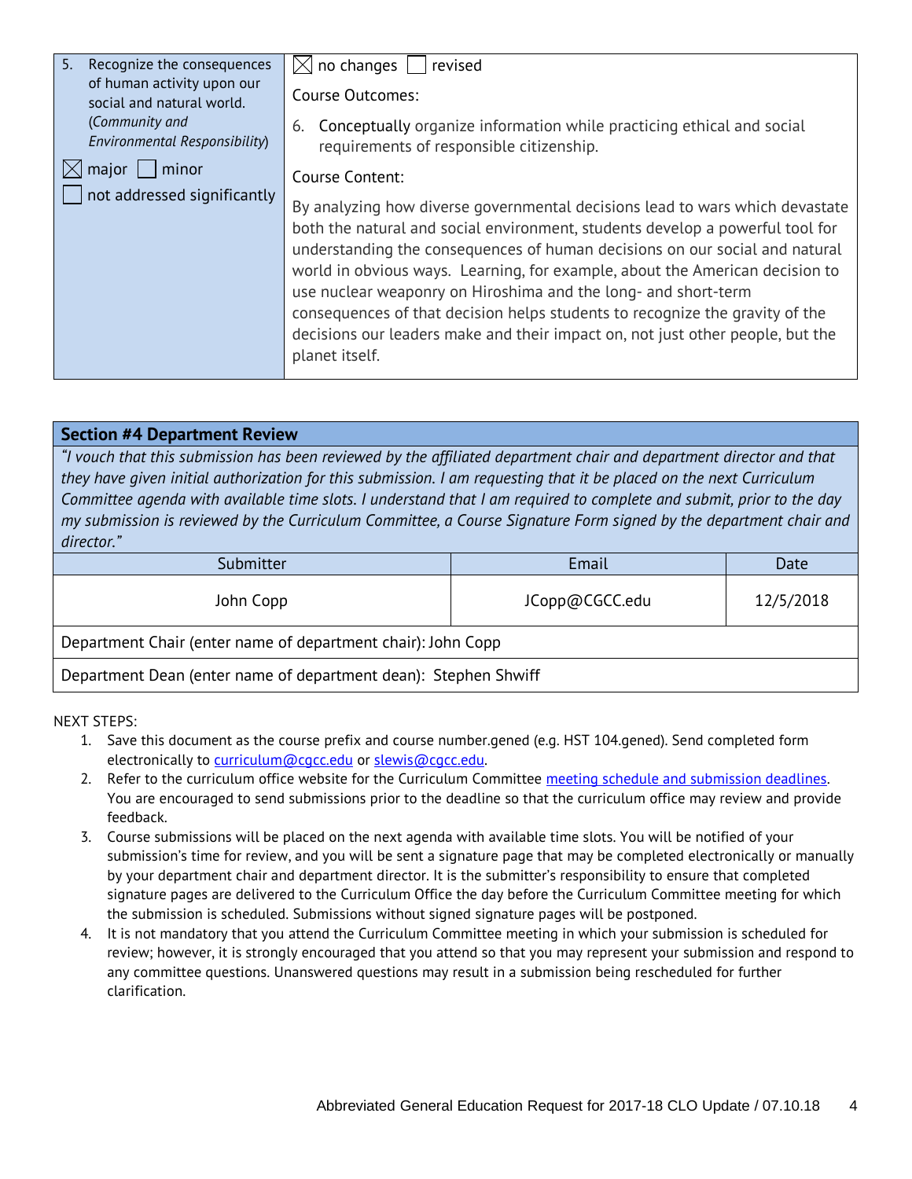| 5. Recognize the consequences of human activity upon our social and natural world. (*Community and Environmental Responsibility*)<br><br>☒ major ☐ minor<br>☐ not addressed significantly | ☒ no changes ☐ revised<br><br>Course Outcomes:<br><br>6. Conceptually organize information while practicing ethical and social requirements of responsible citizenship.<br><br>Course Content:<br><br>By analyzing how diverse governmental decisions lead to wars which devastate both the natural and social environment, students develop a powerful tool for understanding the consequences of human decisions on our social and natural world in obvious ways. Learning, for example, about the American decision to use nuclear weaponry on Hiroshima and the long- and short-term consequences of that decision helps students to recognize the gravity of the decisions our leaders make and their impact on, not just other people, but the planet itself. |
|---|---|

## Section #4 Department Review

*"I vouch that this submission has been reviewed by the affiliated department chair and department director and that they have given initial authorization for this submission. I am requesting that it be placed on the next Curriculum Committee agenda with available time slots. I understand that I am required to complete and submit, prior to the day my submission is reviewed by the Curriculum Committee, a Course Signature Form signed by the department chair and director."*

| Submitter | Email | Date |
|---|---|---|
| John Copp | JCopp@CGCC.edu | 12/5/2018 |
| Department Chair (enter name of department chair): John Copp | | |
| Department Dean (enter name of department dean): Stephen Shwiff | | |

NEXT STEPS:

1. Save this document as the course prefix and course number.gened (e.g. HST 104.gened). Send completed form electronically to curriculum@cgcc.edu or slewis@cgcc.edu.
2. Refer to the curriculum office website for the Curriculum Committee meeting schedule and submission deadlines. You are encouraged to send submissions prior to the deadline so that the curriculum office may review and provide feedback.
3. Course submissions will be placed on the next agenda with available time slots. You will be notified of your submission's time for review, and you will be sent a signature page that may be completed electronically or manually by your department chair and department director. It is the submitter's responsibility to ensure that completed signature pages are delivered to the Curriculum Office the day before the Curriculum Committee meeting for which the submission is scheduled. Submissions without signed signature pages will be postponed.
4. It is not mandatory that you attend the Curriculum Committee meeting in which your submission is scheduled for review; however, it is strongly encouraged that you attend so that you may represent your submission and respond to any committee questions. Unanswered questions may result in a submission being rescheduled for further clarification.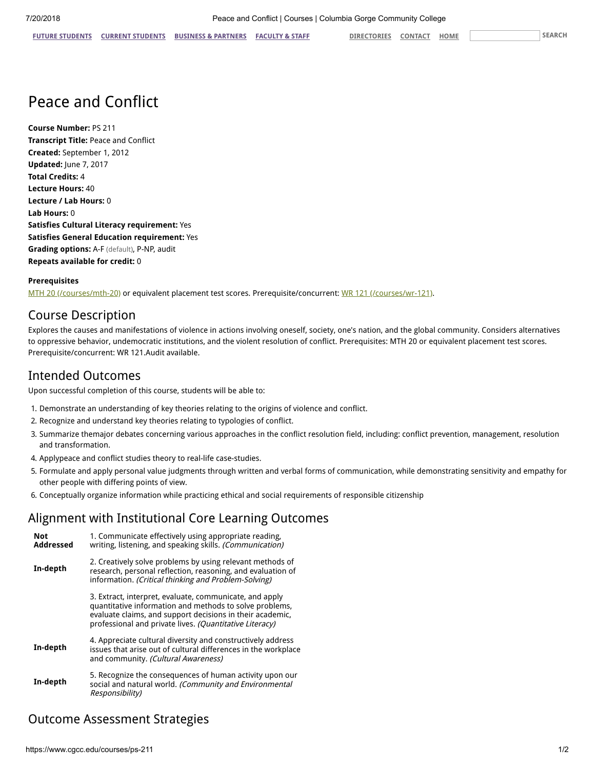# Peace and Conflict

**Course Number:** PS 211
**Transcript Title:** Peace and Conflict
**Created:** September 1, 2012
**Updated:** June 7, 2017
**Total Credits:** 4
**Lecture Hours:** 40
**Lecture / Lab Hours:** 0
**Lab Hours:** 0
**Satisfies Cultural Literacy requirement:** Yes
**Satisfies General Education requirement:** Yes
**Grading options:** A-F (default), P-NP, audit
**Repeats available for credit:** 0

**Prerequisites**

MTH 20 (/courses/mth-20) or equivalent placement test scores. Prerequisite/concurrent: WR 121 (/courses/wr-121).

## Course Description

Explores the causes and manifestations of violence in actions involving oneself, society, one's nation, and the global community. Considers alternatives to oppressive behavior, undemocratic institutions, and the violent resolution of conflict. Prerequisites: MTH 20 or equivalent placement test scores. Prerequisite/concurrent: WR 121.Audit available.

## Intended Outcomes

Upon successful completion of this course, students will be able to:

1. Demonstrate an understanding of key theories relating to the origins of violence and conflict.
2. Recognize and understand key theories relating to typologies of conflict.
3. Summarize themajor debates concerning various approaches in the conflict resolution field, including: conflict prevention, management, resolution and transformation.
4. Applypeace and conflict studies theory to real-life case-studies.
5. Formulate and apply personal value judgments through written and verbal forms of communication, while demonstrating sensitivity and empathy for other people with differing points of view.
6. Conceptually organize information while practicing ethical and social requirements of responsible citizenship

## Alignment with Institutional Core Learning Outcomes

| | |
|---|---|
| **Not Addressed** | 1. Communicate effectively using appropriate reading, writing, listening, and speaking skills. *(Communication)* |
| **In-depth** | 2. Creatively solve problems by using relevant methods of research, personal reflection, reasoning, and evaluation of information. *(Critical thinking and Problem-Solving)* |
| | 3. Extract, interpret, evaluate, communicate, and apply quantitative information and methods to solve problems, evaluate claims, and support decisions in their academic, professional and private lives. *(Quantitative Literacy)* |
| **In-depth** | 4. Appreciate cultural diversity and constructively address issues that arise out of cultural differences in the workplace and community. *(Cultural Awareness)* |
| **In-depth** | 5. Recognize the consequences of human activity upon our social and natural world. *(Community and Environmental Responsibility)* |

## Outcome Assessment Strategies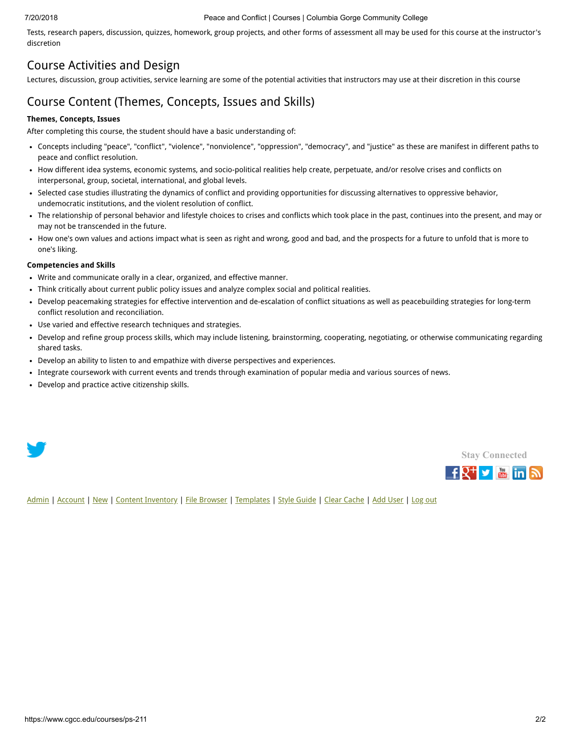Tests, research papers, discussion, quizzes, homework, group projects, and other forms of assessment all may be used for this course at the instructor's discretion

## Course Activities and Design

Lectures, discussion, group activities, service learning are some of the potential activities that instructors may use at their discretion in this course

## Course Content (Themes, Concepts, Issues and Skills)

**Themes, Concepts, Issues**

After completing this course, the student should have a basic understanding of:

- Concepts including "peace", "conflict", "violence", "nonviolence", "oppression", "democracy", and "justice" as these are manifest in different paths to peace and conflict resolution.
- How different idea systems, economic systems, and socio-political realities help create, perpetuate, and/or resolve crises and conflicts on interpersonal, group, societal, international, and global levels.
- Selected case studies illustrating the dynamics of conflict and providing opportunities for discussing alternatives to oppressive behavior, undemocratic institutions, and the violent resolution of conflict.
- The relationship of personal behavior and lifestyle choices to crises and conflicts which took place in the past, continues into the present, and may or may not be transcended in the future.
- How one's own values and actions impact what is seen as right and wrong, good and bad, and the prospects for a future to unfold that is more to one's liking.

**Competencies and Skills**

- Write and communicate orally in a clear, organized, and effective manner.
- Think critically about current public policy issues and analyze complex social and political realities.
- Develop peacemaking strategies for effective intervention and de-escalation of conflict situations as well as peacebuilding strategies for long-term conflict resolution and reconciliation.
- Use varied and effective research techniques and strategies.
- Develop and refine group process skills, which may include listening, brainstorming, cooperating, negotiating, or otherwise communicating regarding shared tasks.
- Develop an ability to listen to and empathize with diverse perspectives and experiences.
- Integrate coursework with current events and trends through examination of popular media and various sources of news.
- Develop and practice active citizenship skills.

Stay Connected

Admin | Account | New | Content Inventory | File Browser | Templates | Style Guide | Clear Cache | Add User | Log out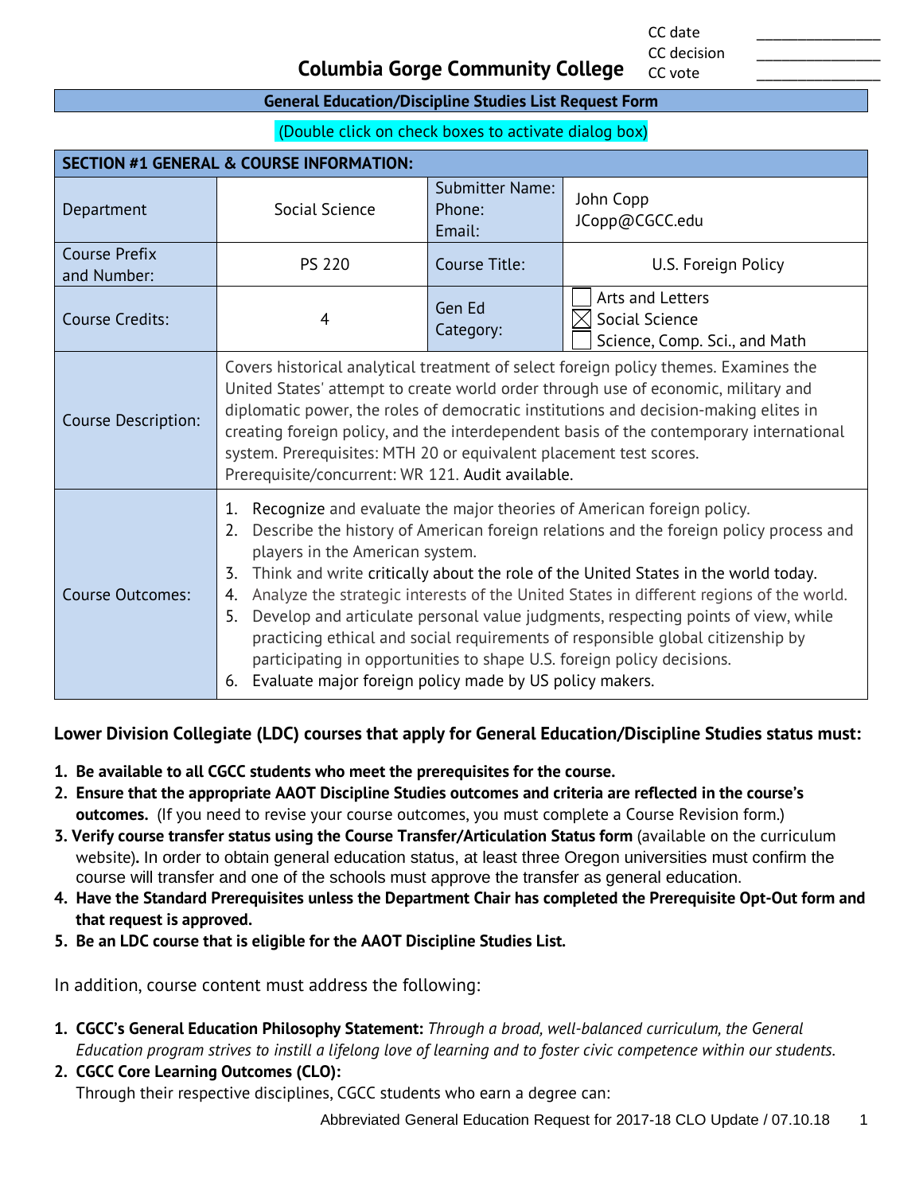| | |
|---|---|
| CC date | _______________ |
| CC decision | _______________ |
| CC vote | _______________ |

# Columbia Gorge Community College

**General Education/Discipline Studies List Request Form**

(Double click on check boxes to activate dialog box)

| **SECTION #1 GENERAL & COURSE INFORMATION:** | | | |
|---|---|---|---|
| Department | Social Science | Submitter Name: Phone: Email: | John Copp JCopp@CGCC.edu |
| Course Prefix and Number: | PS 220 | Course Title: | U.S. Foreign Policy |
| Course Credits: | 4 | Gen Ed Category: | ☐ Arts and Letters ☒ Social Science ☐ Science, Comp. Sci., and Math |
| Course Description: | Covers historical analytical treatment of select foreign policy themes. Examines the United States' attempt to create world order through use of economic, military and diplomatic power, the roles of democratic institutions and decision-making elites in creating foreign policy, and the interdependent basis of the contemporary international system. Prerequisites: MTH 20 or equivalent placement test scores. Prerequisite/concurrent: WR 121. Audit available. | | |
| Course Outcomes: | 1. Recognize and evaluate the major theories of American foreign policy. 2. Describe the history of American foreign relations and the foreign policy process and players in the American system. 3. Think and write critically about the role of the United States in the world today. 4. Analyze the strategic interests of the United States in different regions of the world. 5. Develop and articulate personal value judgments, respecting points of view, while practicing ethical and social requirements of responsible global citizenship by participating in opportunities to shape U.S. foreign policy decisions. 6. Evaluate major foreign policy made by US policy makers. | | |

**Lower Division Collegiate (LDC) courses that apply for General Education/Discipline Studies status must:**

1. **Be available to all CGCC students who meet the prerequisites for the course.**
2. **Ensure that the appropriate AAOT Discipline Studies outcomes and criteria are reflected in the course's outcomes.** (If you need to revise your course outcomes, you must complete a Course Revision form.)
3. **Verify course transfer status using the Course Transfer/Articulation Status form** (available on the curriculum website). In order to obtain general education status, at least three Oregon universities must confirm the course will transfer and one of the schools must approve the transfer as general education.
4. **Have the Standard Prerequisites unless the Department Chair has completed the Prerequisite Opt-Out form and that request is approved.**
5. **Be an LDC course that is eligible for the AAOT Discipline Studies List.**

In addition, course content must address the following:

1. **CGCC's General Education Philosophy Statement:** *Through a broad, well-balanced curriculum, the General Education program strives to instill a lifelong love of learning and to foster civic competence within our students.*
2. **CGCC Core Learning Outcomes (CLO):**
   Through their respective disciplines, CGCC students who earn a degree can:

Abbreviated General Education Request for 2017-18 CLO Update / 07.10.18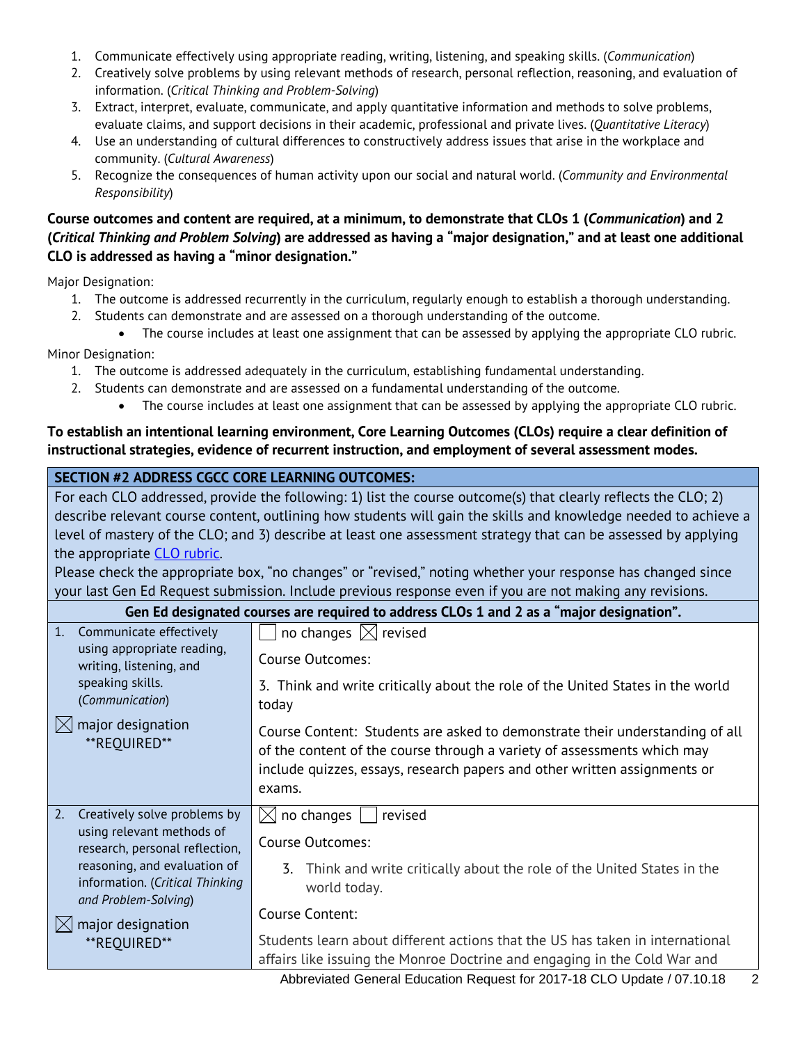1. Communicate effectively using appropriate reading, writing, listening, and speaking skills. (*Communication*)
2. Creatively solve problems by using relevant methods of research, personal reflection, reasoning, and evaluation of information. (*Critical Thinking and Problem-Solving*)
3. Extract, interpret, evaluate, communicate, and apply quantitative information and methods to solve problems, evaluate claims, and support decisions in their academic, professional and private lives. (*Quantitative Literacy*)
4. Use an understanding of cultural differences to constructively address issues that arise in the workplace and community. (*Cultural Awareness*)
5. Recognize the consequences of human activity upon our social and natural world. (*Community and Environmental Responsibility*)

**Course outcomes and content are required, at a minimum, to demonstrate that CLOs 1 (*Communication*) and 2 (*Critical Thinking and Problem Solving*) are addressed as having a "major designation," and at least one additional CLO is addressed as having a "minor designation."**

Major Designation:

1. The outcome is addressed recurrently in the curriculum, regularly enough to establish a thorough understanding.
2. Students can demonstrate and are assessed on a thorough understanding of the outcome.
   - The course includes at least one assignment that can be assessed by applying the appropriate CLO rubric.

Minor Designation:

1. The outcome is addressed adequately in the curriculum, establishing fundamental understanding.
2. Students can demonstrate and are assessed on a fundamental understanding of the outcome.
   - The course includes at least one assignment that can be assessed by applying the appropriate CLO rubric.

**To establish an intentional learning environment, Core Learning Outcomes (CLOs) require a clear definition of instructional strategies, evidence of recurrent instruction, and employment of several assessment modes.**

| SECTION #2 ADDRESS CGCC CORE LEARNING OUTCOMES: | |
|---|---|
| For each CLO addressed, provide the following: 1) list the course outcome(s) that clearly reflects the CLO; 2) describe relevant course content, outlining how students will gain the skills and knowledge needed to achieve a level of mastery of the CLO; and 3) describe at least one assessment strategy that can be assessed by applying the appropriate CLO rubric. Please check the appropriate box, "no changes" or "revised," noting whether your response has changed since your last Gen Ed Request submission. Include previous response even if you are not making any revisions. | |
| **Gen Ed designated courses are required to address CLOs 1 and 2 as a "major designation".** | |
| 1. Communicate effectively using appropriate reading, writing, listening, and speaking skills. (*Communication*)<br><br>☒ major designation \*\*REQUIRED\*\* | ☐ no changes ☒ revised<br><br>Course Outcomes:<br><br>3. Think and write critically about the role of the United States in the world today<br><br>Course Content: Students are asked to demonstrate their understanding of all of the content of the course through a variety of assessments which may include quizzes, essays, research papers and other written assignments or exams. |
| 2. Creatively solve problems by using relevant methods of research, personal reflection, reasoning, and evaluation of information. (*Critical Thinking and Problem-Solving*)<br><br>☒ major designation \*\*REQUIRED\*\* | ☒ no changes ☐ revised<br><br>Course Outcomes:<br><br>3. Think and write critically about the role of the United States in the world today.<br><br>Course Content:<br><br>Students learn about different actions that the US has taken in international affairs like issuing the Monroe Doctrine and engaging in the Cold War and |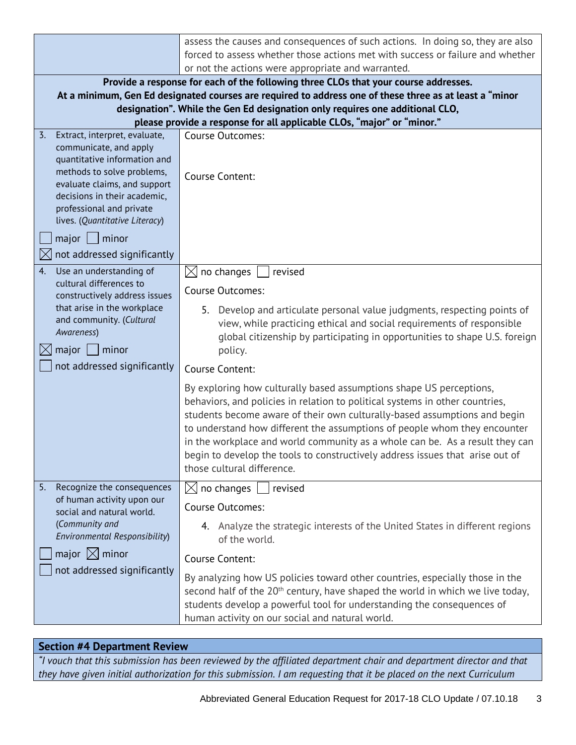| | |
|---|---|
| | assess the causes and consequences of such actions. In doing so, they are also forced to assess whether those actions met with success or failure and whether or not the actions were appropriate and warranted. |
| **Provide a response for each of the following three CLOs that your course addresses. At a minimum, Gen Ed designated courses are required to address one of these three as at least a "minor designation". While the Gen Ed designation only requires one additional CLO, please provide a response for all applicable CLOs, "major" or "minor."** | |
| 3. Extract, interpret, evaluate, communicate, and apply quantitative information and methods to solve problems, evaluate claims, and support decisions in their academic, professional and private lives. (*Quantitative Literacy*)<br><br>☐ major ☐ minor<br>☒ not addressed significantly | Course Outcomes:<br><br>Course Content: |
| 4. Use an understanding of cultural differences to constructively address issues that arise in the workplace and community. (*Cultural Awareness*)<br><br>☒ major ☐ minor<br>☐ not addressed significantly | ☒ no changes ☐ revised<br><br>Course Outcomes:<br><br>5. Develop and articulate personal value judgments, respecting points of view, while practicing ethical and social requirements of responsible global citizenship by participating in opportunities to shape U.S. foreign policy.<br><br>Course Content:<br><br>By exploring how culturally based assumptions shape US perceptions, behaviors, and policies in relation to political systems in other countries, students become aware of their own culturally-based assumptions and begin to understand how different the assumptions of people whom they encounter in the workplace and world community as a whole can be. As a result they can begin to develop the tools to constructively address issues that arise out of those cultural difference. |
| 5. Recognize the consequences of human activity upon our social and natural world. (*Community and Environmental Responsibility*)<br><br>☐ major ☒ minor<br>☐ not addressed significantly | ☒ no changes ☐ revised<br><br>Course Outcomes:<br><br>4. Analyze the strategic interests of the United States in different regions of the world.<br><br>Course Content:<br><br>By analyzing how US policies toward other countries, especially those in the second half of the 20th century, have shaped the world in which we live today, students develop a powerful tool for understanding the consequences of human activity on our social and natural world. |

## Section #4 Department Review

*"I vouch that this submission has been reviewed by the affiliated department chair and department director and that they have given initial authorization for this submission. I am requesting that it be placed on the next Curriculum*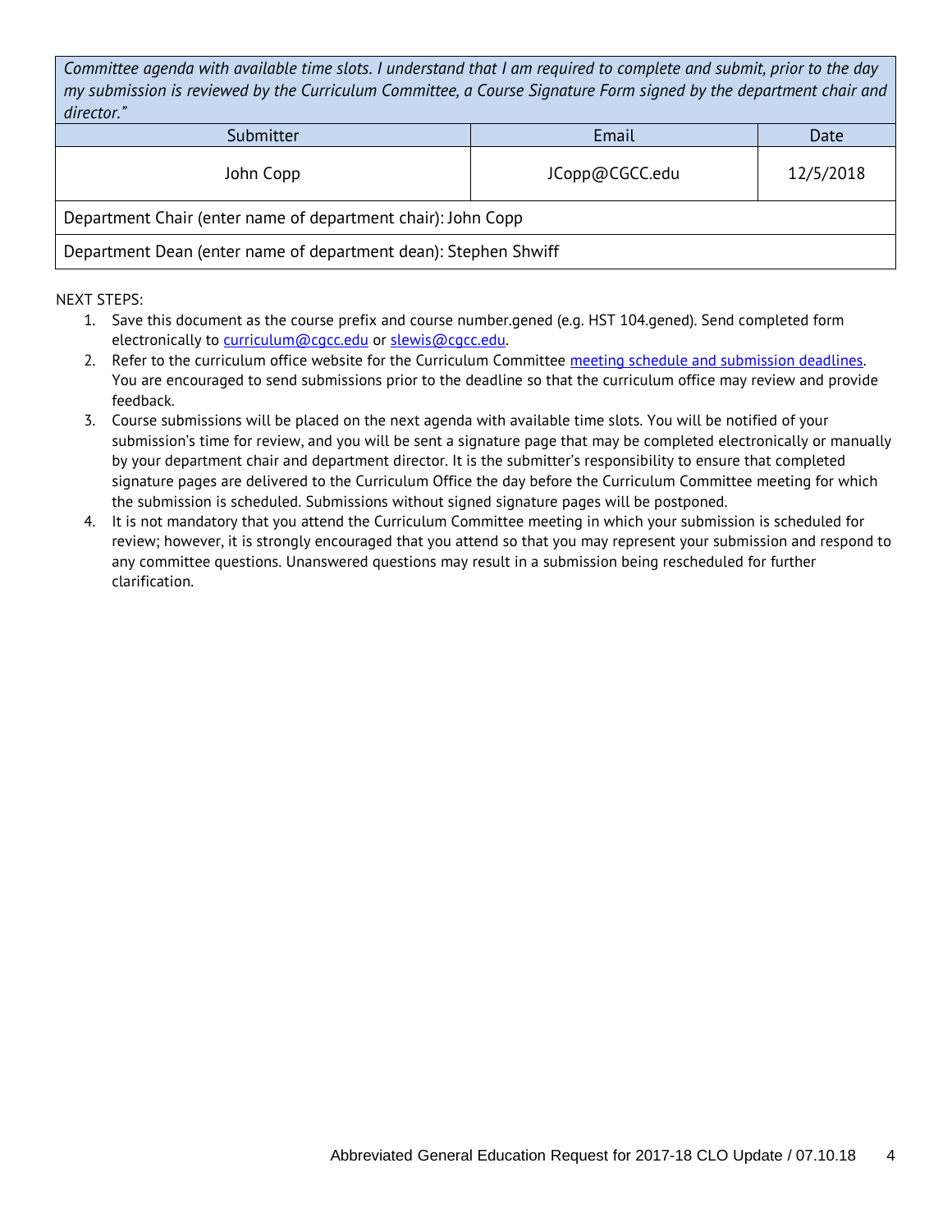| *Committee agenda with available time slots. I understand that I am required to complete and submit, prior to the day my submission is reviewed by the Curriculum Committee, a Course Signature Form signed by the department chair and director."* | | |
|---|---|---|
| Submitter | Email | Date |
| John Copp | JCopp@CGCC.edu | 12/5/2018 |
| Department Chair (enter name of department chair): John Copp | | |
| Department Dean (enter name of department dean): Stephen Shwiff | | |

NEXT STEPS:

1. Save this document as the course prefix and course number.gened (e.g. HST 104.gened). Send completed form electronically to curriculum@cgcc.edu or slewis@cgcc.edu.
2. Refer to the curriculum office website for the Curriculum Committee meeting schedule and submission deadlines. You are encouraged to send submissions prior to the deadline so that the curriculum office may review and provide feedback.
3. Course submissions will be placed on the next agenda with available time slots. You will be notified of your submission's time for review, and you will be sent a signature page that may be completed electronically or manually by your department chair and department director. It is the submitter's responsibility to ensure that completed signature pages are delivered to the Curriculum Office the day before the Curriculum Committee meeting for which the submission is scheduled. Submissions without signed signature pages will be postponed.
4. It is not mandatory that you attend the Curriculum Committee meeting in which your submission is scheduled for review; however, it is strongly encouraged that you attend so that you may represent your submission and respond to any committee questions. Unanswered questions may result in a submission being rescheduled for further clarification.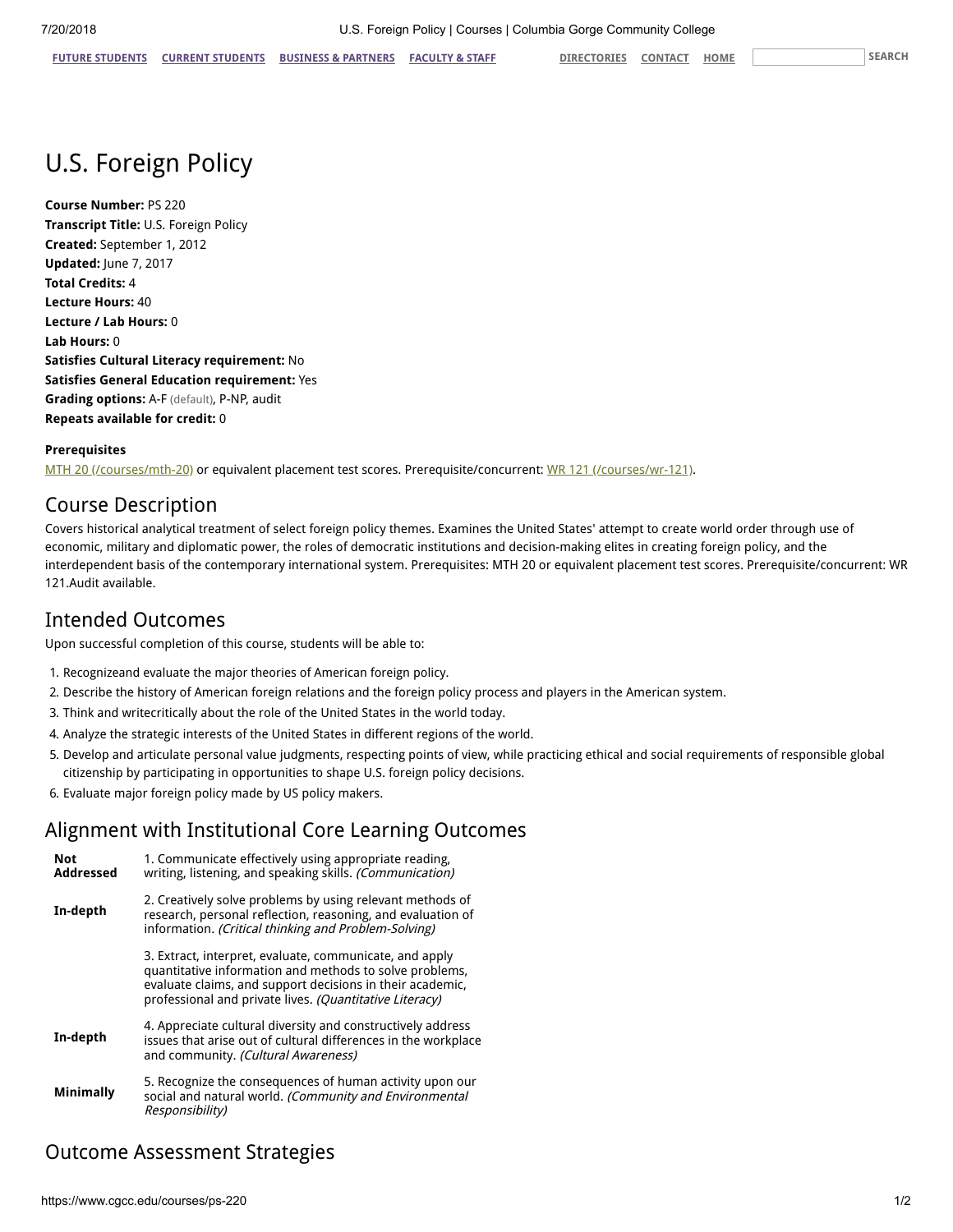# U.S. Foreign Policy

**Course Number:** PS 220
**Transcript Title:** U.S. Foreign Policy
**Created:** September 1, 2012
**Updated:** June 7, 2017
**Total Credits:** 4
**Lecture Hours:** 40
**Lecture / Lab Hours:** 0
**Lab Hours:** 0
**Satisfies Cultural Literacy requirement:** No
**Satisfies General Education requirement:** Yes
**Grading options:** A-F (default), P-NP, audit
**Repeats available for credit:** 0

**Prerequisites**

MTH 20 (/courses/mth-20) or equivalent placement test scores. Prerequisite/concurrent: WR 121 (/courses/wr-121).

## Course Description

Covers historical analytical treatment of select foreign policy themes. Examines the United States' attempt to create world order through use of economic, military and diplomatic power, the roles of democratic institutions and decision-making elites in creating foreign policy, and the interdependent basis of the contemporary international system. Prerequisites: MTH 20 or equivalent placement test scores. Prerequisite/concurrent: WR 121.Audit available.

## Intended Outcomes

Upon successful completion of this course, students will be able to:

1. Recognizeand and evaluate the major theories of American foreign policy.
2. Describe the history of American foreign relations and the foreign policy process and players in the American system.
3. Think and writecritically about the role of the United States in the world today.
4. Analyze the strategic interests of the United States in different regions of the world.
5. Develop and articulate personal value judgments, respecting points of view, while practicing ethical and social requirements of responsible global citizenship by participating in opportunities to shape U.S. foreign policy decisions.
6. Evaluate major foreign policy made by US policy makers.

## Alignment with Institutional Core Learning Outcomes

| | |
|---|---|
| **Not Addressed** | 1. Communicate effectively using appropriate reading, writing, listening, and speaking skills. *(Communication)* |
| **In-depth** | 2. Creatively solve problems by using relevant methods of research, personal reflection, reasoning, and evaluation of information. *(Critical thinking and Problem-Solving)* |
| | 3. Extract, interpret, evaluate, communicate, and apply quantitative information and methods to solve problems, evaluate claims, and support decisions in their academic, professional and private lives. *(Quantitative Literacy)* |
| **In-depth** | 4. Appreciate cultural diversity and constructively address issues that arise out of cultural differences in the workplace and community. *(Cultural Awareness)* |
| **Minimally** | 5. Recognize the consequences of human activity upon our social and natural world. *(Community and Environmental Responsibility)* |

## Outcome Assessment Strategies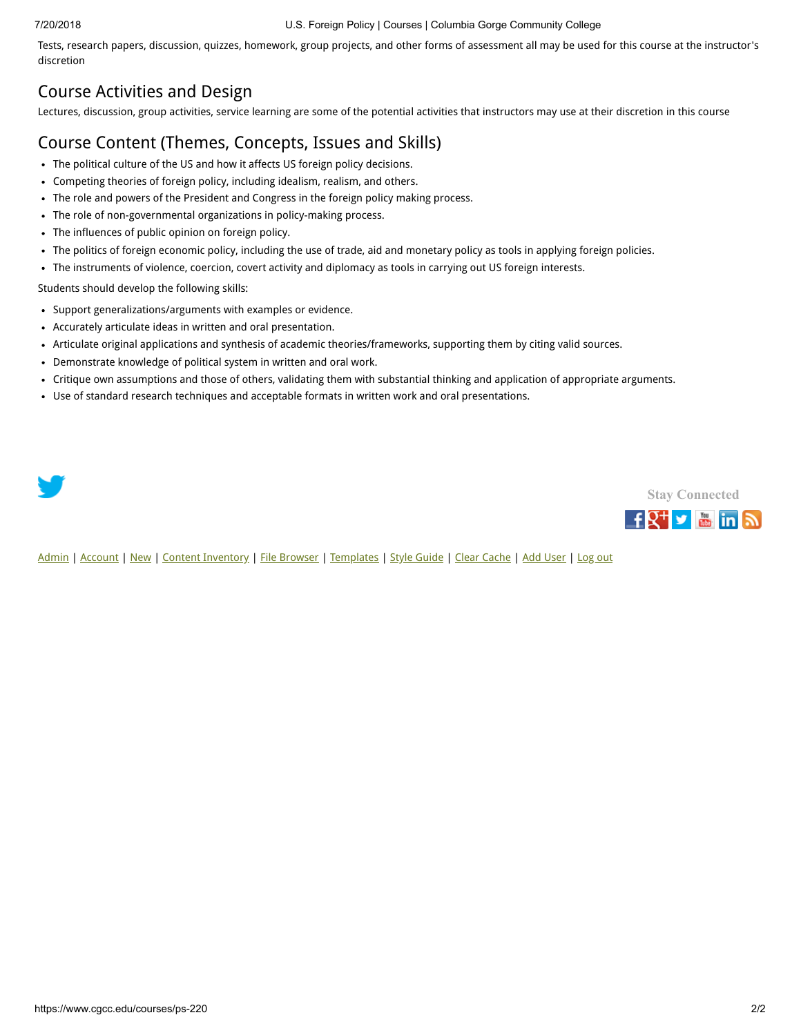Tests, research papers, discussion, quizzes, homework, group projects, and other forms of assessment all may be used for this course at the instructor's discretion

## Course Activities and Design

Lectures, discussion, group activities, service learning are some of the potential activities that instructors may use at their discretion in this course

## Course Content (Themes, Concepts, Issues and Skills)

- The political culture of the US and how it affects US foreign policy decisions.
- Competing theories of foreign policy, including idealism, realism, and others.
- The role and powers of the President and Congress in the foreign policy making process.
- The role of non-governmental organizations in policy-making process.
- The influences of public opinion on foreign policy.
- The politics of foreign economic policy, including the use of trade, aid and monetary policy as tools in applying foreign policies.
- The instruments of violence, coercion, covert activity and diplomacy as tools in carrying out US foreign interests.

Students should develop the following skills:

- Support generalizations/arguments with examples or evidence.
- Accurately articulate ideas in written and oral presentation.
- Articulate original applications and synthesis of academic theories/frameworks, supporting them by citing valid sources.
- Demonstrate knowledge of political system in written and oral work.
- Critique own assumptions and those of others, validating them with substantial thinking and application of appropriate arguments.
- Use of standard research techniques and acceptable formats in written work and oral presentations.

Stay Connected

Admin | Account | New | Content Inventory | File Browser | Templates | Style Guide | Clear Cache | Add User | Log out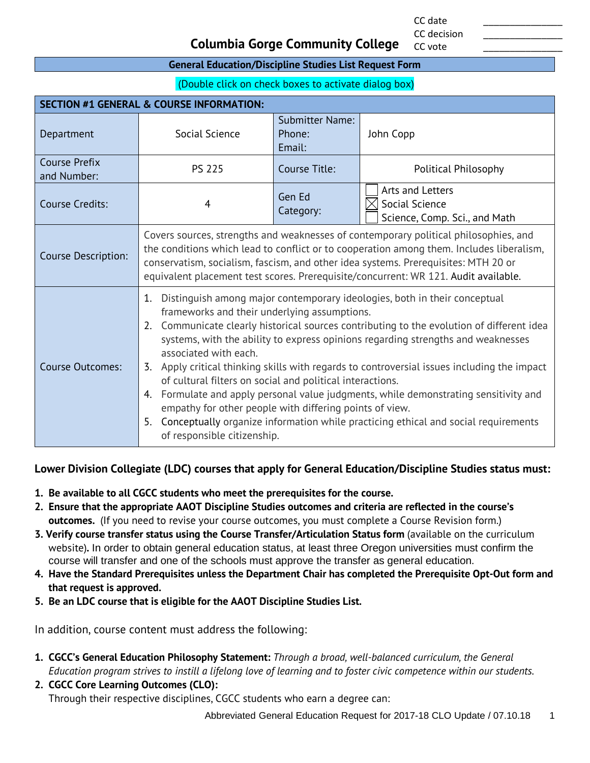CC date _______________
CC decision _______________
CC vote _______________

# Columbia Gorge Community College

## General Education/Discipline Studies List Request Form

(Double click on check boxes to activate dialog box)

| SECTION #1 GENERAL & COURSE INFORMATION: | | | |
|---|---|---|---|
| Department | Social Science | Submitter Name:<br>Phone:<br>Email: | John Copp |
| Course Prefix and Number: | PS 225 | Course Title: | Political Philosophy |
| Course Credits: | 4 | Gen Ed Category: | ☐ Arts and Letters<br>☒ Social Science<br>☐ Science, Comp. Sci., and Math |
| Course Description: | Covers sources, strengths and weaknesses of contemporary political philosophies, and the conditions which lead to conflict or to cooperation among them. Includes liberalism, conservatism, socialism, fascism, and other idea systems. Prerequisites: MTH 20 or equivalent placement test scores. Prerequisite/concurrent: WR 121. Audit available. | | |
| Course Outcomes: | 1. Distinguish among major contemporary ideologies, both in their conceptual frameworks and their underlying assumptions.<br>2. Communicate clearly historical sources contributing to the evolution of different idea systems, with the ability to express opinions regarding strengths and weaknesses associated with each.<br>3. Apply critical thinking skills with regards to controversial issues including the impact of cultural filters on social and political interactions.<br>4. Formulate and apply personal value judgments, while demonstrating sensitivity and empathy for other people with differing points of view.<br>5. Conceptually organize information while practicing ethical and social requirements of responsible citizenship. | | |

**Lower Division Collegiate (LDC) courses that apply for General Education/Discipline Studies status must:**

1. **Be available to all CGCC students who meet the prerequisites for the course.**
2. **Ensure that the appropriate AAOT Discipline Studies outcomes and criteria are reflected in the course's outcomes.** (If you need to revise your course outcomes, you must complete a Course Revision form.)
3. **Verify course transfer status using the Course Transfer/Articulation Status form** (available on the curriculum website)**.** In order to obtain general education status, at least three Oregon universities must confirm the course will transfer and one of the schools must approve the transfer as general education.
4. **Have the Standard Prerequisites unless the Department Chair has completed the Prerequisite Opt-Out form and that request is approved.**
5. **Be an LDC course that is eligible for the AAOT Discipline Studies List.**

In addition, course content must address the following:

1. **CGCC's General Education Philosophy Statement:** *Through a broad, well-balanced curriculum, the General Education program strives to instill a lifelong love of learning and to foster civic competence within our students.*
2. **CGCC Core Learning Outcomes (CLO):**
   Through their respective disciplines, CGCC students who earn a degree can: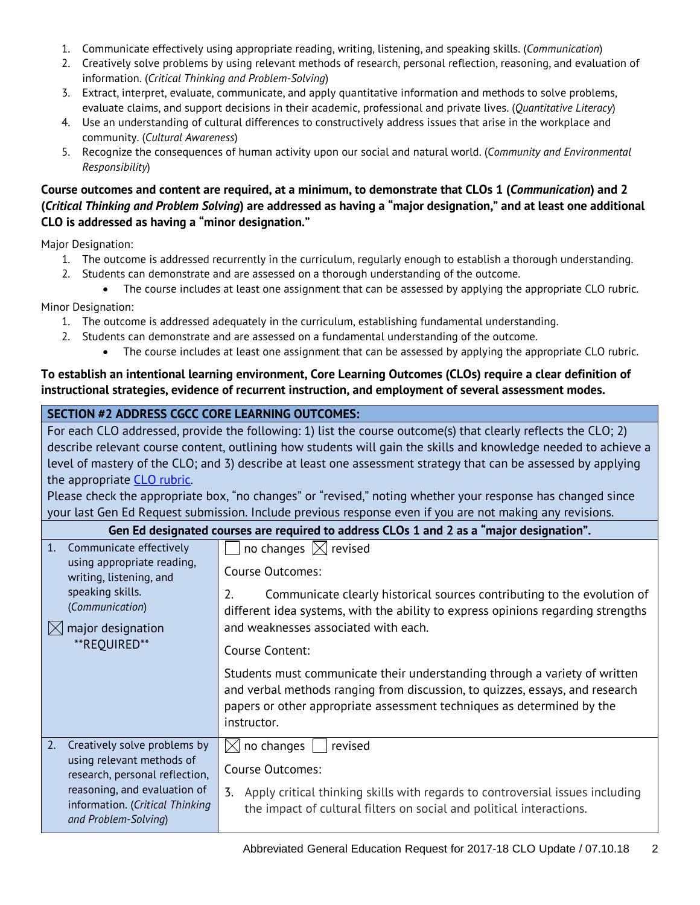1. Communicate effectively using appropriate reading, writing, listening, and speaking skills. (*Communication*)
2. Creatively solve problems by using relevant methods of research, personal reflection, reasoning, and evaluation of information. (*Critical Thinking and Problem-Solving*)
3. Extract, interpret, evaluate, communicate, and apply quantitative information and methods to solve problems, evaluate claims, and support decisions in their academic, professional and private lives. (*Quantitative Literacy*)
4. Use an understanding of cultural differences to constructively address issues that arise in the workplace and community. (*Cultural Awareness*)
5. Recognize the consequences of human activity upon our social and natural world. (*Community and Environmental Responsibility*)

**Course outcomes and content are required, at a minimum, to demonstrate that CLOs 1 (*Communication*) and 2 (*Critical Thinking and Problem Solving*) are addressed as having a "major designation," and at least one additional CLO is addressed as having a "minor designation."**

Major Designation:

1. The outcome is addressed recurrently in the curriculum, regularly enough to establish a thorough understanding.
2. Students can demonstrate and are assessed on a thorough understanding of the outcome.
    - The course includes at least one assignment that can be assessed by applying the appropriate CLO rubric.

Minor Designation:

1. The outcome is addressed adequately in the curriculum, establishing fundamental understanding.
2. Students can demonstrate and are assessed on a fundamental understanding of the outcome.
    - The course includes at least one assignment that can be assessed by applying the appropriate CLO rubric.

**To establish an intentional learning environment, Core Learning Outcomes (CLOs) require a clear definition of instructional strategies, evidence of recurrent instruction, and employment of several assessment modes.**

| **SECTION #2 ADDRESS CGCC CORE LEARNING OUTCOMES:** | |
|---|---|
| For each CLO addressed, provide the following: 1) list the course outcome(s) that clearly reflects the CLO; 2) describe relevant course content, outlining how students will gain the skills and knowledge needed to achieve a level of mastery of the CLO; and 3) describe at least one assessment strategy that can be assessed by applying the appropriate CLO rubric. Please check the appropriate box, "no changes" or "revised," noting whether your response has changed since your last Gen Ed Request submission. Include previous response even if you are not making any revisions. | |
| **Gen Ed designated courses are required to address CLOs 1 and 2 as a "major designation".** | |
| 1. Communicate effectively using appropriate reading, writing, listening, and speaking skills. (*Communication*)<br><br>☒ major designation **REQUIRED** | ☐ no changes ☒ revised<br><br>Course Outcomes:<br><br>2. Communicate clearly historical sources contributing to the evolution of different idea systems, with the ability to express opinions regarding strengths and weaknesses associated with each.<br><br>Course Content:<br><br>Students must communicate their understanding through a variety of written and verbal methods ranging from discussion, to quizzes, essays, and research papers or other appropriate assessment techniques as determined by the instructor. |
| 2. Creatively solve problems by using relevant methods of research, personal reflection, reasoning, and evaluation of information. (*Critical Thinking and Problem-Solving*) | ☒ no changes ☐ revised<br><br>Course Outcomes:<br><br>3. Apply critical thinking skills with regards to controversial issues including the impact of cultural filters on social and political interactions. |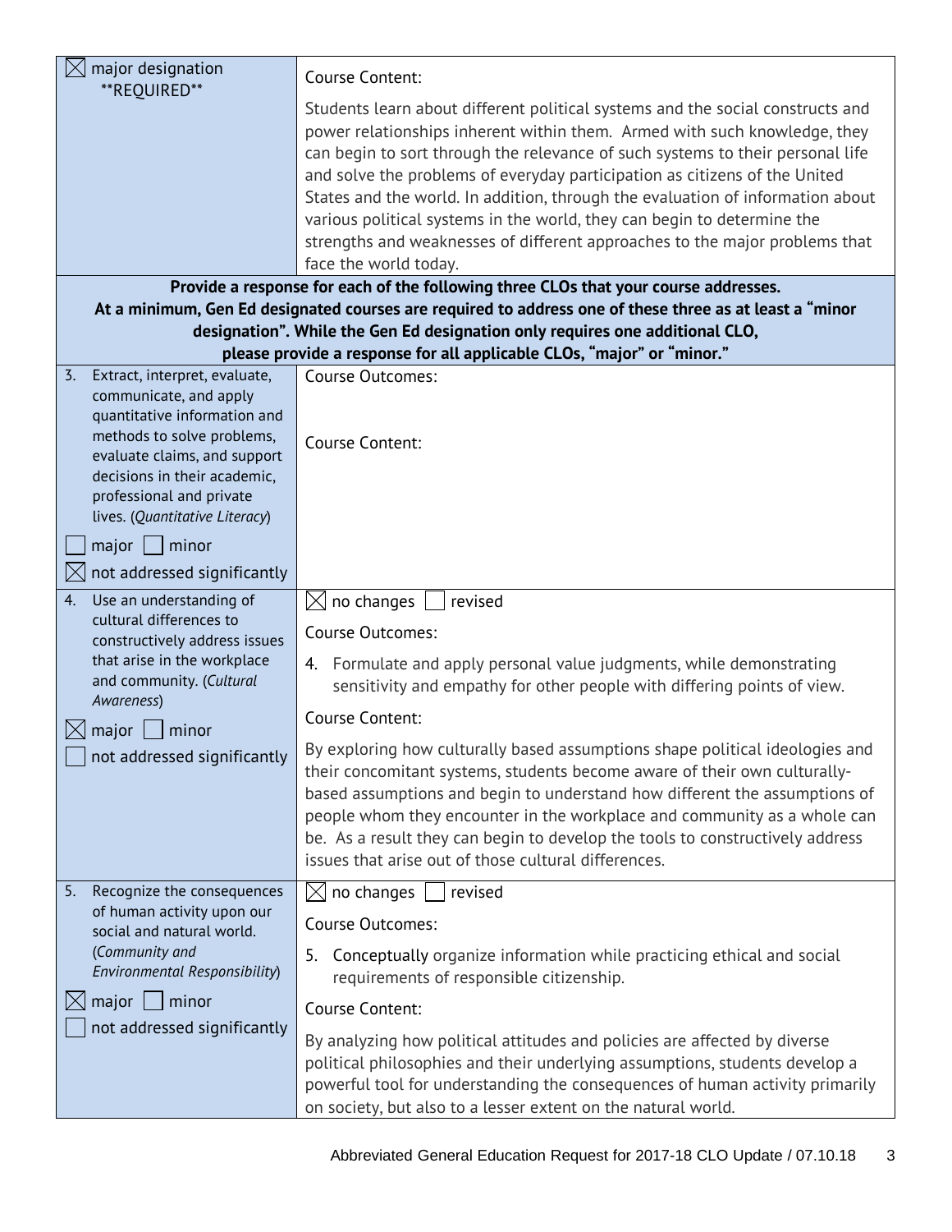| | |
|---|---|
| ☒ major designation **REQUIRED** | Course Content:<br><br>Students learn about different political systems and the social constructs and power relationships inherent within them. Armed with such knowledge, they can begin to sort through the relevance of such systems to their personal life and solve the problems of everyday participation as citizens of the United States and the world. In addition, through the evaluation of information about various political systems in the world, they can begin to determine the strengths and weaknesses of different approaches to the major problems that face the world today. |
| **Provide a response for each of the following three CLOs that your course addresses. At a minimum, Gen Ed designated courses are required to address one of these three as at least a "minor designation". While the Gen Ed designation only requires one additional CLO, please provide a response for all applicable CLOs, "major" or "minor."** | |
| 3. Extract, interpret, evaluate, communicate, and apply quantitative information and methods to solve problems, evaluate claims, and support decisions in their academic, professional and private lives. (*Quantitative Literacy*)<br><br>☐ major ☐ minor<br>☒ not addressed significantly | Course Outcomes:<br><br>Course Content: |
| 4. Use an understanding of cultural differences to constructively address issues that arise in the workplace and community. (*Cultural Awareness*)<br><br>☒ major ☐ minor<br>☐ not addressed significantly | ☒ no changes ☐ revised<br><br>Course Outcomes:<br><br>4. Formulate and apply personal value judgments, while demonstrating sensitivity and empathy for other people with differing points of view.<br><br>Course Content:<br><br>By exploring how culturally based assumptions shape political ideologies and their concomitant systems, students become aware of their own culturally-based assumptions and begin to understand how different the assumptions of people whom they encounter in the workplace and community as a whole can be. As a result they can begin to develop the tools to constructively address issues that arise out of those cultural differences. |
| 5. Recognize the consequences of human activity upon our social and natural world. (*Community and Environmental Responsibility*)<br><br>☒ major ☐ minor<br>☐ not addressed significantly | ☒ no changes ☐ revised<br><br>Course Outcomes:<br><br>5. Conceptually organize information while practicing ethical and social requirements of responsible citizenship.<br><br>Course Content:<br><br>By analyzing how political attitudes and policies are affected by diverse political philosophies and their underlying assumptions, students develop a powerful tool for understanding the consequences of human activity primarily on society, but also to a lesser extent on the natural world. |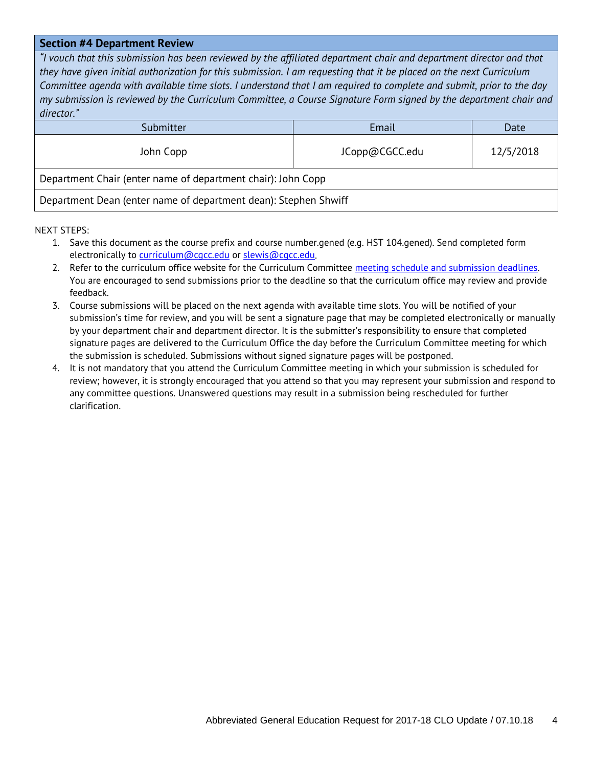| **Section #4 Department Review** | | |
|---|---|---|
| *"I vouch that this submission has been reviewed by the affiliated department chair and department director and that they have given initial authorization for this submission. I am requesting that it be placed on the next Curriculum Committee agenda with available time slots. I understand that I am required to complete and submit, prior to the day my submission is reviewed by the Curriculum Committee, a Course Signature Form signed by the department chair and director."* | | |
| Submitter | Email | Date |
| John Copp | JCopp@CGCC.edu | 12/5/2018 |
| Department Chair (enter name of department chair): John Copp | | |
| Department Dean (enter name of department dean): Stephen Shwiff | | |

NEXT STEPS:

1. Save this document as the course prefix and course number.gened (e.g. HST 104.gened). Send completed form electronically to curriculum@cgcc.edu or slewis@cgcc.edu.
2. Refer to the curriculum office website for the Curriculum Committee meeting schedule and submission deadlines. You are encouraged to send submissions prior to the deadline so that the curriculum office may review and provide feedback.
3. Course submissions will be placed on the next agenda with available time slots. You will be notified of your submission's time for review, and you will be sent a signature page that may be completed electronically or manually by your department chair and department director. It is the submitter's responsibility to ensure that completed signature pages are delivered to the Curriculum Office the day before the Curriculum Committee meeting for which the submission is scheduled. Submissions without signed signature pages will be postponed.
4. It is not mandatory that you attend the Curriculum Committee meeting in which your submission is scheduled for review; however, it is strongly encouraged that you attend so that you may represent your submission and respond to any committee questions. Unanswered questions may result in a submission being rescheduled for further clarification.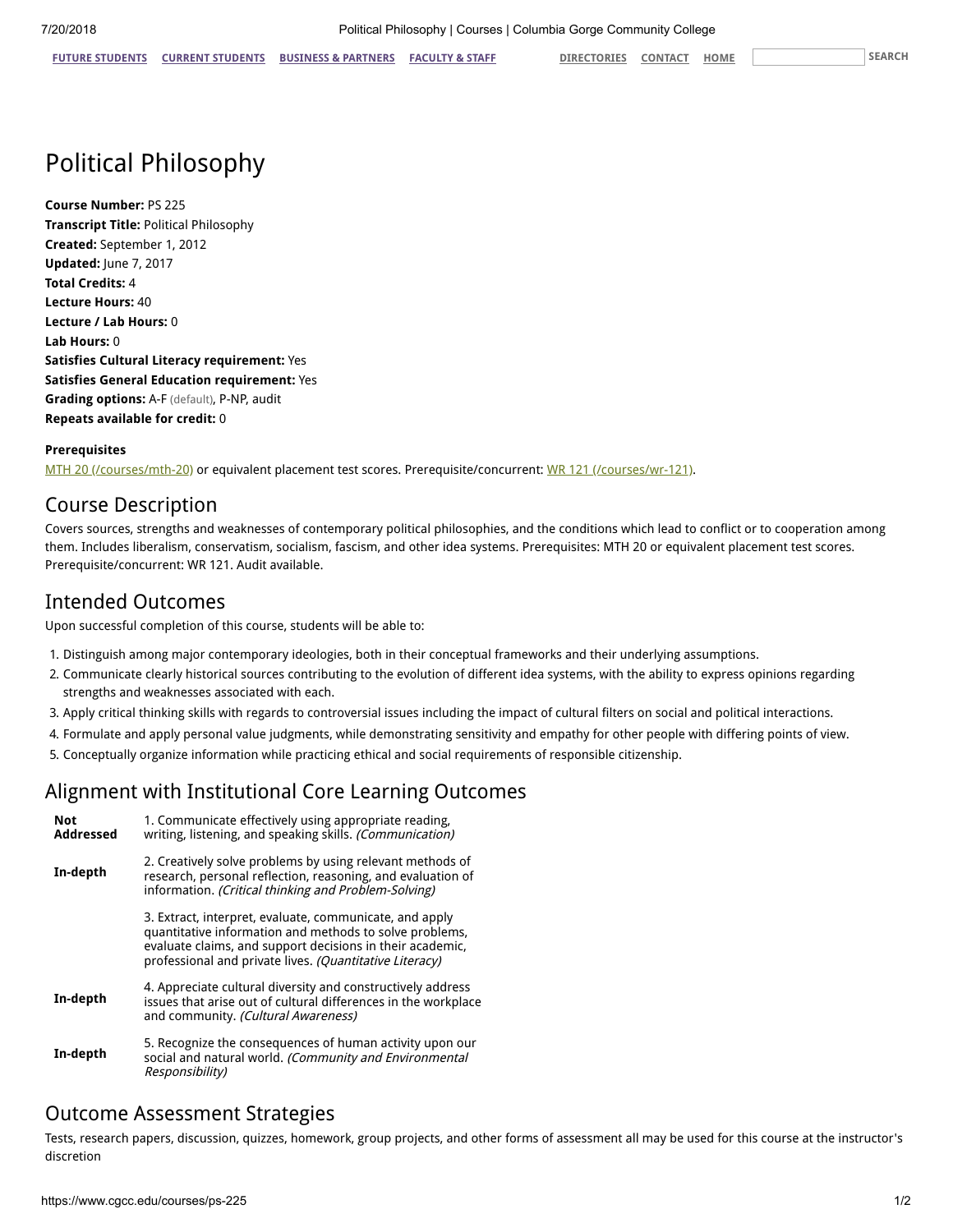# Political Philosophy

**Course Number:** PS 225
**Transcript Title:** Political Philosophy
**Created:** September 1, 2012
**Updated:** June 7, 2017
**Total Credits:** 4
**Lecture Hours:** 40
**Lecture / Lab Hours:** 0
**Lab Hours:** 0
**Satisfies Cultural Literacy requirement:** Yes
**Satisfies General Education requirement:** Yes
**Grading options:** A-F (default), P-NP, audit
**Repeats available for credit:** 0

**Prerequisites**

MTH 20 (/courses/mth-20) or equivalent placement test scores. Prerequisite/concurrent: WR 121 (/courses/wr-121).

## Course Description

Covers sources, strengths and weaknesses of contemporary political philosophies, and the conditions which lead to conflict or to cooperation among them. Includes liberalism, conservatism, socialism, fascism, and other idea systems. Prerequisites: MTH 20 or equivalent placement test scores. Prerequisite/concurrent: WR 121. Audit available.

## Intended Outcomes

Upon successful completion of this course, students will be able to:

1. Distinguish among major contemporary ideologies, both in their conceptual frameworks and their underlying assumptions.
2. Communicate clearly historical sources contributing to the evolution of different idea systems, with the ability to express opinions regarding strengths and weaknesses associated with each.
3. Apply critical thinking skills with regards to controversial issues including the impact of cultural filters on social and political interactions.
4. Formulate and apply personal value judgments, while demonstrating sensitivity and empathy for other people with differing points of view.
5. Conceptually organize information while practicing ethical and social requirements of responsible citizenship.

## Alignment with Institutional Core Learning Outcomes

| | |
|---|---|
| **Not Addressed** | 1. Communicate effectively using appropriate reading, writing, listening, and speaking skills. *(Communication)* |
| **In-depth** | 2. Creatively solve problems by using relevant methods of research, personal reflection, reasoning, and evaluation of information. *(Critical thinking and Problem-Solving)* |
| | 3. Extract, interpret, evaluate, communicate, and apply quantitative information and methods to solve problems, evaluate claims, and support decisions in their academic, professional and private lives. *(Quantitative Literacy)* |
| **In-depth** | 4. Appreciate cultural diversity and constructively address issues that arise out of cultural differences in the workplace and community. *(Cultural Awareness)* |
| **In-depth** | 5. Recognize the consequences of human activity upon our social and natural world. *(Community and Environmental Responsibility)* |

## Outcome Assessment Strategies

Tests, research papers, discussion, quizzes, homework, group projects, and other forms of assessment all may be used for this course at the instructor's discretion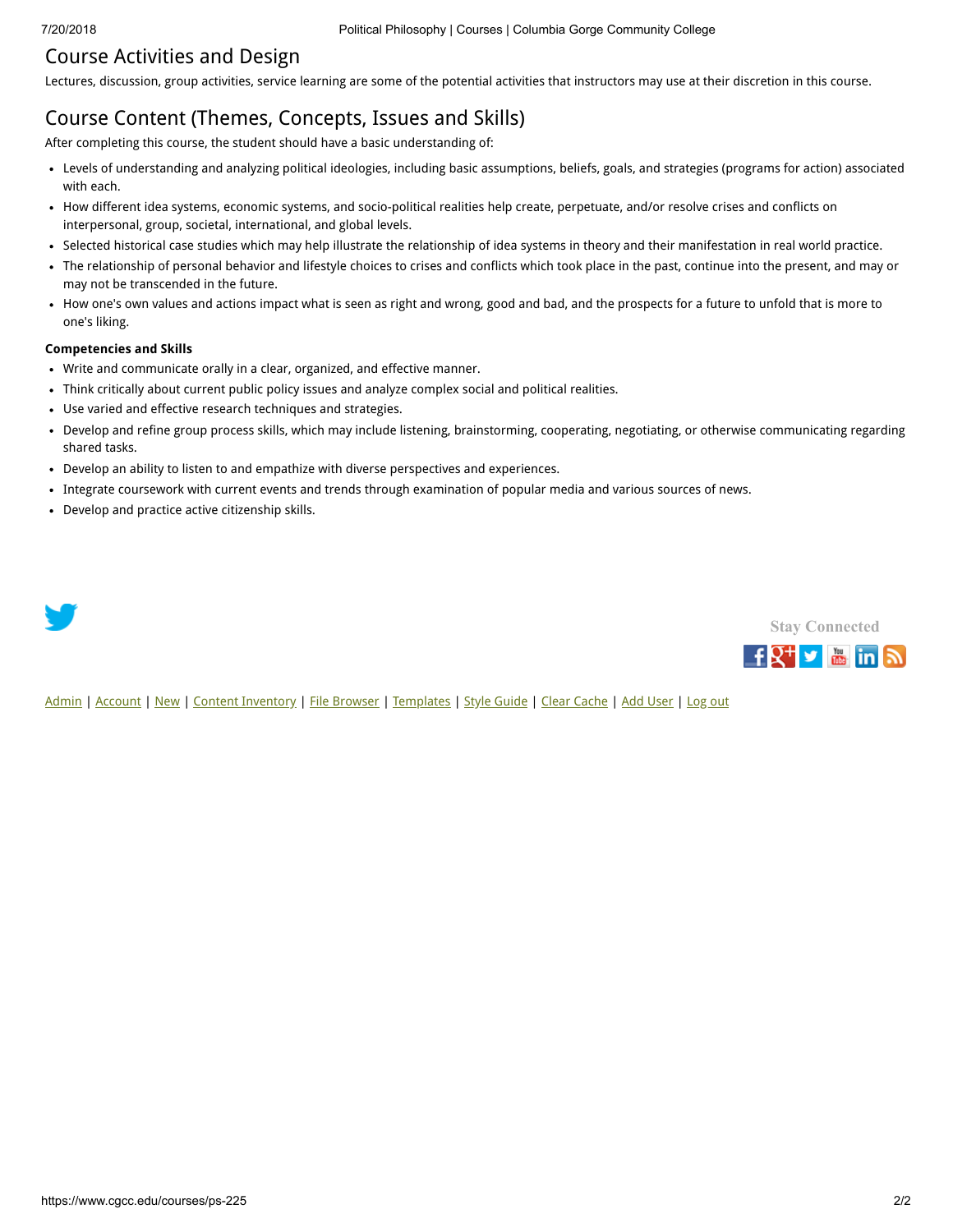## Course Activities and Design

Lectures, discussion, group activities, service learning are some of the potential activities that instructors may use at their discretion in this course.

## Course Content (Themes, Concepts, Issues and Skills)

After completing this course, the student should have a basic understanding of:

- Levels of understanding and analyzing political ideologies, including basic assumptions, beliefs, goals, and strategies (programs for action) associated with each.
- How different idea systems, economic systems, and socio-political realities help create, perpetuate, and/or resolve crises and conflicts on interpersonal, group, societal, international, and global levels.
- Selected historical case studies which may help illustrate the relationship of idea systems in theory and their manifestation in real world practice.
- The relationship of personal behavior and lifestyle choices to crises and conflicts which took place in the past, continue into the present, and may or may not be transcended in the future.
- How one's own values and actions impact what is seen as right and wrong, good and bad, and the prospects for a future to unfold that is more to one's liking.

**Competencies and Skills**

- Write and communicate orally in a clear, organized, and effective manner.
- Think critically about current public policy issues and analyze complex social and political realities.
- Use varied and effective research techniques and strategies.
- Develop and refine group process skills, which may include listening, brainstorming, cooperating, negotiating, or otherwise communicating regarding shared tasks.
- Develop an ability to listen to and empathize with diverse perspectives and experiences.
- Integrate coursework with current events and trends through examination of popular media and various sources of news.
- Develop and practice active citizenship skills.

Stay Connected

Admin | Account | New | Content Inventory | File Browser | Templates | Style Guide | Clear Cache | Add User | Log out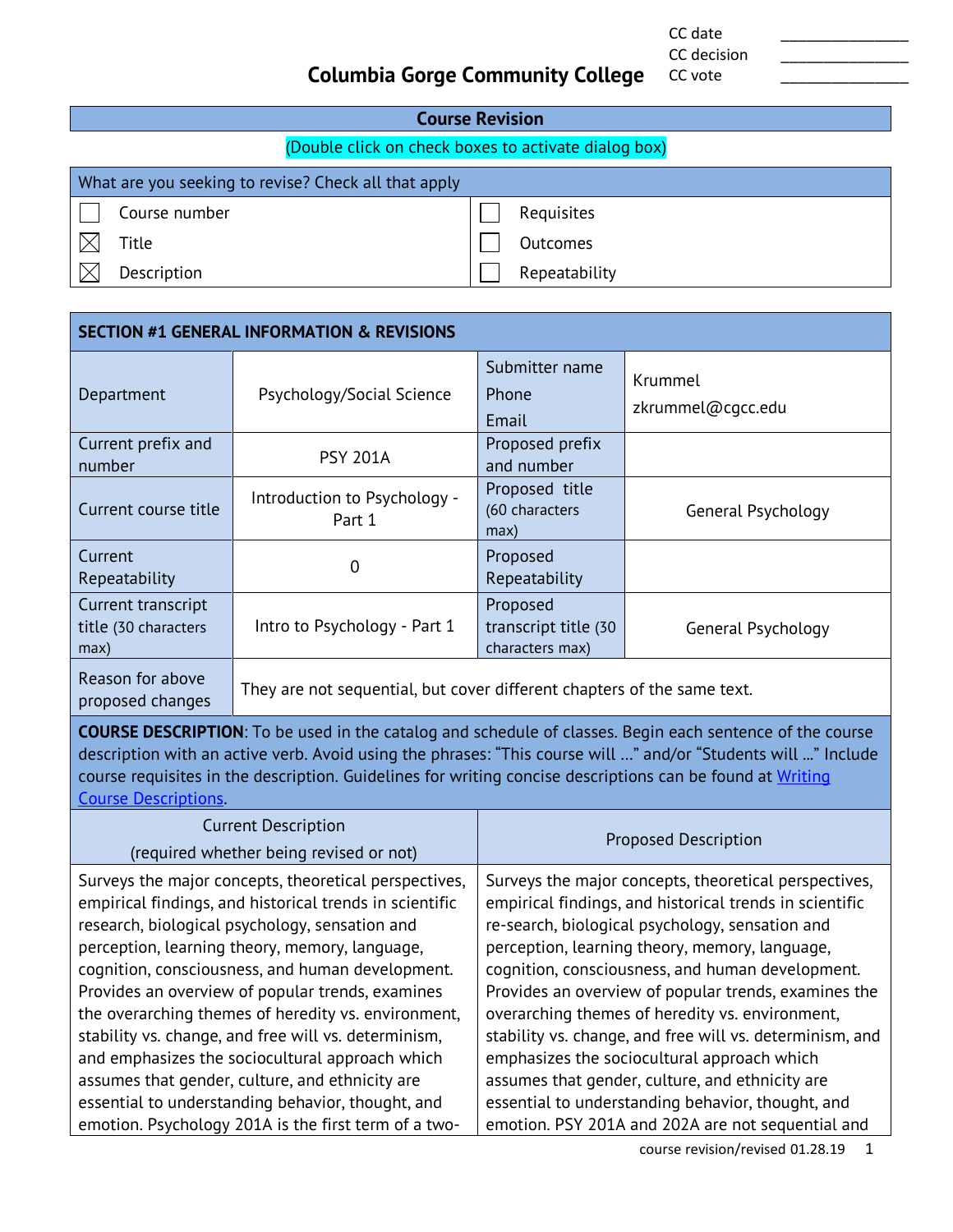**Columbia Gorge Community College**

| CC date | _______________ |
|---|---|
| CC decision | _______________ |
| CC vote | _______________ |

## Course Revision

(Double click on check boxes to activate dialog box)

| What are you seeking to revise? Check all that apply | |
|---|---|
| ☐ Course number | ☐ Requisites |
| ☒ Title | ☐ Outcomes |
| ☒ Description | ☐ Repeatability |

| SECTION #1 GENERAL INFORMATION & REVISIONS | | | |
|---|---|---|---|
| Department | Psychology/Social Science | Submitter name<br>Phone<br>Email | Krummel<br>zkrummel@cgcc.edu |
| Current prefix and number | PSY 201A | Proposed prefix and number | |
| Current course title | Introduction to Psychology - Part 1 | Proposed title (60 characters max) | General Psychology |
| Current Repeatability | 0 | Proposed Repeatability | |
| Current transcript title (30 characters max) | Intro to Psychology - Part 1 | Proposed transcript title (30 characters max) | General Psychology |
| Reason for above proposed changes | They are not sequential, but cover different chapters of the same text. | | |

**COURSE DESCRIPTION**: To be used in the catalog and schedule of classes. Begin each sentence of the course description with an active verb. Avoid using the phrases: "This course will …" and/or "Students will …" Include course requisites in the description. Guidelines for writing concise descriptions can be found at Writing Course Descriptions.

| Current Description (required whether being revised or not) | Proposed Description |
|---|---|
| Surveys the major concepts, theoretical perspectives, empirical findings, and historical trends in scientific research, biological psychology, sensation and perception, learning theory, memory, language, cognition, consciousness, and human development. Provides an overview of popular trends, examines the overarching themes of heredity vs. environment, stability vs. change, and free will vs. determinism, and emphasizes the sociocultural approach which assumes that gender, culture, and ethnicity are essential to understanding behavior, thought, and emotion. Psychology 201A is the first term of a two- | Surveys the major concepts, theoretical perspectives, empirical findings, and historical trends in scientific re-search, biological psychology, sensation and perception, learning theory, memory, language, cognition, consciousness, and human development. Provides an overview of popular trends, examines the overarching themes of heredity vs. environment, stability vs. change, and free will vs. determinism, and emphasizes the sociocultural approach which assumes that gender, culture, and ethnicity are essential to understanding behavior, thought, and emotion. PSY 201A and 202A are not sequential and |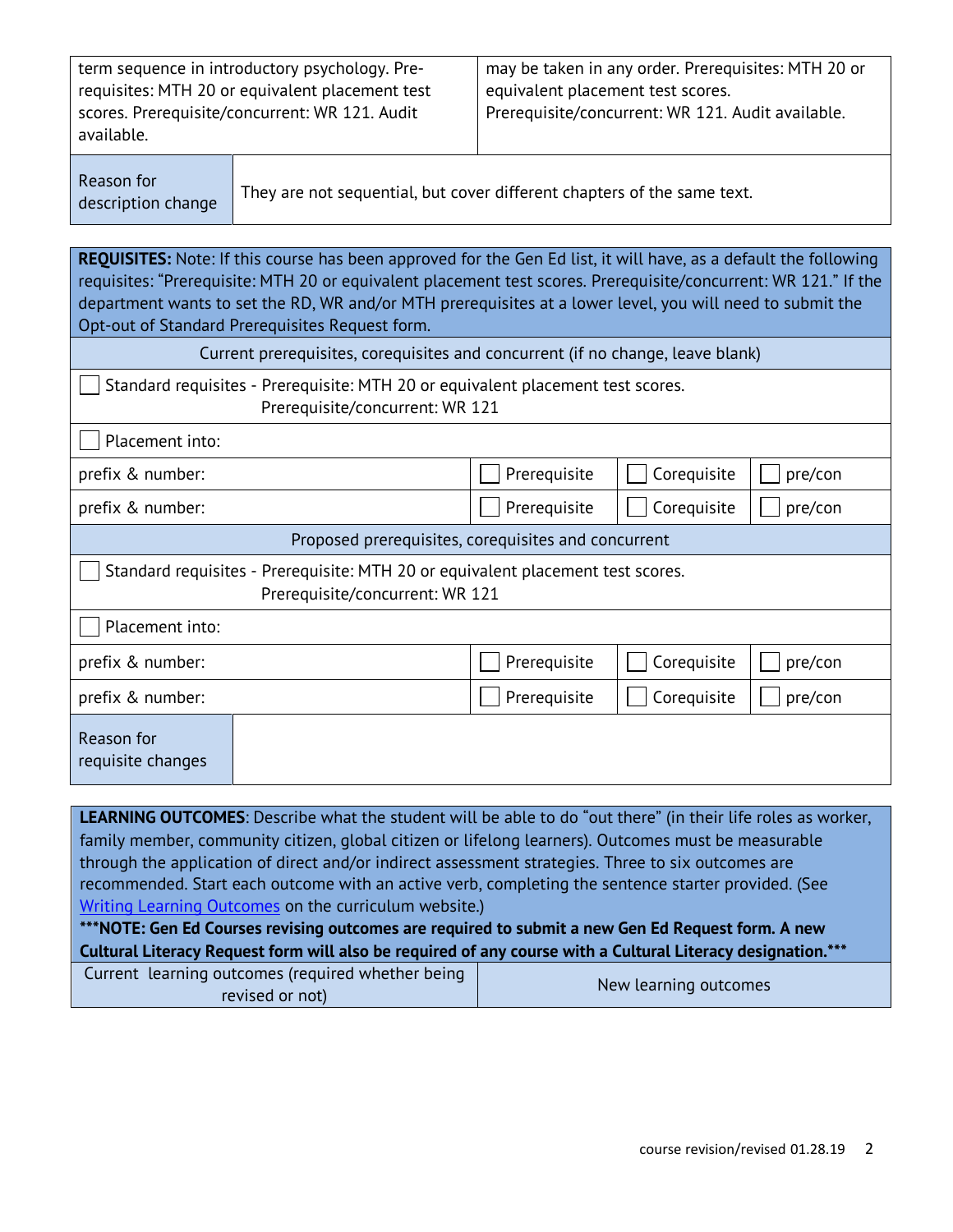| | |
|---|---|
| term sequence in introductory psychology. Pre-requisites: MTH 20 or equivalent placement test scores. Prerequisite/concurrent: WR 121. Audit available. | may be taken in any order. Prerequisites: MTH 20 or equivalent placement test scores. Prerequisite/concurrent: WR 121. Audit available. |

| | |
|---|---|
| Reason for description change | They are not sequential, but cover different chapters of the same text. |

**REQUISITES:** Note: If this course has been approved for the Gen Ed list, it will have, as a default the following requisites: "Prerequisite: MTH 20 or equivalent placement test scores. Prerequisite/concurrent: WR 121." If the department wants to set the RD, WR and/or MTH prerequisites at a lower level, you will need to submit the Opt-out of Standard Prerequisites Request form.

| Current prerequisites, corequisites and concurrent (if no change, leave blank) | | | |
|---|---|---|---|
| ☐ Standard requisites - Prerequisite: MTH 20 or equivalent placement test scores. Prerequisite/concurrent: WR 121 | | | |
| ☐ Placement into: | | | |
| prefix & number: | ☐ Prerequisite | ☐ Corequisite | ☐ pre/con |
| prefix & number: | ☐ Prerequisite | ☐ Corequisite | ☐ pre/con |
| **Proposed prerequisites, corequisites and concurrent** | | | |
| ☐ Standard requisites - Prerequisite: MTH 20 or equivalent placement test scores. Prerequisite/concurrent: WR 121 | | | |
| ☐ Placement into: | | | |
| prefix & number: | ☐ Prerequisite | ☐ Corequisite | ☐ pre/con |
| prefix & number: | ☐ Prerequisite | ☐ Corequisite | ☐ pre/con |
| Reason for requisite changes | | | |

**LEARNING OUTCOMES**: Describe what the student will be able to do "out there" (in their life roles as worker, family member, community citizen, global citizen or lifelong learners). Outcomes must be measurable through the application of direct and/or indirect assessment strategies. Three to six outcomes are recommended. Start each outcome with an active verb, completing the sentence starter provided. (See Writing Learning Outcomes on the curriculum website.)

**\*\*\*NOTE: Gen Ed Courses revising outcomes are required to submit a new Gen Ed Request form. A new Cultural Literacy Request form will also be required of any course with a Cultural Literacy designation.\*\*\***

| Current learning outcomes (required whether being revised or not) | New learning outcomes |
|---|---|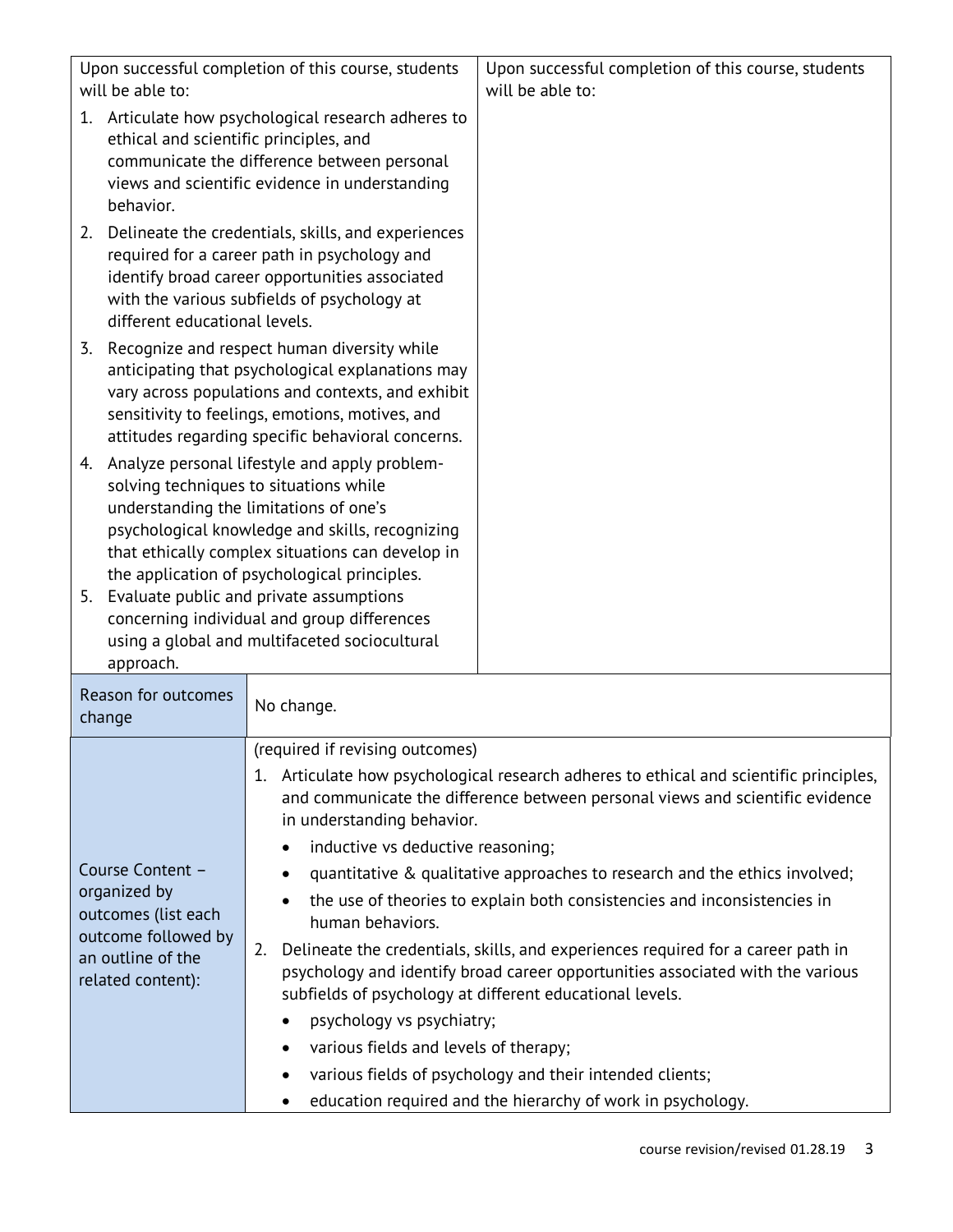| Upon successful completion of this course, students will be able to: | Upon successful completion of this course, students will be able to: |
|---|---|
| 1. Articulate how psychological research adheres to ethical and scientific principles, and communicate the difference between personal views and scientific evidence in understanding behavior.<br>2. Delineate the credentials, skills, and experiences required for a career path in psychology and identify broad career opportunities associated with the various subfields of psychology at different educational levels.<br>3. Recognize and respect human diversity while anticipating that psychological explanations may vary across populations and contexts, and exhibit sensitivity to feelings, emotions, motives, and attitudes regarding specific behavioral concerns.<br>4. Analyze personal lifestyle and apply problem-solving techniques to situations while understanding the limitations of one's psychological knowledge and skills, recognizing that ethically complex situations can develop in the application of psychological principles.<br>5. Evaluate public and private assumptions concerning individual and group differences using a global and multifaceted sociocultural approach. | |

| Reason for outcomes change | No change. |
|---|---|
| Course Content – organized by outcomes (list each outcome followed by an outline of the related content): | (required if revising outcomes)<br>1. Articulate how psychological research adheres to ethical and scientific principles, and communicate the difference between personal views and scientific evidence in understanding behavior.<br>• inductive vs deductive reasoning;<br>• quantitative & qualitative approaches to research and the ethics involved;<br>• the use of theories to explain both consistencies and inconsistencies in human behaviors.<br>2. Delineate the credentials, skills, and experiences required for a career path in psychology and identify broad career opportunities associated with the various subfields of psychology at different educational levels.<br>• psychology vs psychiatry;<br>• various fields and levels of therapy;<br>• various fields of psychology and their intended clients;<br>• education required and the hierarchy of work in psychology. |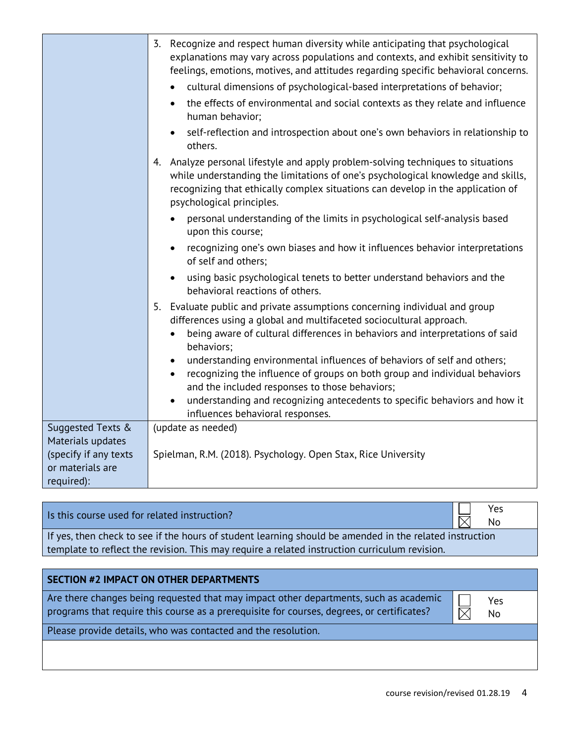| | |
|---|---|
| | 3. Recognize and respect human diversity while anticipating that psychological explanations may vary across populations and contexts, and exhibit sensitivity to feelings, emotions, motives, and attitudes regarding specific behavioral concerns.<br>• cultural dimensions of psychological-based interpretations of behavior;<br>• the effects of environmental and social contexts as they relate and influence human behavior;<br>• self-reflection and introspection about one's own behaviors in relationship to others.<br>4. Analyze personal lifestyle and apply problem-solving techniques to situations while understanding the limitations of one's psychological knowledge and skills, recognizing that ethically complex situations can develop in the application of psychological principles.<br>• personal understanding of the limits in psychological self-analysis based upon this course;<br>• recognizing one's own biases and how it influences behavior interpretations of self and others;<br>• using basic psychological tenets to better understand behaviors and the behavioral reactions of others.<br>5. Evaluate public and private assumptions concerning individual and group differences using a global and multifaceted sociocultural approach.<br>• being aware of cultural differences in behaviors and interpretations of said behaviors;<br>• understanding environmental influences of behaviors of self and others;<br>• recognizing the influence of groups on both group and individual behaviors and the included responses to those behaviors;<br>• understanding and recognizing antecedents to specific behaviors and how it influences behavioral responses. |
| Suggested Texts & Materials updates (specify if any texts or materials are required): | (update as needed)<br><br>Spielman, R.M. (2018). Psychology. Open Stax, Rice University |

| | |
|---|---|
| Is this course used for related instruction? | ☐ Yes<br>☒ No |
| If yes, then check to see if the hours of student learning should be amended in the related instruction template to reflect the revision. This may require a related instruction curriculum revision. | |

| | |
|---|---|
| **SECTION #2 IMPACT ON OTHER DEPARTMENTS** | |
| Are there changes being requested that may impact other departments, such as academic programs that require this course as a prerequisite for courses, degrees, or certificates? | ☐ Yes<br>☒ No |
| Please provide details, who was contacted and the resolution. | |
| | |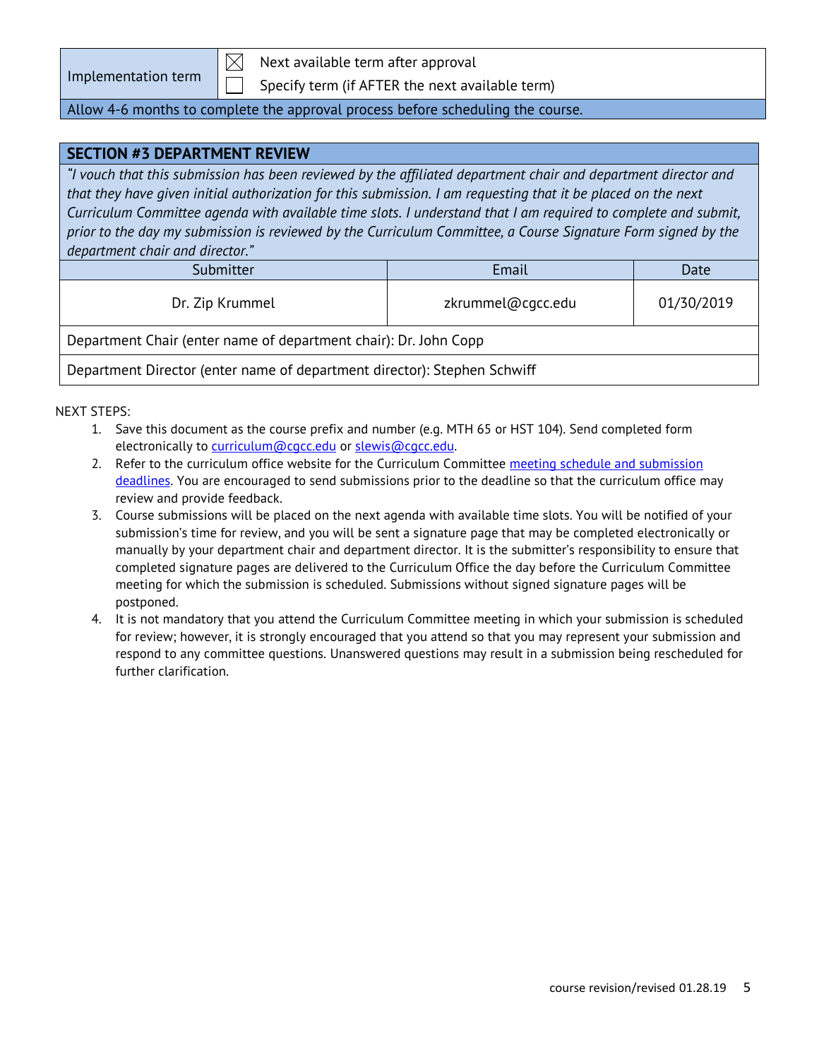| Implementation term | ☒ Next available term after approval<br>☐ Specify term (if AFTER the next available term) |
|---|---|

Allow 4-6 months to complete the approval process before scheduling the course.

## SECTION #3 DEPARTMENT REVIEW

*"I vouch that this submission has been reviewed by the affiliated department chair and department director and that they have given initial authorization for this submission. I am requesting that it be placed on the next Curriculum Committee agenda with available time slots. I understand that I am required to complete and submit, prior to the day my submission is reviewed by the Curriculum Committee, a Course Signature Form signed by the department chair and director."*

| Submitter | Email | Date |
|---|---|---|
| Dr. Zip Krummel | zkrummel@cgcc.edu | 01/30/2019 |

Department Chair (enter name of department chair): Dr. John Copp

Department Director (enter name of department director): Stephen Schwiff

NEXT STEPS:

1. Save this document as the course prefix and number (e.g. MTH 65 or HST 104). Send completed form electronically to curriculum@cgcc.edu or slewis@cgcc.edu.
2. Refer to the curriculum office website for the Curriculum Committee meeting schedule and submission deadlines. You are encouraged to send submissions prior to the deadline so that the curriculum office may review and provide feedback.
3. Course submissions will be placed on the next agenda with available time slots. You will be notified of your submission's time for review, and you will be sent a signature page that may be completed electronically or manually by your department chair and department director. It is the submitter's responsibility to ensure that completed signature pages are delivered to the Curriculum Office the day before the Curriculum Committee meeting for which the submission is scheduled. Submissions without signed signature pages will be postponed.
4. It is not mandatory that you attend the Curriculum Committee meeting in which your submission is scheduled for review; however, it is strongly encouraged that you attend so that you may represent your submission and respond to any committee questions. Unanswered questions may result in a submission being rescheduled for further clarification.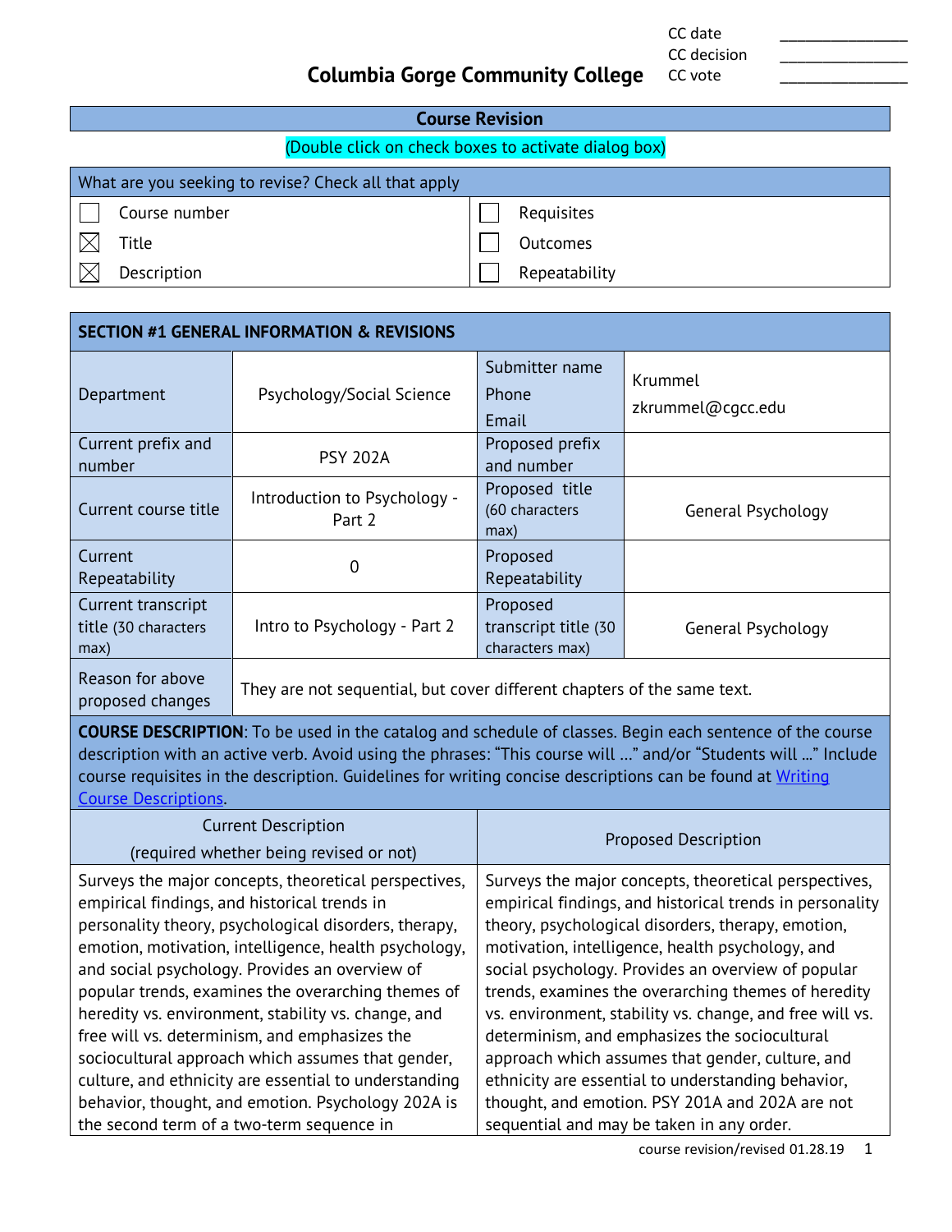| CC date | ________________ |
|---|---|
| CC decision | ________________ |
| CC vote | ________________ |

# Columbia Gorge Community College

## Course Revision

(Double click on check boxes to activate dialog box)

| What are you seeking to revise? Check all that apply | |
|---|---|
| ☐ Course number | ☐ Requisites |
| ☒ Title | ☐ Outcomes |
| ☒ Description | ☐ Repeatability |

## SECTION #1 GENERAL INFORMATION & REVISIONS

| | | | |
|---|---|---|---|
| Department | Psychology/Social Science | Submitter name<br>Phone<br>Email | Krummel<br>zkrummel@cgcc.edu |
| Current prefix and number | PSY 202A | Proposed prefix and number | |
| Current course title | Introduction to Psychology - Part 2 | Proposed title (60 characters max) | General Psychology |
| Current Repeatability | 0 | Proposed Repeatability | |
| Current transcript title (30 characters max) | Intro to Psychology - Part 2 | Proposed transcript title (30 characters max) | General Psychology |
| Reason for above proposed changes | They are not sequential, but cover different chapters of the same text. | | |

**COURSE DESCRIPTION**: To be used in the catalog and schedule of classes. Begin each sentence of the course description with an active verb. Avoid using the phrases: "This course will …" and/or "Students will …" Include course requisites in the description. Guidelines for writing concise descriptions can be found at Writing Course Descriptions.

| Current Description (required whether being revised or not) | Proposed Description |
|---|---|
| Surveys the major concepts, theoretical perspectives, empirical findings, and historical trends in personality theory, psychological disorders, therapy, emotion, motivation, intelligence, health psychology, and social psychology. Provides an overview of popular trends, examines the overarching themes of heredity vs. environment, stability vs. change, and free will vs. determinism, and emphasizes the sociocultural approach which assumes that gender, culture, and ethnicity are essential to understanding behavior, thought, and emotion. Psychology 202A is the second term of a two-term sequence in | Surveys the major concepts, theoretical perspectives, empirical findings, and historical trends in personality theory, psychological disorders, therapy, emotion, motivation, intelligence, health psychology, and social psychology. Provides an overview of popular trends, examines the overarching themes of heredity vs. environment, stability vs. change, and free will vs. determinism, and emphasizes the sociocultural approach which assumes that gender, culture, and ethnicity are essential to understanding behavior, thought, and emotion. PSY 201A and 202A are not sequential and may be taken in any order. |

course revision/revised 01.28.19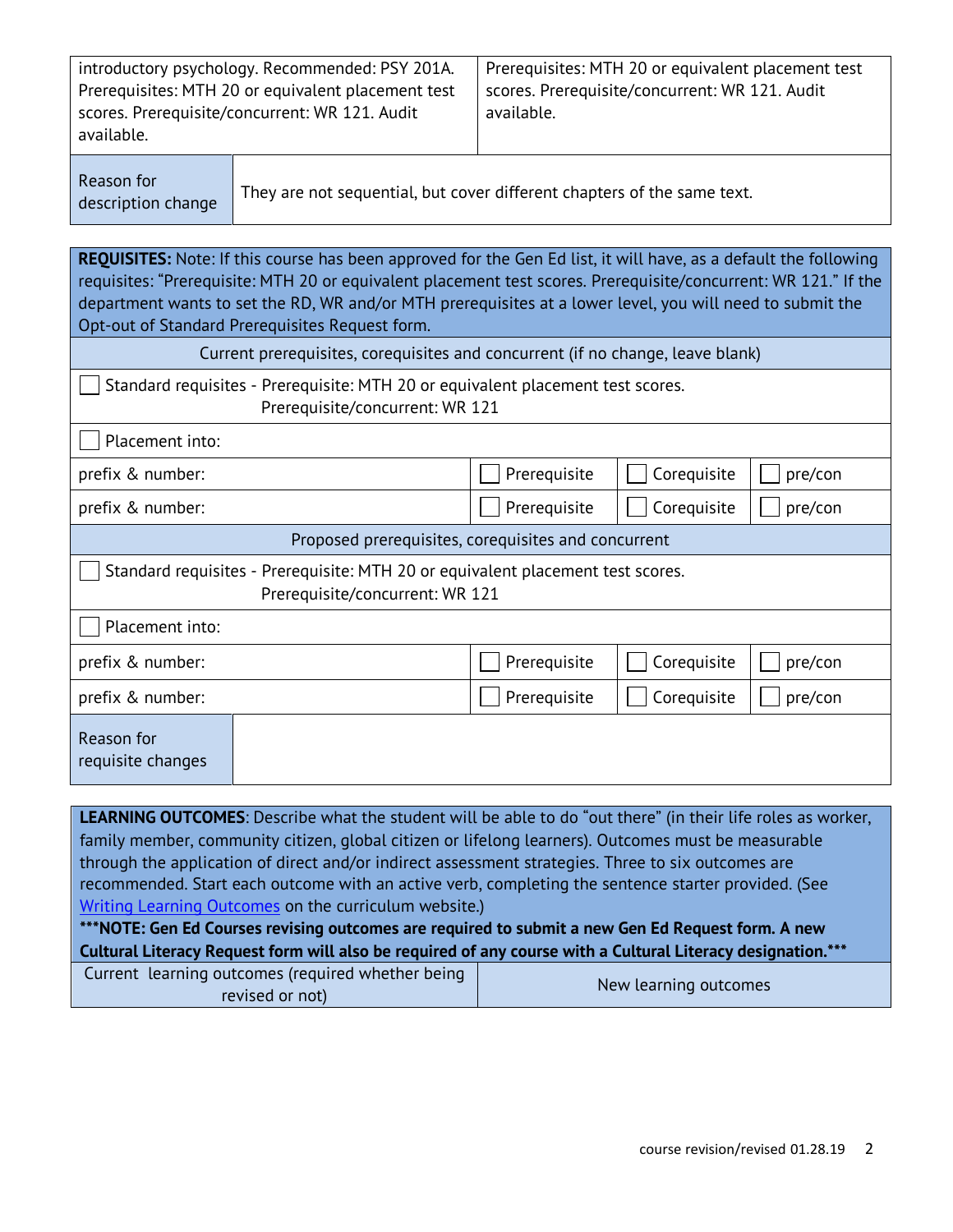| | |
|---|---|
| introductory psychology. Recommended: PSY 201A. Prerequisites: MTH 20 or equivalent placement test scores. Prerequisite/concurrent: WR 121. Audit available. | Prerequisites: MTH 20 or equivalent placement test scores. Prerequisite/concurrent: WR 121. Audit available. |

| | |
|---|---|
| Reason for description change | They are not sequential, but cover different chapters of the same text. |

**REQUISITES:** Note: If this course has been approved for the Gen Ed list, it will have, as a default the following requisites: "Prerequisite: MTH 20 or equivalent placement test scores. Prerequisite/concurrent: WR 121." If the department wants to set the RD, WR and/or MTH prerequisites at a lower level, you will need to submit the Opt-out of Standard Prerequisites Request form.

| Current prerequisites, corequisites and concurrent (if no change, leave blank) | | | |
|---|---|---|---|
| ☐ Standard requisites - Prerequisite: MTH 20 or equivalent placement test scores. Prerequisite/concurrent: WR 121 | | | |
| ☐ Placement into: | | | |
| prefix & number: | ☐ Prerequisite | ☐ Corequisite | ☐ pre/con |
| prefix & number: | ☐ Prerequisite | ☐ Corequisite | ☐ pre/con |

| Proposed prerequisites, corequisites and concurrent | | | |
|---|---|---|---|
| ☐ Standard requisites - Prerequisite: MTH 20 or equivalent placement test scores. Prerequisite/concurrent: WR 121 | | | |
| ☐ Placement into: | | | |
| prefix & number: | ☐ Prerequisite | ☐ Corequisite | ☐ pre/con |
| prefix & number: | ☐ Prerequisite | ☐ Corequisite | ☐ pre/con |
| Reason for requisite changes | | | |

**LEARNING OUTCOMES**: Describe what the student will be able to do "out there" (in their life roles as worker, family member, community citizen, global citizen or lifelong learners). Outcomes must be measurable through the application of direct and/or indirect assessment strategies. Three to six outcomes are recommended. Start each outcome with an active verb, completing the sentence starter provided. (See [Writing Learning Outcomes](Writing Learning Outcomes) on the curriculum website.)

**\*\*\*NOTE: Gen Ed Courses revising outcomes are required to submit a new Gen Ed Request form. A new Cultural Literacy Request form will also be required of any course with a Cultural Literacy designation.\*\*\***

| Current learning outcomes (required whether being revised or not) | New learning outcomes |
|---|---|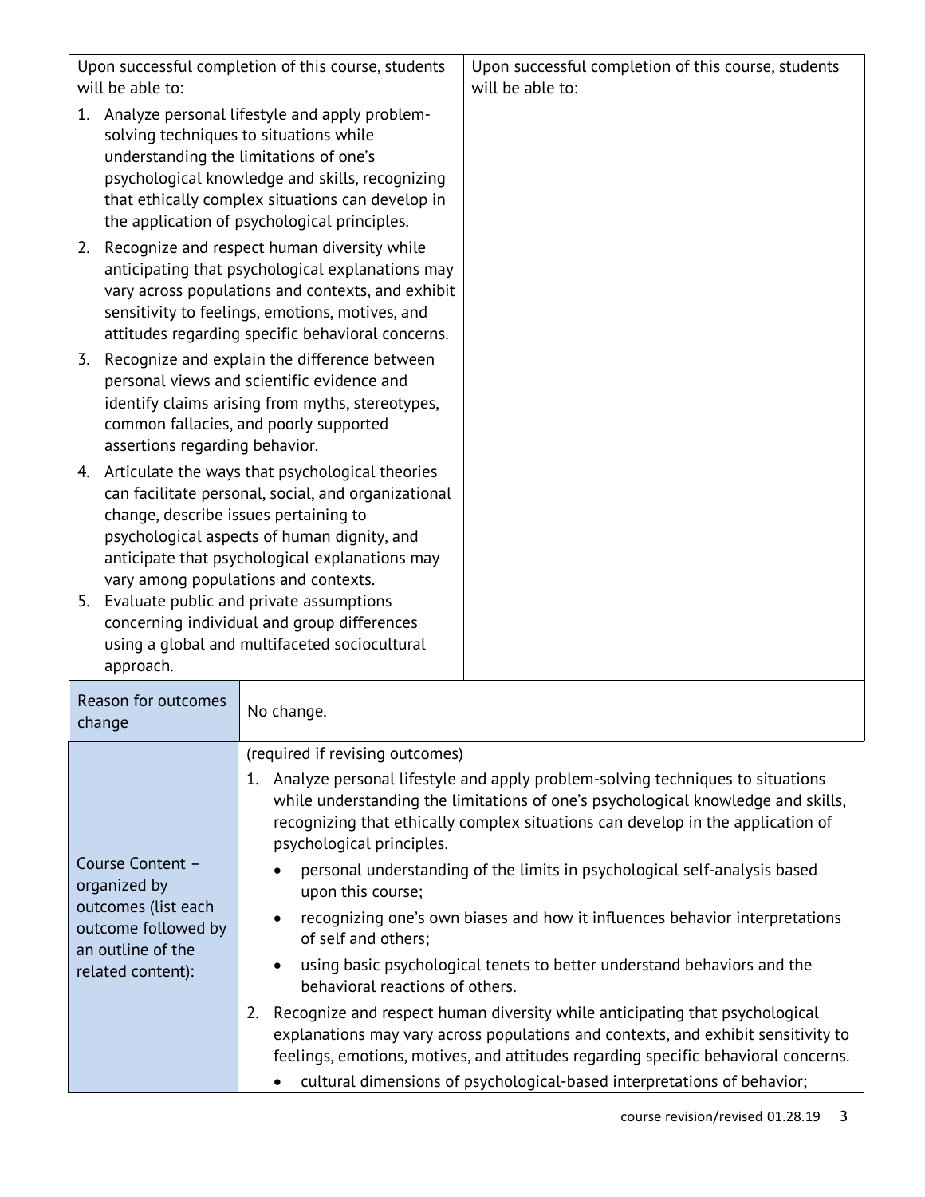| Upon successful completion of this course, students will be able to:<br>1. Analyze personal lifestyle and apply problem-solving techniques to situations while understanding the limitations of one's psychological knowledge and skills, recognizing that ethically complex situations can develop in the application of psychological principles.<br>2. Recognize and respect human diversity while anticipating that psychological explanations may vary across populations and contexts, and exhibit sensitivity to feelings, emotions, motives, and attitudes regarding specific behavioral concerns.<br>3. Recognize and explain the difference between personal views and scientific evidence and identify claims arising from myths, stereotypes, common fallacies, and poorly supported assertions regarding behavior.<br>4. Articulate the ways that psychological theories can facilitate personal, social, and organizational change, describe issues pertaining to psychological aspects of human dignity, and anticipate that psychological explanations may vary among populations and contexts.<br>5. Evaluate public and private assumptions concerning individual and group differences using a global and multifaceted sociocultural approach. | Upon successful completion of this course, students will be able to: |
|---|---|
| Reason for outcomes change | No change. |
| Course Content – organized by outcomes (list each outcome followed by an outline of the related content): | (required if revising outcomes)<br>1. Analyze personal lifestyle and apply problem-solving techniques to situations while understanding the limitations of one's psychological knowledge and skills, recognizing that ethically complex situations can develop in the application of psychological principles.<br>• personal understanding of the limits in psychological self-analysis based upon this course;<br>• recognizing one's own biases and how it influences behavior interpretations of self and others;<br>• using basic psychological tenets to better understand behaviors and the behavioral reactions of others.<br>2. Recognize and respect human diversity while anticipating that psychological explanations may vary across populations and contexts, and exhibit sensitivity to feelings, emotions, motives, and attitudes regarding specific behavioral concerns.<br>• cultural dimensions of psychological-based interpretations of behavior; |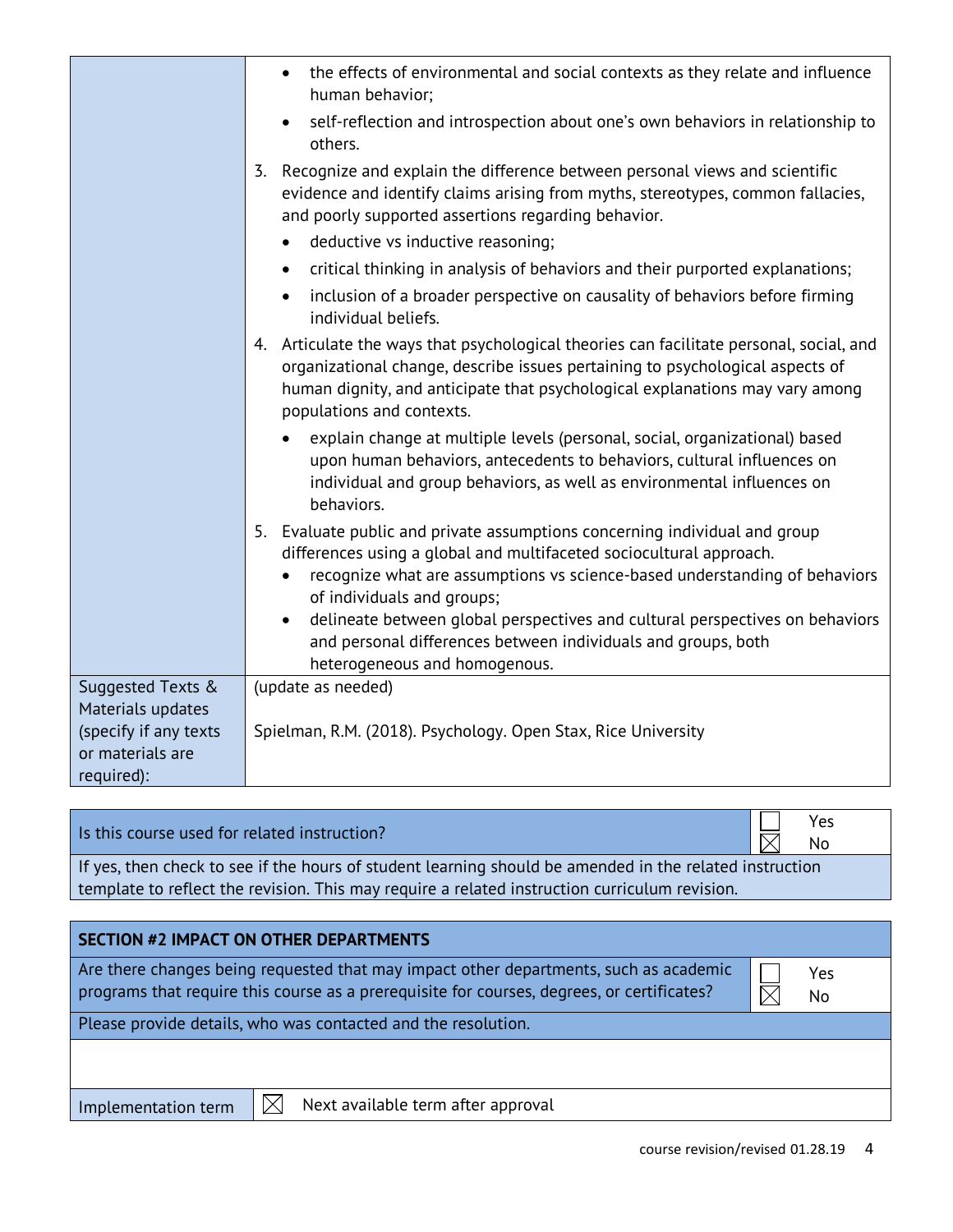| | |
|---|---|
| | • the effects of environmental and social contexts as they relate and influence human behavior;<br>• self-reflection and introspection about one's own behaviors in relationship to others.<br>3. Recognize and explain the difference between personal views and scientific evidence and identify claims arising from myths, stereotypes, common fallacies, and poorly supported assertions regarding behavior.<br>• deductive vs inductive reasoning;<br>• critical thinking in analysis of behaviors and their purported explanations;<br>• inclusion of a broader perspective on causality of behaviors before firming individual beliefs.<br>4. Articulate the ways that psychological theories can facilitate personal, social, and organizational change, describe issues pertaining to psychological aspects of human dignity, and anticipate that psychological explanations may vary among populations and contexts.<br>• explain change at multiple levels (personal, social, organizational) based upon human behaviors, antecedents to behaviors, cultural influences on individual and group behaviors, as well as environmental influences on behaviors.<br>5. Evaluate public and private assumptions concerning individual and group differences using a global and multifaceted sociocultural approach.<br>• recognize what are assumptions vs science-based understanding of behaviors of individuals and groups;<br>• delineate between global perspectives and cultural perspectives on behaviors and personal differences between individuals and groups, both heterogeneous and homogenous. |
| Suggested Texts & Materials updates (specify if any texts or materials are required): | (update as needed)<br><br>Spielman, R.M. (2018). Psychology. Open Stax, Rice University |

| Is this course used for related instruction? | ☐ Yes<br>☒ No |
|---|---|
| If yes, then check to see if the hours of student learning should be amended in the related instruction template to reflect the revision. This may require a related instruction curriculum revision. | |

| **SECTION #2 IMPACT ON OTHER DEPARTMENTS** | |
|---|---|
| Are there changes being requested that may impact other departments, such as academic programs that require this course as a prerequisite for courses, degrees, or certificates? | ☐ Yes<br>☒ No |
| Please provide details, who was contacted and the resolution. | |
| | |
| Implementation term | ☒ Next available term after approval |

course revision/revised 01.28.19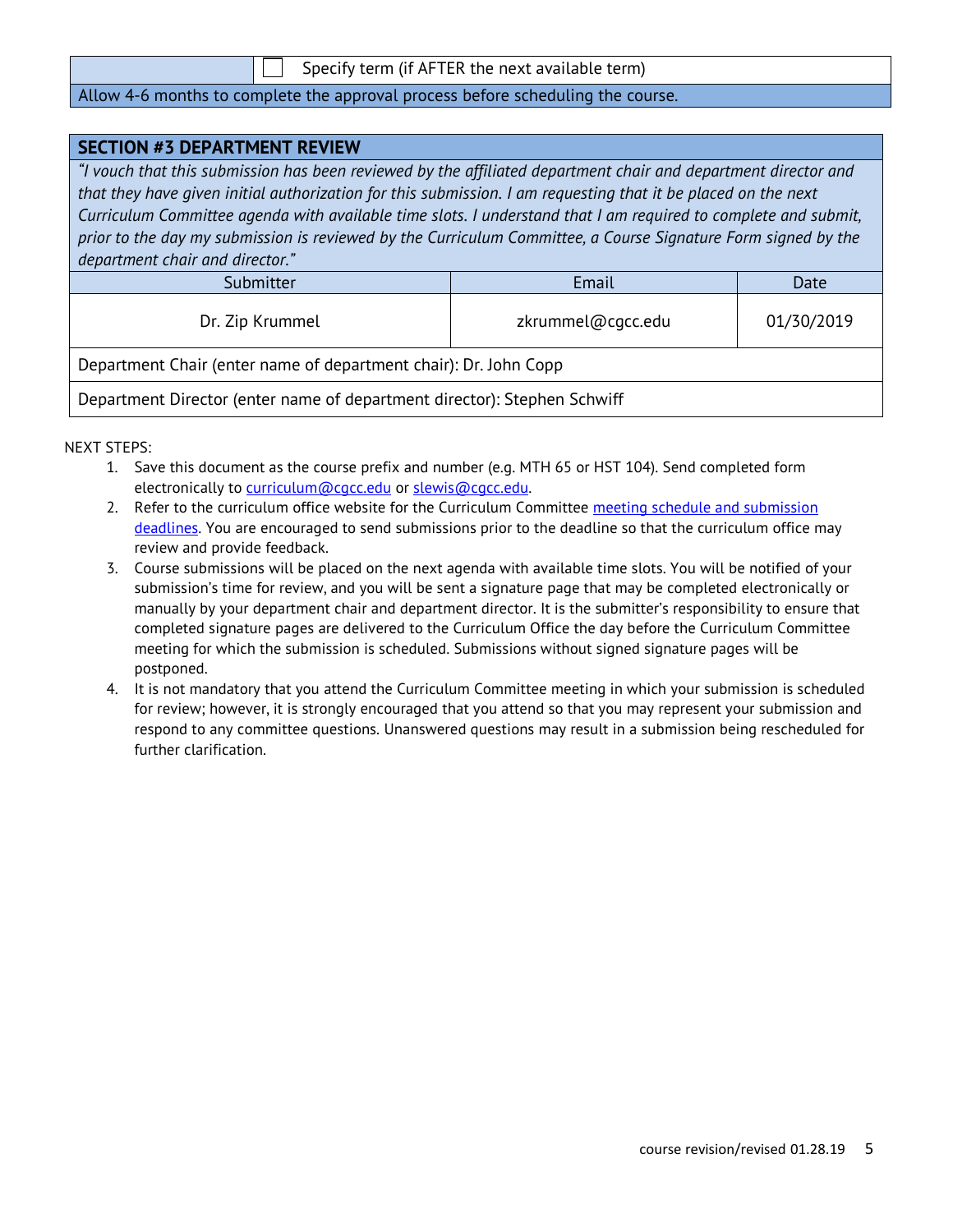| | ☐ Specify term (if AFTER the next available term) |
|---|---|

Allow 4-6 months to complete the approval process before scheduling the course.

## SECTION #3 DEPARTMENT REVIEW

*"I vouch that this submission has been reviewed by the affiliated department chair and department director and that they have given initial authorization for this submission. I am requesting that it be placed on the next Curriculum Committee agenda with available time slots. I understand that I am required to complete and submit, prior to the day my submission is reviewed by the Curriculum Committee, a Course Signature Form signed by the department chair and director."*

| Submitter | Email | Date |
|---|---|---|
| Dr. Zip Krummel | zkrummel@cgcc.edu | 01/30/2019 |

Department Chair (enter name of department chair): Dr. John Copp

Department Director (enter name of department director): Stephen Schwiff

NEXT STEPS:

1. Save this document as the course prefix and number (e.g. MTH 65 or HST 104). Send completed form electronically to curriculum@cgcc.edu or slewis@cgcc.edu.
2. Refer to the curriculum office website for the Curriculum Committee meeting schedule and submission deadlines. You are encouraged to send submissions prior to the deadline so that the curriculum office may review and provide feedback.
3. Course submissions will be placed on the next agenda with available time slots. You will be notified of your submission's time for review, and you will be sent a signature page that may be completed electronically or manually by your department chair and department director. It is the submitter's responsibility to ensure that completed signature pages are delivered to the Curriculum Office the day before the Curriculum Committee meeting for which the submission is scheduled. Submissions without signed signature pages will be postponed.
4. It is not mandatory that you attend the Curriculum Committee meeting in which your submission is scheduled for review; however, it is strongly encouraged that you attend so that you may represent your submission and respond to any committee questions. Unanswered questions may result in a submission being rescheduled for further clarification.

course revision/revised 01.28.19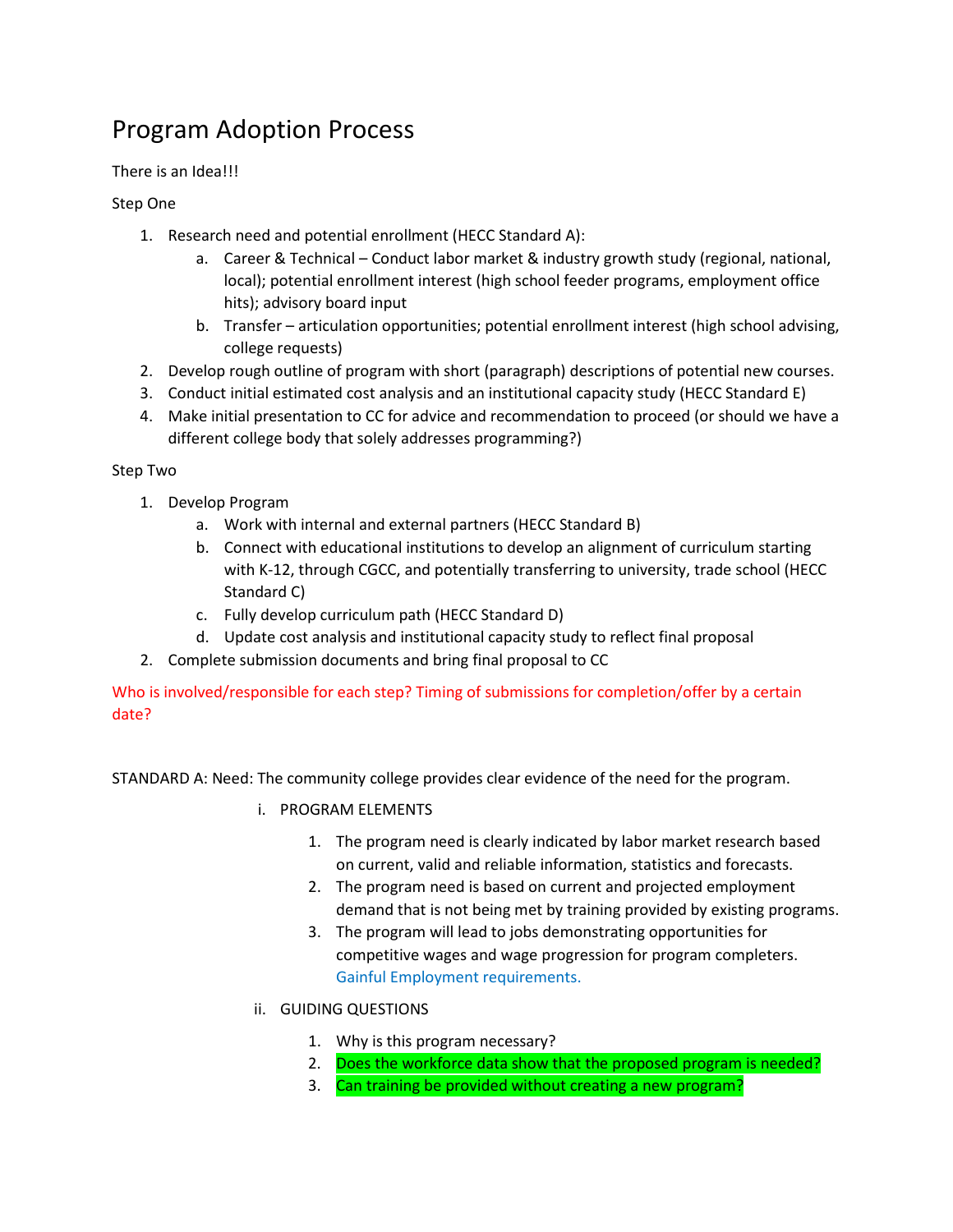# Program Adoption Process

There is an Idea!!!

Step One

1. Research need and potential enrollment (HECC Standard A):
   a. Career & Technical – Conduct labor market & industry growth study (regional, national, local); potential enrollment interest (high school feeder programs, employment office hits); advisory board input
   b. Transfer – articulation opportunities; potential enrollment interest (high school advising, college requests)
2. Develop rough outline of program with short (paragraph) descriptions of potential new courses.
3. Conduct initial estimated cost analysis and an institutional capacity study (HECC Standard E)
4. Make initial presentation to CC for advice and recommendation to proceed (or should we have a different college body that solely addresses programming?)

Step Two

1. Develop Program
   a. Work with internal and external partners (HECC Standard B)
   b. Connect with educational institutions to develop an alignment of curriculum starting with K-12, through CGCC, and potentially transferring to university, trade school (HECC Standard C)
   c. Fully develop curriculum path (HECC Standard D)
   d. Update cost analysis and institutional capacity study to reflect final proposal
2. Complete submission documents and bring final proposal to CC

Who is involved/responsible for each step? Timing of submissions for completion/offer by a certain date?

STANDARD A: Need: The community college provides clear evidence of the need for the program.

i. PROGRAM ELEMENTS
   1. The program need is clearly indicated by labor market research based on current, valid and reliable information, statistics and forecasts.
   2. The program need is based on current and projected employment demand that is not being met by training provided by existing programs.
   3. The program will lead to jobs demonstrating opportunities for competitive wages and wage progression for program completers. Gainful Employment requirements.

ii. GUIDING QUESTIONS
   1. Why is this program necessary?
   2. Does the workforce data show that the proposed program is needed?
   3. Can training be provided without creating a new program?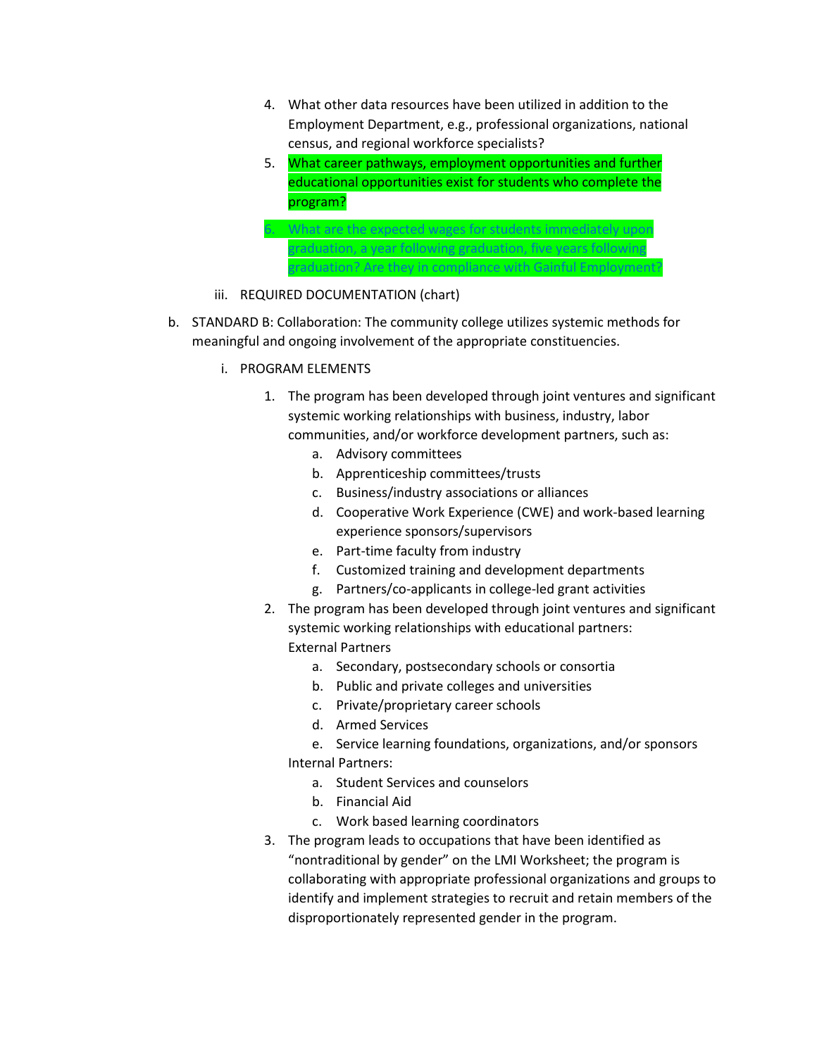4. What other data resources have been utilized in addition to the Employment Department, e.g., professional organizations, national census, and regional workforce specialists?
5. What career pathways, employment opportunities and further educational opportunities exist for students who complete the program?
6. What are the expected wages for students immediately upon graduation, a year following graduation, five years following graduation? Are they in compliance with Gainful Employment?

iii. REQUIRED DOCUMENTATION (chart)

b. STANDARD B: Collaboration: The community college utilizes systemic methods for meaningful and ongoing involvement of the appropriate constituencies.

i. PROGRAM ELEMENTS

1. The program has been developed through joint ventures and significant systemic working relationships with business, industry, labor communities, and/or workforce development partners, such as:
   a. Advisory committees
   b. Apprenticeship committees/trusts
   c. Business/industry associations or alliances
   d. Cooperative Work Experience (CWE) and work-based learning experience sponsors/supervisors
   e. Part-time faculty from industry
   f. Customized training and development departments
   g. Partners/co-applicants in college-led grant activities
2. The program has been developed through joint ventures and significant systemic working relationships with educational partners:
   External Partners
   a. Secondary, postsecondary schools or consortia
   b. Public and private colleges and universities
   c. Private/proprietary career schools
   d. Armed Services
   e. Service learning foundations, organizations, and/or sponsors

   Internal Partners:
   a. Student Services and counselors
   b. Financial Aid
   c. Work based learning coordinators
3. The program leads to occupations that have been identified as "nontraditional by gender" on the LMI Worksheet; the program is collaborating with appropriate professional organizations and groups to identify and implement strategies to recruit and retain members of the disproportionately represented gender in the program.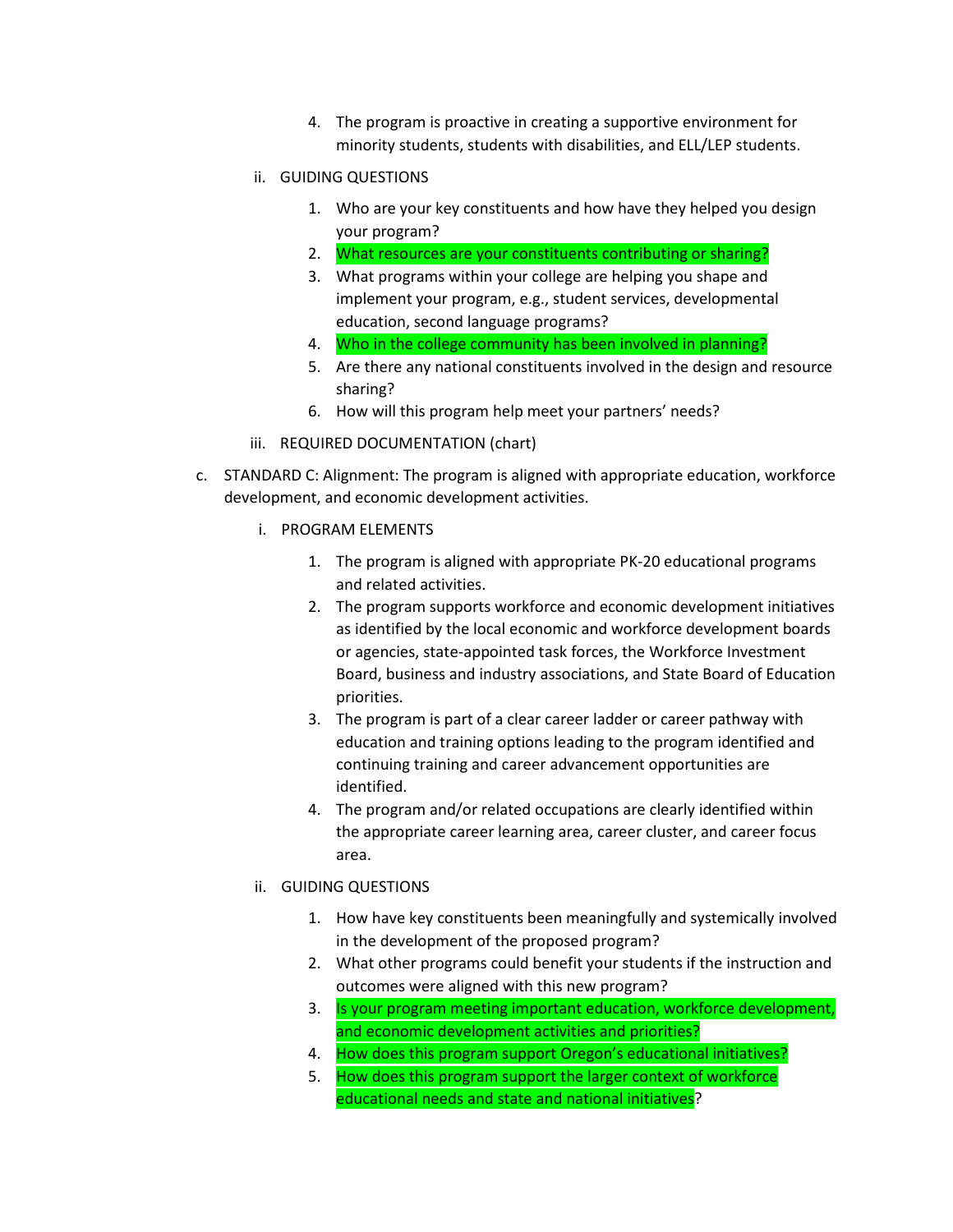4. The program is proactive in creating a supportive environment for minority students, students with disabilities, and ELL/LEP students.

ii. GUIDING QUESTIONS

1. Who are your key constituents and how have they helped you design your program?
2. What resources are your constituents contributing or sharing?
3. What programs within your college are helping you shape and implement your program, e.g., student services, developmental education, second language programs?
4. Who in the college community has been involved in planning?
5. Are there any national constituents involved in the design and resource sharing?
6. How will this program help meet your partners' needs?

iii. REQUIRED DOCUMENTATION (chart)

c. STANDARD C: Alignment: The program is aligned with appropriate education, workforce development, and economic development activities.

i. PROGRAM ELEMENTS

1. The program is aligned with appropriate PK-20 educational programs and related activities.
2. The program supports workforce and economic development initiatives as identified by the local economic and workforce development boards or agencies, state-appointed task forces, the Workforce Investment Board, business and industry associations, and State Board of Education priorities.
3. The program is part of a clear career ladder or career pathway with education and training options leading to the program identified and continuing training and career advancement opportunities are identified.
4. The program and/or related occupations are clearly identified within the appropriate career learning area, career cluster, and career focus area.

ii. GUIDING QUESTIONS

1. How have key constituents been meaningfully and systemically involved in the development of the proposed program?
2. What other programs could benefit your students if the instruction and outcomes were aligned with this new program?
3. Is your program meeting important education, workforce development, and economic development activities and priorities?
4. How does this program support Oregon's educational initiatives?
5. How does this program support the larger context of workforce educational needs and state and national initiatives?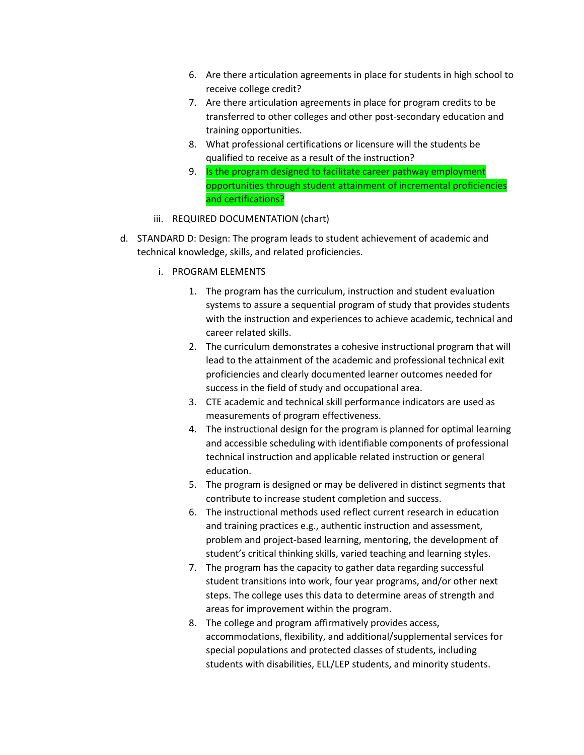6. Are there articulation agreements in place for students in high school to receive college credit?
7. Are there articulation agreements in place for program credits to be transferred to other colleges and other post-secondary education and training opportunities.
8. What professional certifications or licensure will the students be qualified to receive as a result of the instruction?
9. Is the program designed to facilitate career pathway employment opportunities through student attainment of incremental proficiencies and certifications?

iii. REQUIRED DOCUMENTATION (chart)

d. STANDARD D: Design: The program leads to student achievement of academic and technical knowledge, skills, and related proficiencies.

i. PROGRAM ELEMENTS

1. The program has the curriculum, instruction and student evaluation systems to assure a sequential program of study that provides students with the instruction and experiences to achieve academic, technical and career related skills.
2. The curriculum demonstrates a cohesive instructional program that will lead to the attainment of the academic and professional technical exit proficiencies and clearly documented learner outcomes needed for success in the field of study and occupational area.
3. CTE academic and technical skill performance indicators are used as measurements of program effectiveness.
4. The instructional design for the program is planned for optimal learning and accessible scheduling with identifiable components of professional technical instruction and applicable related instruction or general education.
5. The program is designed or may be delivered in distinct segments that contribute to increase student completion and success.
6. The instructional methods used reflect current research in education and training practices e.g., authentic instruction and assessment, problem and project-based learning, mentoring, the development of student's critical thinking skills, varied teaching and learning styles.
7. The program has the capacity to gather data regarding successful student transitions into work, four year programs, and/or other next steps. The college uses this data to determine areas of strength and areas for improvement within the program.
8. The college and program affirmatively provides access, accommodations, flexibility, and additional/supplemental services for special populations and protected classes of students, including students with disabilities, ELL/LEP students, and minority students.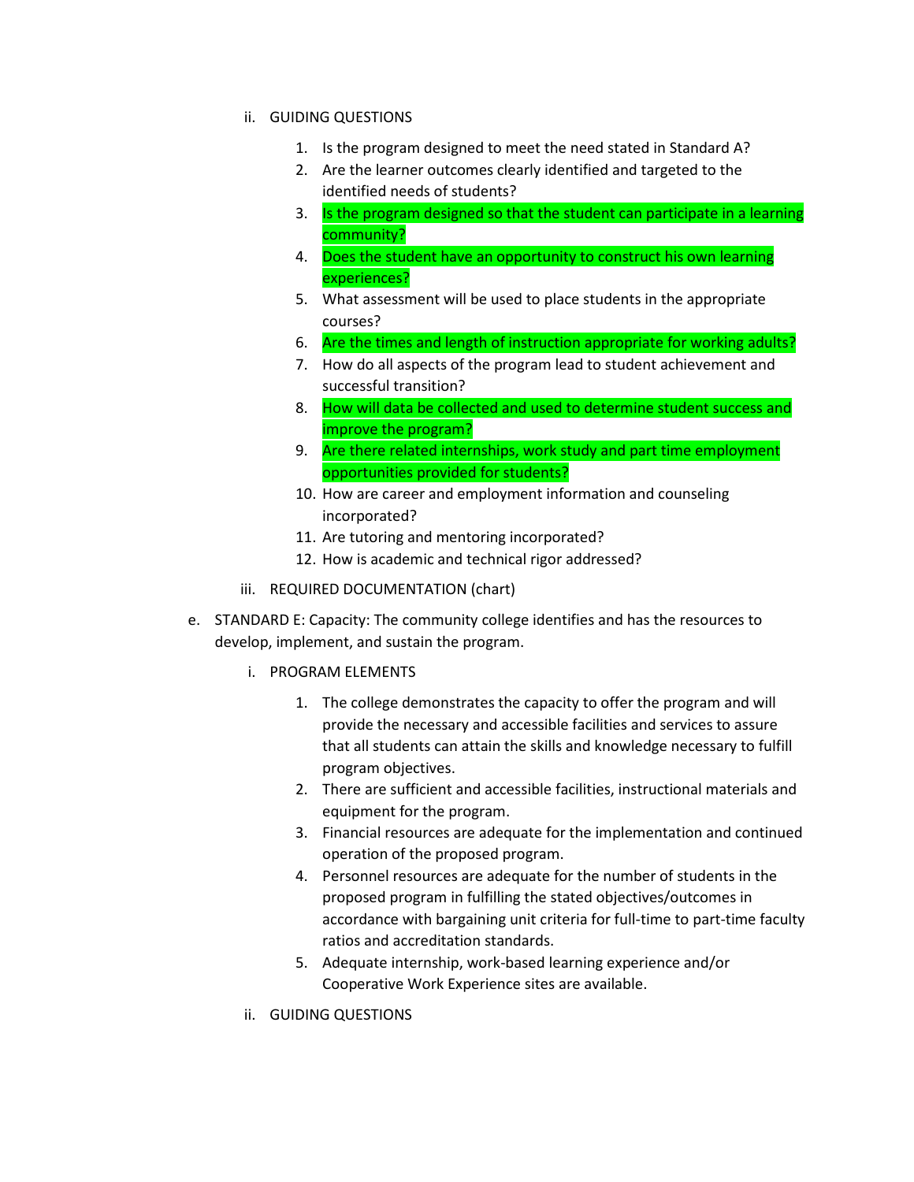ii. GUIDING QUESTIONS

1. Is the program designed to meet the need stated in Standard A?
2. Are the learner outcomes clearly identified and targeted to the identified needs of students?
3. Is the program designed so that the student can participate in a learning community?
4. Does the student have an opportunity to construct his own learning experiences?
5. What assessment will be used to place students in the appropriate courses?
6. Are the times and length of instruction appropriate for working adults?
7. How do all aspects of the program lead to student achievement and successful transition?
8. How will data be collected and used to determine student success and improve the program?
9. Are there related internships, work study and part time employment opportunities provided for students?
10. How are career and employment information and counseling incorporated?
11. Are tutoring and mentoring incorporated?
12. How is academic and technical rigor addressed?

iii. REQUIRED DOCUMENTATION (chart)

e. STANDARD E: Capacity: The community college identifies and has the resources to develop, implement, and sustain the program.

i. PROGRAM ELEMENTS

1. The college demonstrates the capacity to offer the program and will provide the necessary and accessible facilities and services to assure that all students can attain the skills and knowledge necessary to fulfill program objectives.
2. There are sufficient and accessible facilities, instructional materials and equipment for the program.
3. Financial resources are adequate for the implementation and continued operation of the proposed program.
4. Personnel resources are adequate for the number of students in the proposed program in fulfilling the stated objectives/outcomes in accordance with bargaining unit criteria for full-time to part-time faculty ratios and accreditation standards.
5. Adequate internship, work-based learning experience and/or Cooperative Work Experience sites are available.

ii. GUIDING QUESTIONS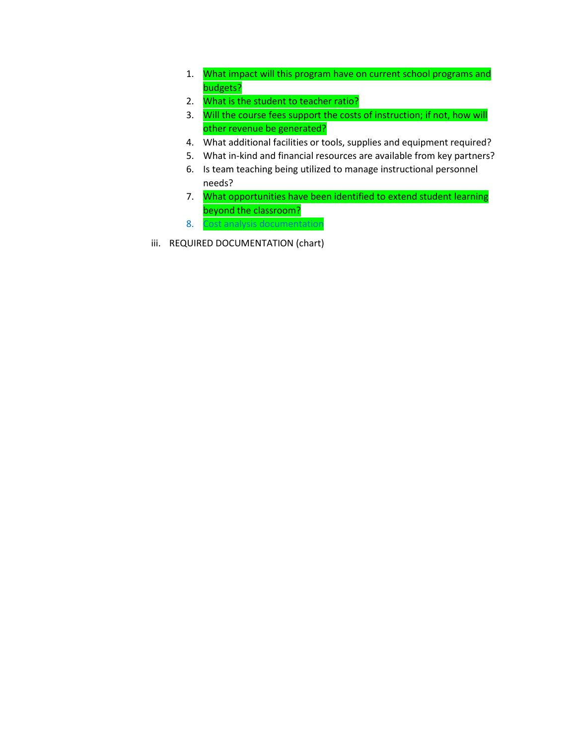1. What impact will this program have on current school programs and budgets?
2. What is the student to teacher ratio?
3. Will the course fees support the costs of instruction; if not, how will other revenue be generated?
4. What additional facilities or tools, supplies and equipment required?
5. What in-kind and financial resources are available from key partners?
6. Is team teaching being utilized to manage instructional personnel needs?
7. What opportunities have been identified to extend student learning beyond the classroom?
8. Cost analysis documentation

iii. REQUIRED DOCUMENTATION (chart)